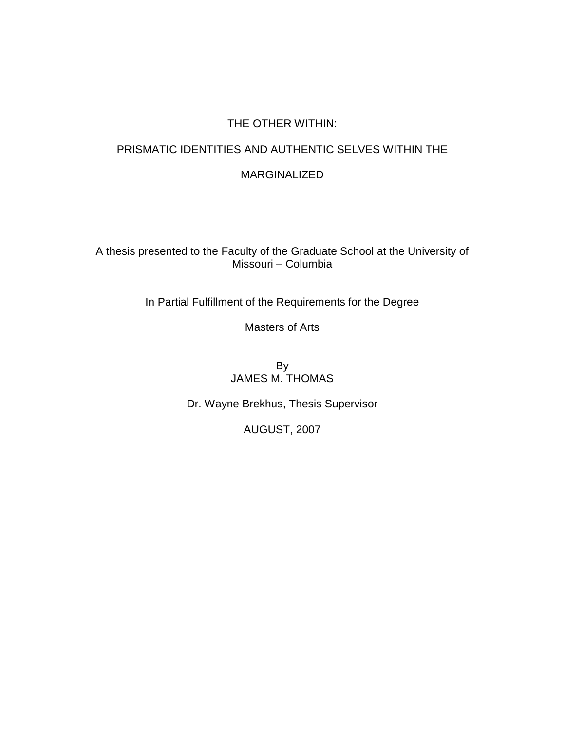# THE OTHER WITHIN:

# PRISMATIC IDENTITIES AND AUTHENTIC SELVES WITHIN THE MARGINALIZED

A thesis presented to the Faculty of the Graduate School at the University of Missouri – Columbia

In Partial Fulfillment of the Requirements for the Degree

Masters of Arts

By
JAMES M. THOMAS

Dr. Wayne Brekhus, Thesis Supervisor

AUGUST, 2007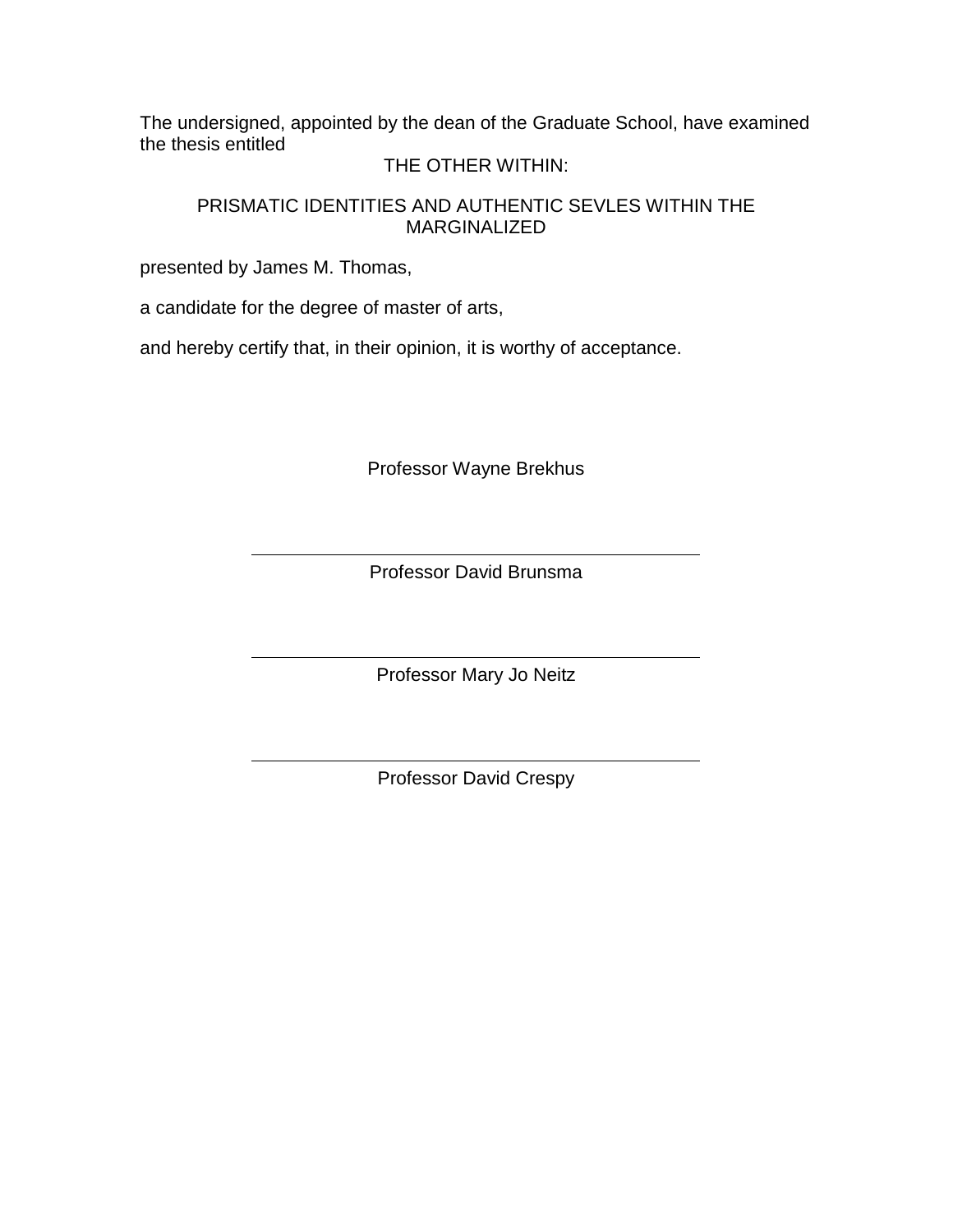The undersigned, appointed by the dean of the Graduate School, have examined the thesis entitled

THE OTHER WITHIN:

PRISMATIC IDENTITIES AND AUTHENTIC SEVLES WITHIN THE MARGINALIZED

presented by James M. Thomas,

a candidate for the degree of master of arts,

and hereby certify that, in their opinion, it is worthy of acceptance.

Professor Wayne Brekhus

Professor David Brunsma

Professor Mary Jo Neitz

Professor David Crespy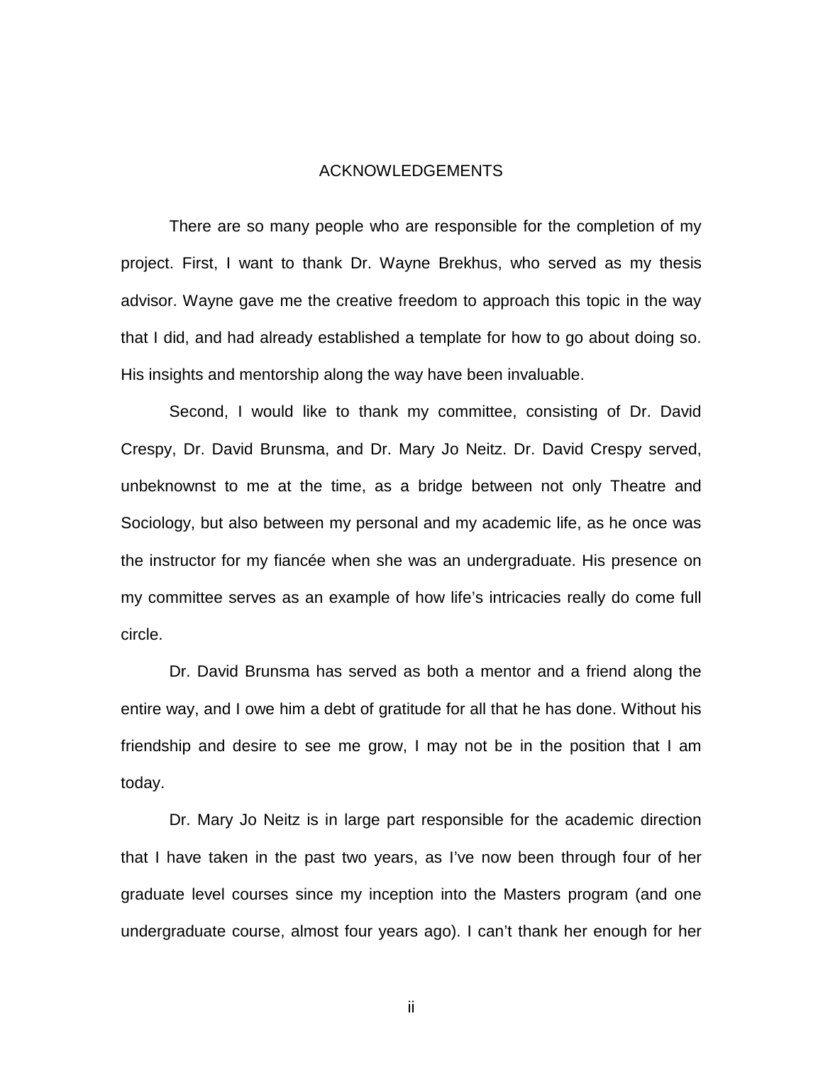# ACKNOWLEDGEMENTS

There are so many people who are responsible for the completion of my project. First, I want to thank Dr. Wayne Brekhus, who served as my thesis advisor. Wayne gave me the creative freedom to approach this topic in the way that I did, and had already established a template for how to go about doing so. His insights and mentorship along the way have been invaluable.

Second, I would like to thank my committee, consisting of Dr. David Crespy, Dr. David Brunsma, and Dr. Mary Jo Neitz. Dr. David Crespy served, unbeknownst to me at the time, as a bridge between not only Theatre and Sociology, but also between my personal and my academic life, as he once was the instructor for my fiancée when she was an undergraduate. His presence on my committee serves as an example of how life's intricacies really do come full circle.

Dr. David Brunsma has served as both a mentor and a friend along the entire way, and I owe him a debt of gratitude for all that he has done. Without his friendship and desire to see me grow, I may not be in the position that I am today.

Dr. Mary Jo Neitz is in large part responsible for the academic direction that I have taken in the past two years, as I've now been through four of her graduate level courses since my inception into the Masters program (and one undergraduate course, almost four years ago). I can't thank her enough for her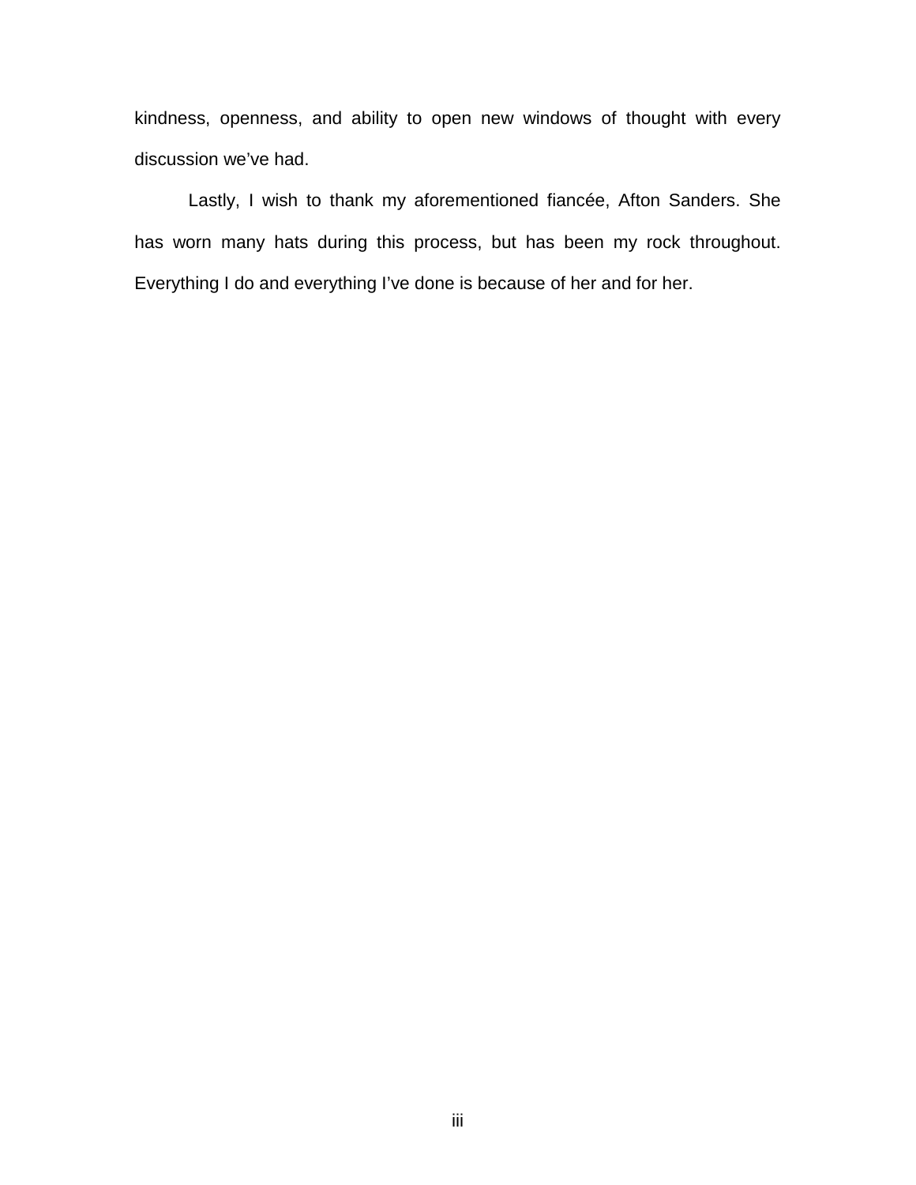kindness, openness, and ability to open new windows of thought with every discussion we’ve had.

Lastly, I wish to thank my aforementioned fiancée, Afton Sanders. She has worn many hats during this process, but has been my rock throughout. Everything I do and everything I’ve done is because of her and for her.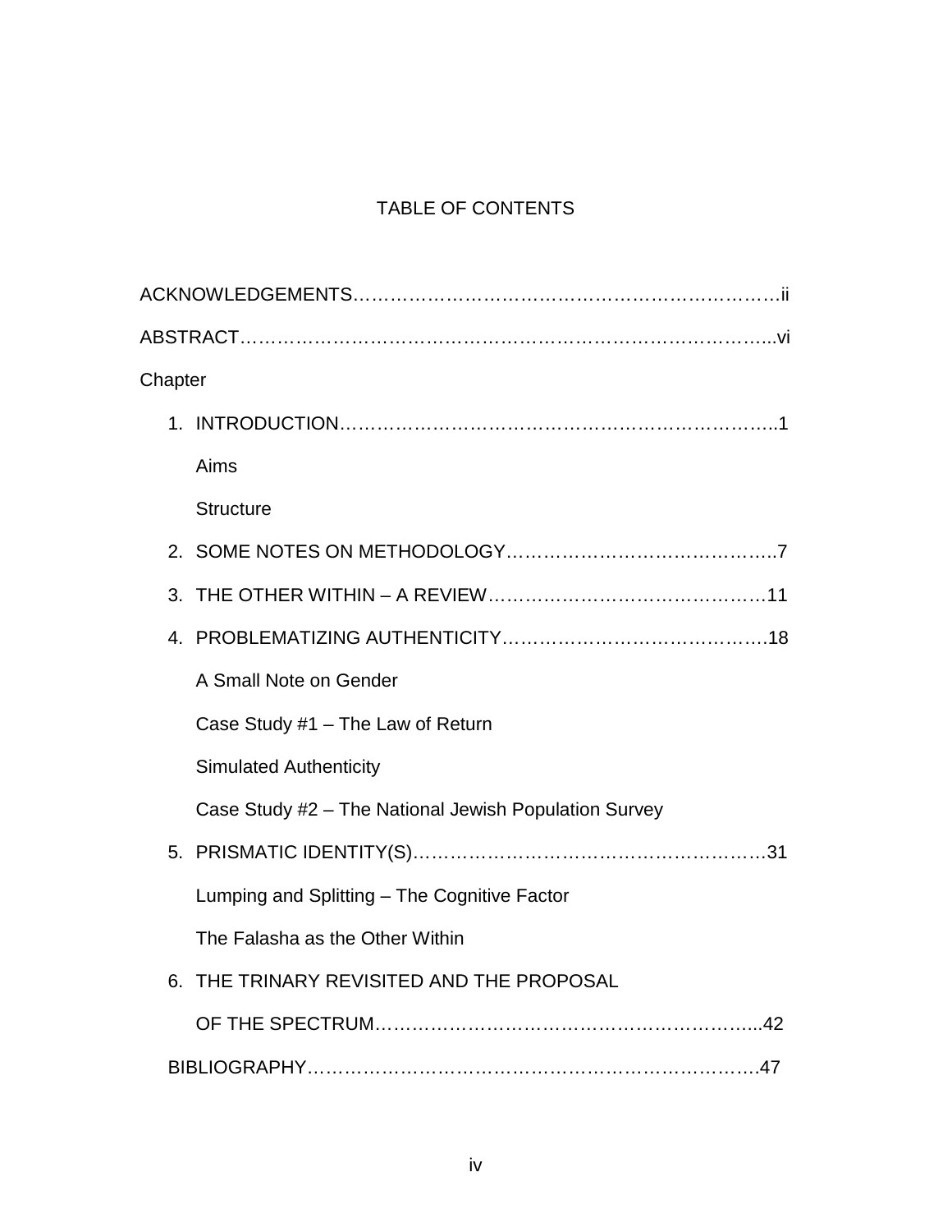# TABLE OF CONTENTS

ACKNOWLEDGEMENTS……………………………………………………………ii

ABSTRACT……………………………………………………………………………..vi

Chapter

1. INTRODUCTION………………………………………………………………..1

   Aims

   Structure

2. SOME NOTES ON METHODOLOGY……………………………………..7

3. THE OTHER WITHIN – A REVIEW……………………………………….11

4. PROBLEMATIZING AUTHENTICITY…………………………………….18

   A Small Note on Gender

   Case Study #1 – The Law of Return

   Simulated Authenticity

   Case Study #2 – The National Jewish Population Survey

5. PRISMATIC IDENTITY(S)…………………………………………………31

   Lumping and Splitting – The Cognitive Factor

   The Falasha as the Other Within

6. THE TRINARY REVISITED AND THE PROPOSAL

   OF THE SPECTRUM……………………………………………………...42

BIBLIOGRAPHY……………………………………………………………….47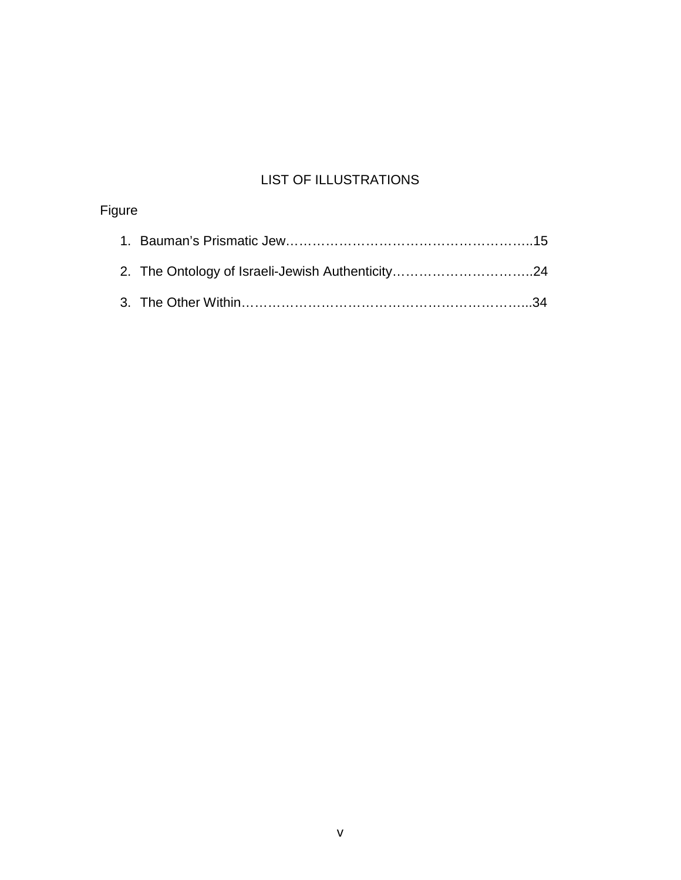# LIST OF ILLUSTRATIONS

Figure

1. Bauman's Prismatic Jew……………………………………………………..15
2. The Ontology of Israeli-Jewish Authenticity…………………………..24
3. The Other Within…………………………………………………………...34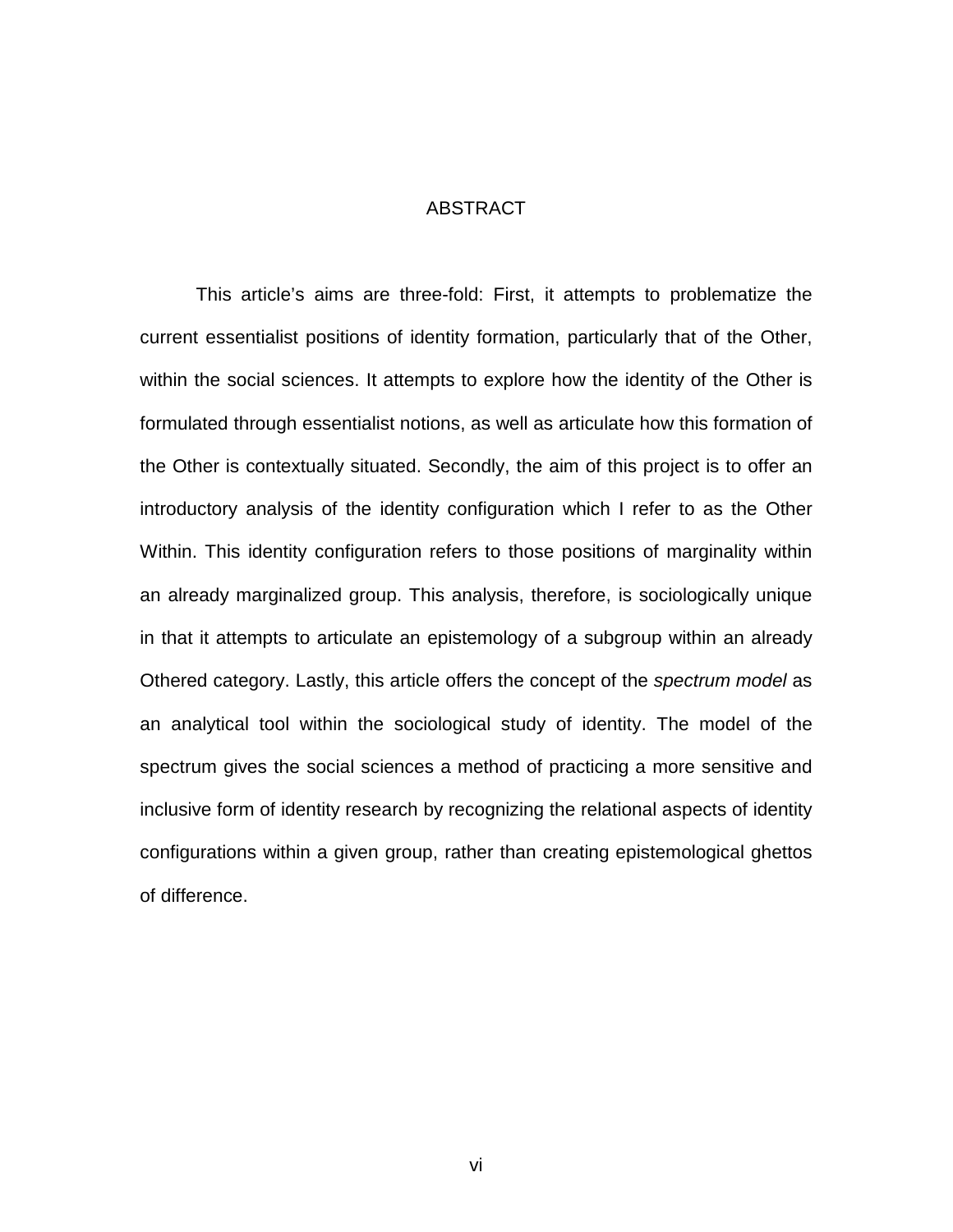# ABSTRACT

This article's aims are three-fold: First, it attempts to problematize the current essentialist positions of identity formation, particularly that of the Other, within the social sciences. It attempts to explore how the identity of the Other is formulated through essentialist notions, as well as articulate how this formation of the Other is contextually situated. Secondly, the aim of this project is to offer an introductory analysis of the identity configuration which I refer to as the Other Within. This identity configuration refers to those positions of marginality within an already marginalized group. This analysis, therefore, is sociologically unique in that it attempts to articulate an epistemology of a subgroup within an already Othered category. Lastly, this article offers the concept of the *spectrum model* as an analytical tool within the sociological study of identity. The model of the spectrum gives the social sciences a method of practicing a more sensitive and inclusive form of identity research by recognizing the relational aspects of identity configurations within a given group, rather than creating epistemological ghettos of difference.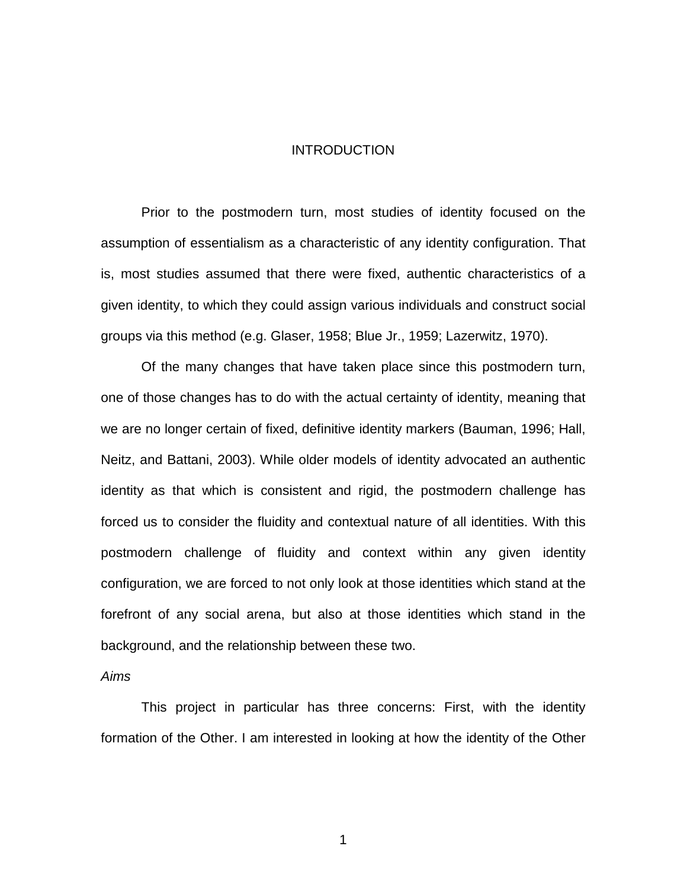# INTRODUCTION

Prior to the postmodern turn, most studies of identity focused on the assumption of essentialism as a characteristic of any identity configuration. That is, most studies assumed that there were fixed, authentic characteristics of a given identity, to which they could assign various individuals and construct social groups via this method (e.g. Glaser, 1958; Blue Jr., 1959; Lazerwitz, 1970).

Of the many changes that have taken place since this postmodern turn, one of those changes has to do with the actual certainty of identity, meaning that we are no longer certain of fixed, definitive identity markers (Bauman, 1996; Hall, Neitz, and Battani, 2003). While older models of identity advocated an authentic identity as that which is consistent and rigid, the postmodern challenge has forced us to consider the fluidity and contextual nature of all identities. With this postmodern challenge of fluidity and context within any given identity configuration, we are forced to not only look at those identities which stand at the forefront of any social arena, but also at those identities which stand in the background, and the relationship between these two.

*Aims*

This project in particular has three concerns: First, with the identity formation of the Other. I am interested in looking at how the identity of the Other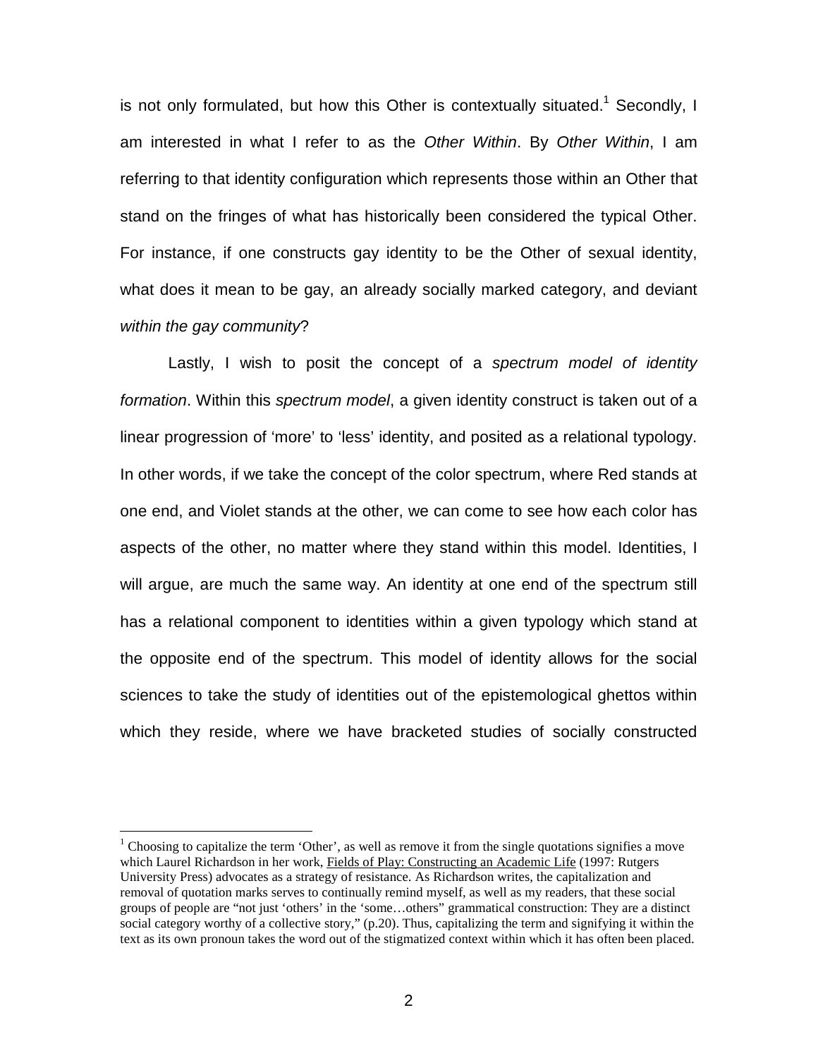is not only formulated, but how this Other is contextually situated.[1] Secondly, I am interested in what I refer to as the *Other Within*. By *Other Within*, I am referring to that identity configuration which represents those within an Other that stand on the fringes of what has historically been considered the typical Other. For instance, if one constructs gay identity to be the Other of sexual identity, what does it mean to be gay, an already socially marked category, and deviant *within the gay community*?

Lastly, I wish to posit the concept of a *spectrum model of identity formation*. Within this *spectrum model*, a given identity construct is taken out of a linear progression of 'more' to 'less' identity, and posited as a relational typology. In other words, if we take the concept of the color spectrum, where Red stands at one end, and Violet stands at the other, we can come to see how each color has aspects of the other, no matter where they stand within this model. Identities, I will argue, are much the same way. An identity at one end of the spectrum still has a relational component to identities within a given typology which stand at the opposite end of the spectrum. This model of identity allows for the social sciences to take the study of identities out of the epistemological ghettos within which they reside, where we have bracketed studies of socially constructed

---

[1] Choosing to capitalize the term 'Other', as well as remove it from the single quotations signifies a move which Laurel Richardson in her work, Fields of Play: Constructing an Academic Life (1997: Rutgers University Press) advocates as a strategy of resistance. As Richardson writes, the capitalization and removal of quotation marks serves to continually remind myself, as well as my readers, that these social groups of people are "not just 'others' in the 'some…others" grammatical construction: They are a distinct social category worthy of a collective story," (p.20). Thus, capitalizing the term and signifying it within the text as its own pronoun takes the word out of the stigmatized context within which it has often been placed.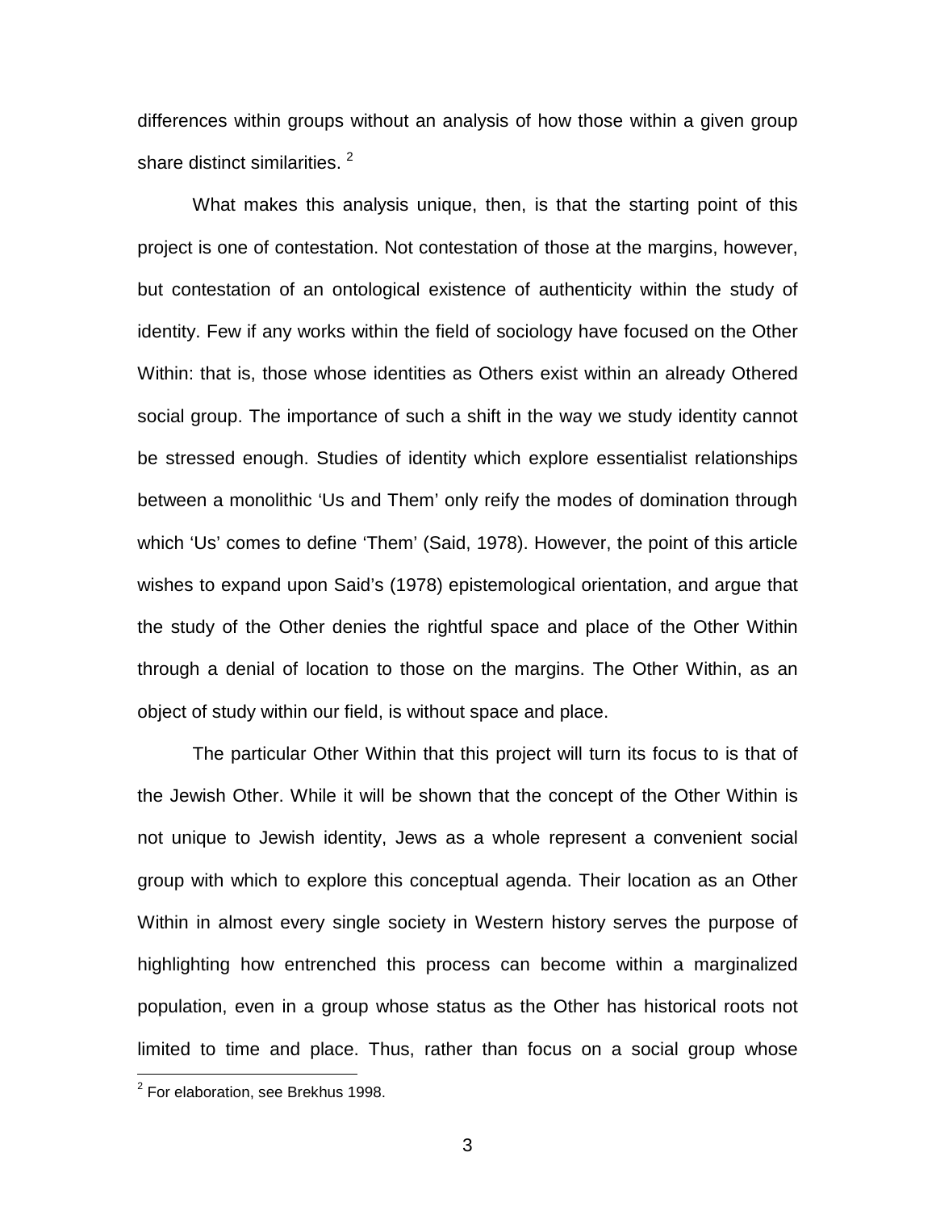differences within groups without an analysis of how those within a given group share distinct similarities. [2]

What makes this analysis unique, then, is that the starting point of this project is one of contestation. Not contestation of those at the margins, however, but contestation of an ontological existence of authenticity within the study of identity. Few if any works within the field of sociology have focused on the Other Within: that is, those whose identities as Others exist within an already Othered social group. The importance of such a shift in the way we study identity cannot be stressed enough. Studies of identity which explore essentialist relationships between a monolithic 'Us and Them' only reify the modes of domination through which 'Us' comes to define 'Them' (Said, 1978). However, the point of this article wishes to expand upon Said's (1978) epistemological orientation, and argue that the study of the Other denies the rightful space and place of the Other Within through a denial of location to those on the margins. The Other Within, as an object of study within our field, is without space and place.

The particular Other Within that this project will turn its focus to is that of the Jewish Other. While it will be shown that the concept of the Other Within is not unique to Jewish identity, Jews as a whole represent a convenient social group with which to explore this conceptual agenda. Their location as an Other Within in almost every single society in Western history serves the purpose of highlighting how entrenched this process can become within a marginalized population, even in a group whose status as the Other has historical roots not limited to time and place. Thus, rather than focus on a social group whose

[2] For elaboration, see Brekhus 1998.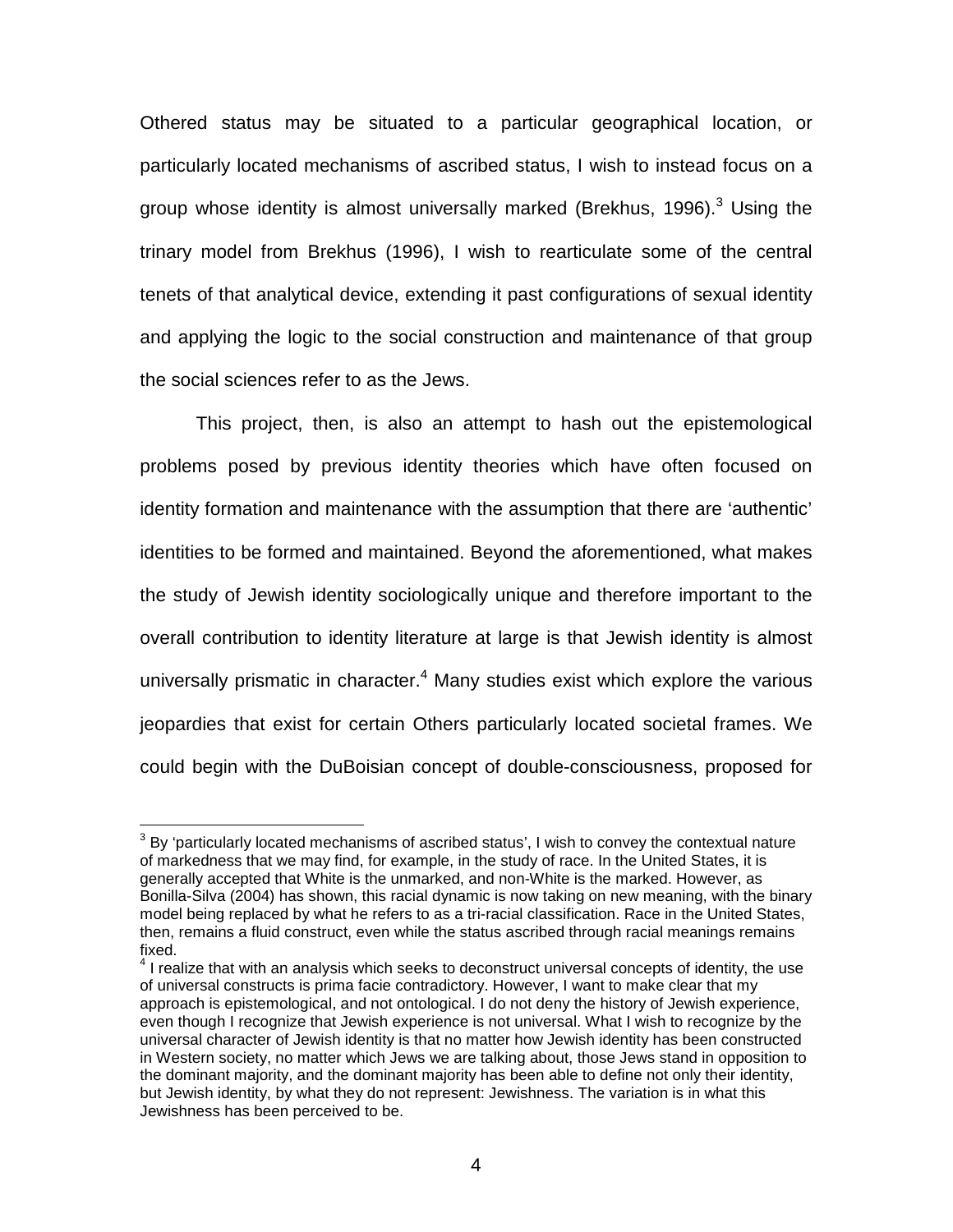Othered status may be situated to a particular geographical location, or particularly located mechanisms of ascribed status, I wish to instead focus on a group whose identity is almost universally marked (Brekhus, 1996).[3] Using the trinary model from Brekhus (1996), I wish to rearticulate some of the central tenets of that analytical device, extending it past configurations of sexual identity and applying the logic to the social construction and maintenance of that group the social sciences refer to as the Jews.

This project, then, is also an attempt to hash out the epistemological problems posed by previous identity theories which have often focused on identity formation and maintenance with the assumption that there are 'authentic' identities to be formed and maintained. Beyond the aforementioned, what makes the study of Jewish identity sociologically unique and therefore important to the overall contribution to identity literature at large is that Jewish identity is almost universally prismatic in character.[4] Many studies exist which explore the various jeopardies that exist for certain Others particularly located societal frames. We could begin with the DuBoisian concept of double-consciousness, proposed for

---

[3] By 'particularly located mechanisms of ascribed status', I wish to convey the contextual nature of markedness that we may find, for example, in the study of race. In the United States, it is generally accepted that White is the unmarked, and non-White is the marked. However, as Bonilla-Silva (2004) has shown, this racial dynamic is now taking on new meaning, with the binary model being replaced by what he refers to as a tri-racial classification. Race in the United States, then, remains a fluid construct, even while the status ascribed through racial meanings remains fixed.

[4] I realize that with an analysis which seeks to deconstruct universal concepts of identity, the use of universal constructs is prima facie contradictory. However, I want to make clear that my approach is epistemological, and not ontological. I do not deny the history of Jewish experience, even though I recognize that Jewish experience is not universal. What I wish to recognize by the universal character of Jewish identity is that no matter how Jewish identity has been constructed in Western society, no matter which Jews we are talking about, those Jews stand in opposition to the dominant majority, and the dominant majority has been able to define not only their identity, but Jewish identity, by what they do not represent: Jewishness. The variation is in what this Jewishness has been perceived to be.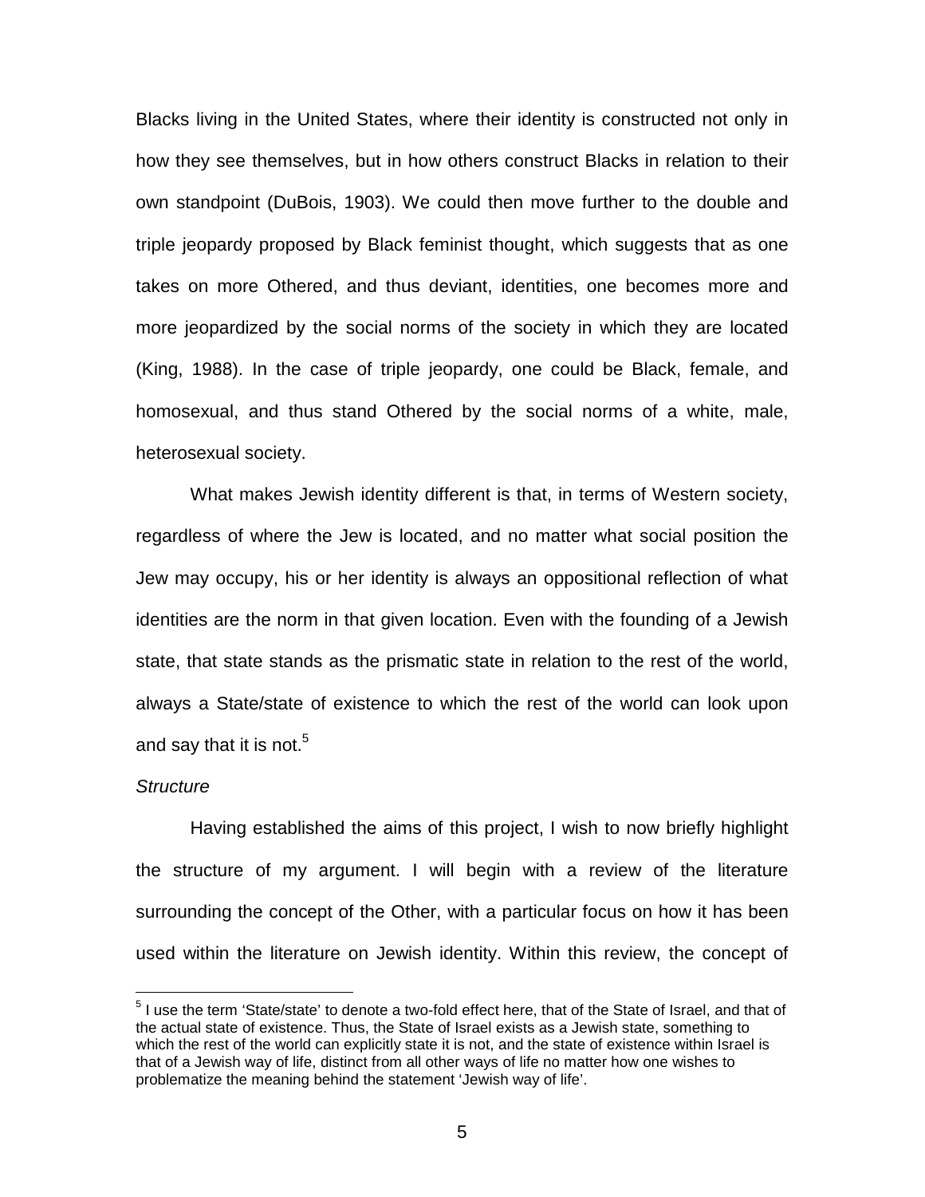Blacks living in the United States, where their identity is constructed not only in how they see themselves, but in how others construct Blacks in relation to their own standpoint (DuBois, 1903). We could then move further to the double and triple jeopardy proposed by Black feminist thought, which suggests that as one takes on more Othered, and thus deviant, identities, one becomes more and more jeopardized by the social norms of the society in which they are located (King, 1988). In the case of triple jeopardy, one could be Black, female, and homosexual, and thus stand Othered by the social norms of a white, male, heterosexual society.

What makes Jewish identity different is that, in terms of Western society, regardless of where the Jew is located, and no matter what social position the Jew may occupy, his or her identity is always an oppositional reflection of what identities are the norm in that given location. Even with the founding of a Jewish state, that state stands as the prismatic state in relation to the rest of the world, always a State/state of existence to which the rest of the world can look upon and say that it is not.[5]

*Structure*

Having established the aims of this project, I wish to now briefly highlight the structure of my argument. I will begin with a review of the literature surrounding the concept of the Other, with a particular focus on how it has been used within the literature on Jewish identity. Within this review, the concept of

---

[5] I use the term 'State/state' to denote a two-fold effect here, that of the State of Israel, and that of the actual state of existence. Thus, the State of Israel exists as a Jewish state, something to which the rest of the world can explicitly state it is not, and the state of existence within Israel is that of a Jewish way of life, distinct from all other ways of life no matter how one wishes to problematize the meaning behind the statement 'Jewish way of life'.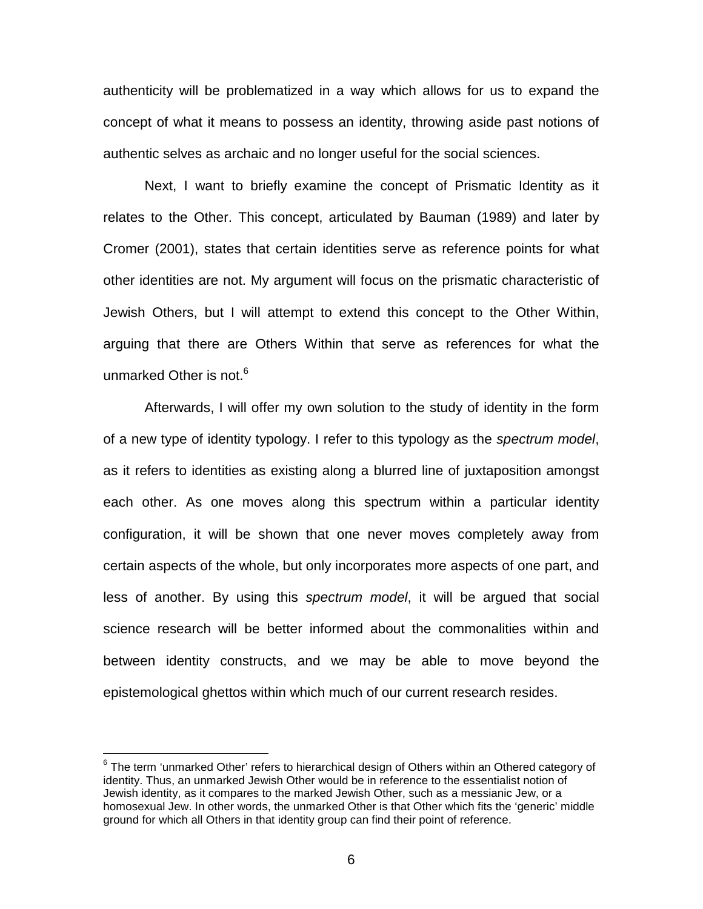authenticity will be problematized in a way which allows for us to expand the concept of what it means to possess an identity, throwing aside past notions of authentic selves as archaic and no longer useful for the social sciences.

Next, I want to briefly examine the concept of Prismatic Identity as it relates to the Other. This concept, articulated by Bauman (1989) and later by Cromer (2001), states that certain identities serve as reference points for what other identities are not. My argument will focus on the prismatic characteristic of Jewish Others, but I will attempt to extend this concept to the Other Within, arguing that there are Others Within that serve as references for what the unmarked Other is not.[6]

Afterwards, I will offer my own solution to the study of identity in the form of a new type of identity typology. I refer to this typology as the *spectrum model*, as it refers to identities as existing along a blurred line of juxtaposition amongst each other. As one moves along this spectrum within a particular identity configuration, it will be shown that one never moves completely away from certain aspects of the whole, but only incorporates more aspects of one part, and less of another. By using this *spectrum model*, it will be argued that social science research will be better informed about the commonalities within and between identity constructs, and we may be able to move beyond the epistemological ghettos within which much of our current research resides.

[6] The term 'unmarked Other' refers to hierarchical design of Others within an Othered category of identity. Thus, an unmarked Jewish Other would be in reference to the essentialist notion of Jewish identity, as it compares to the marked Jewish Other, such as a messianic Jew, or a homosexual Jew. In other words, the unmarked Other is that Other which fits the 'generic' middle ground for which all Others in that identity group can find their point of reference.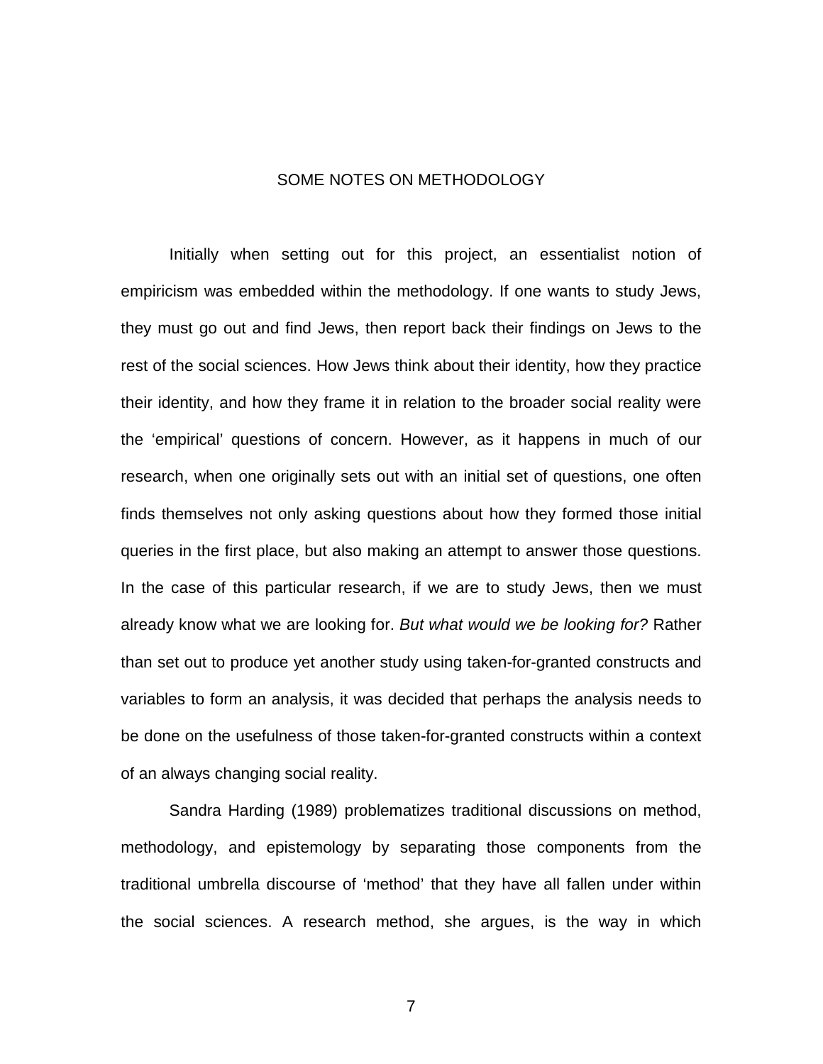## SOME NOTES ON METHODOLOGY

Initially when setting out for this project, an essentialist notion of empiricism was embedded within the methodology. If one wants to study Jews, they must go out and find Jews, then report back their findings on Jews to the rest of the social sciences. How Jews think about their identity, how they practice their identity, and how they frame it in relation to the broader social reality were the 'empirical' questions of concern. However, as it happens in much of our research, when one originally sets out with an initial set of questions, one often finds themselves not only asking questions about how they formed those initial queries in the first place, but also making an attempt to answer those questions. In the case of this particular research, if we are to study Jews, then we must already know what we are looking for. *But what would we be looking for?* Rather than set out to produce yet another study using taken-for-granted constructs and variables to form an analysis, it was decided that perhaps the analysis needs to be done on the usefulness of those taken-for-granted constructs within a context of an always changing social reality.

Sandra Harding (1989) problematizes traditional discussions on method, methodology, and epistemology by separating those components from the traditional umbrella discourse of 'method' that they have all fallen under within the social sciences. A research method, she argues, is the way in which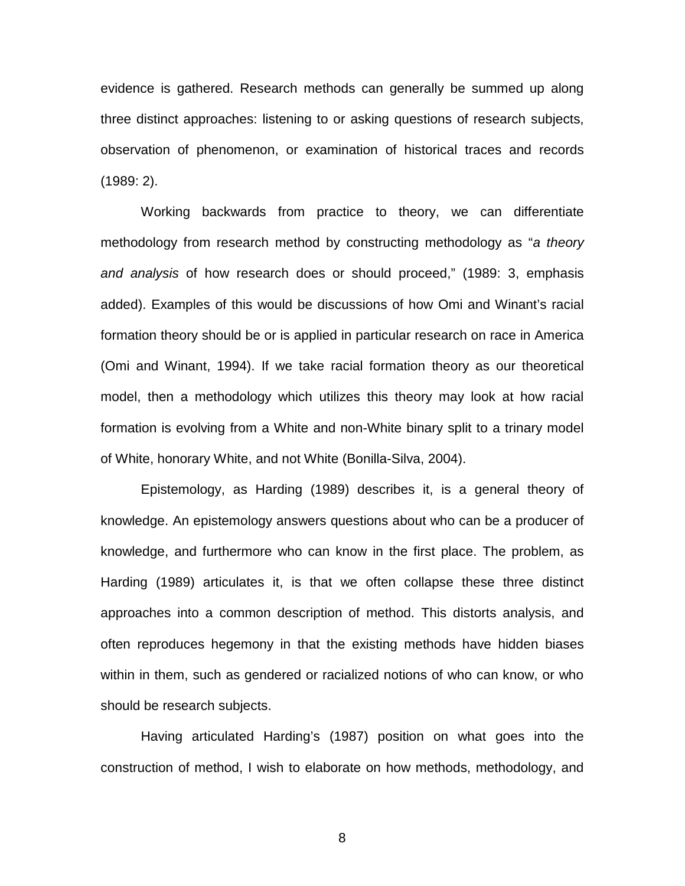evidence is gathered. Research methods can generally be summed up along three distinct approaches: listening to or asking questions of research subjects, observation of phenomenon, or examination of historical traces and records (1989: 2).

Working backwards from practice to theory, we can differentiate methodology from research method by constructing methodology as "*a theory and analysis* of how research does or should proceed," (1989: 3, emphasis added). Examples of this would be discussions of how Omi and Winant's racial formation theory should be or is applied in particular research on race in America (Omi and Winant, 1994). If we take racial formation theory as our theoretical model, then a methodology which utilizes this theory may look at how racial formation is evolving from a White and non-White binary split to a trinary model of White, honorary White, and not White (Bonilla-Silva, 2004).

Epistemology, as Harding (1989) describes it, is a general theory of knowledge. An epistemology answers questions about who can be a producer of knowledge, and furthermore who can know in the first place. The problem, as Harding (1989) articulates it, is that we often collapse these three distinct approaches into a common description of method. This distorts analysis, and often reproduces hegemony in that the existing methods have hidden biases within in them, such as gendered or racialized notions of who can know, or who should be research subjects.

Having articulated Harding's (1987) position on what goes into the construction of method, I wish to elaborate on how methods, methodology, and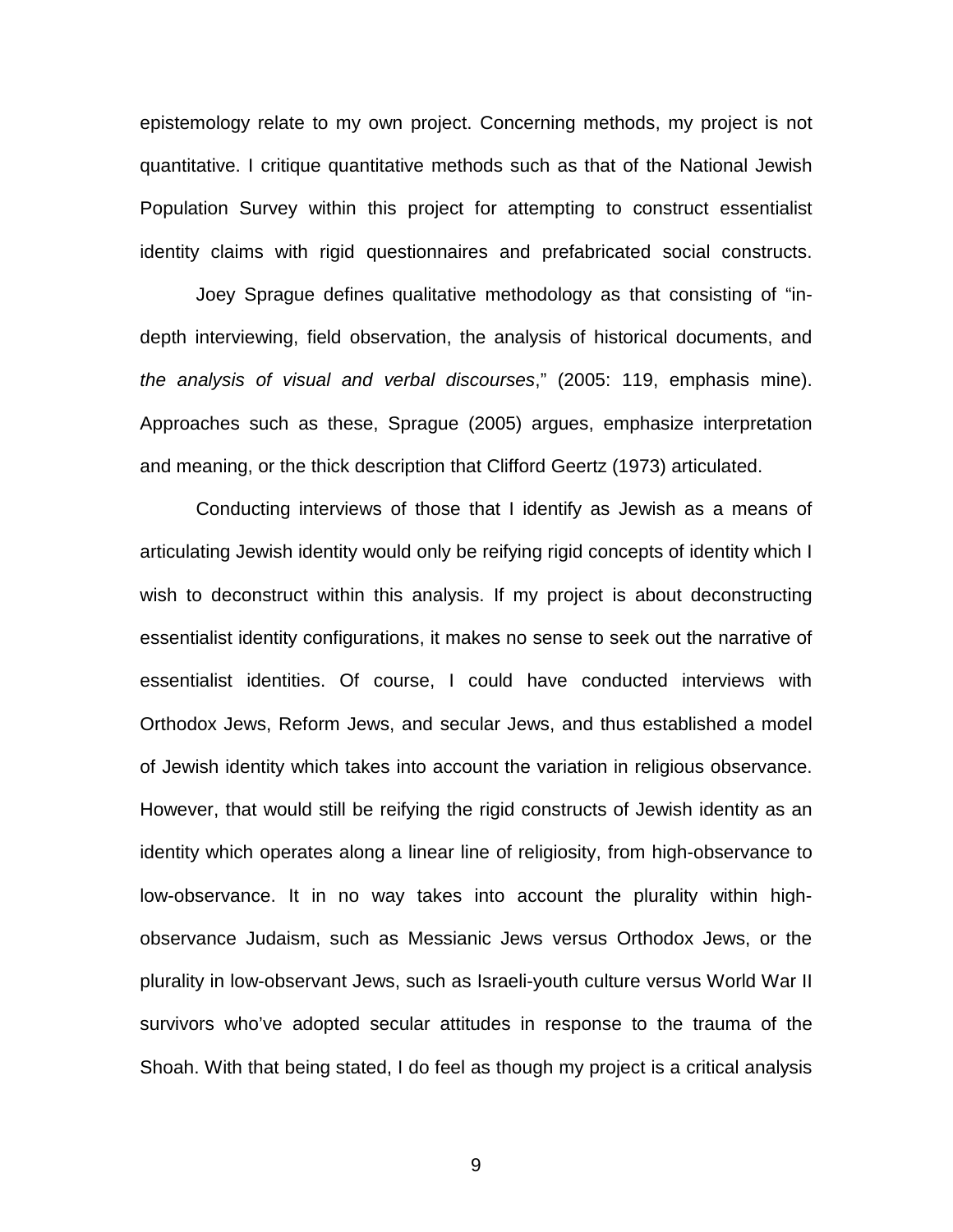epistemology relate to my own project. Concerning methods, my project is not quantitative. I critique quantitative methods such as that of the National Jewish Population Survey within this project for attempting to construct essentialist identity claims with rigid questionnaires and prefabricated social constructs.

Joey Sprague defines qualitative methodology as that consisting of "in-depth interviewing, field observation, the analysis of historical documents, and *the analysis of visual and verbal discourses*," (2005: 119, emphasis mine). Approaches such as these, Sprague (2005) argues, emphasize interpretation and meaning, or the thick description that Clifford Geertz (1973) articulated.

Conducting interviews of those that I identify as Jewish as a means of articulating Jewish identity would only be reifying rigid concepts of identity which I wish to deconstruct within this analysis. If my project is about deconstructing essentialist identity configurations, it makes no sense to seek out the narrative of essentialist identities. Of course, I could have conducted interviews with Orthodox Jews, Reform Jews, and secular Jews, and thus established a model of Jewish identity which takes into account the variation in religious observance. However, that would still be reifying the rigid constructs of Jewish identity as an identity which operates along a linear line of religiosity, from high-observance to low-observance. It in no way takes into account the plurality within high-observance Judaism, such as Messianic Jews versus Orthodox Jews, or the plurality in low-observant Jews, such as Israeli-youth culture versus World War II survivors who've adopted secular attitudes in response to the trauma of the Shoah. With that being stated, I do feel as though my project is a critical analysis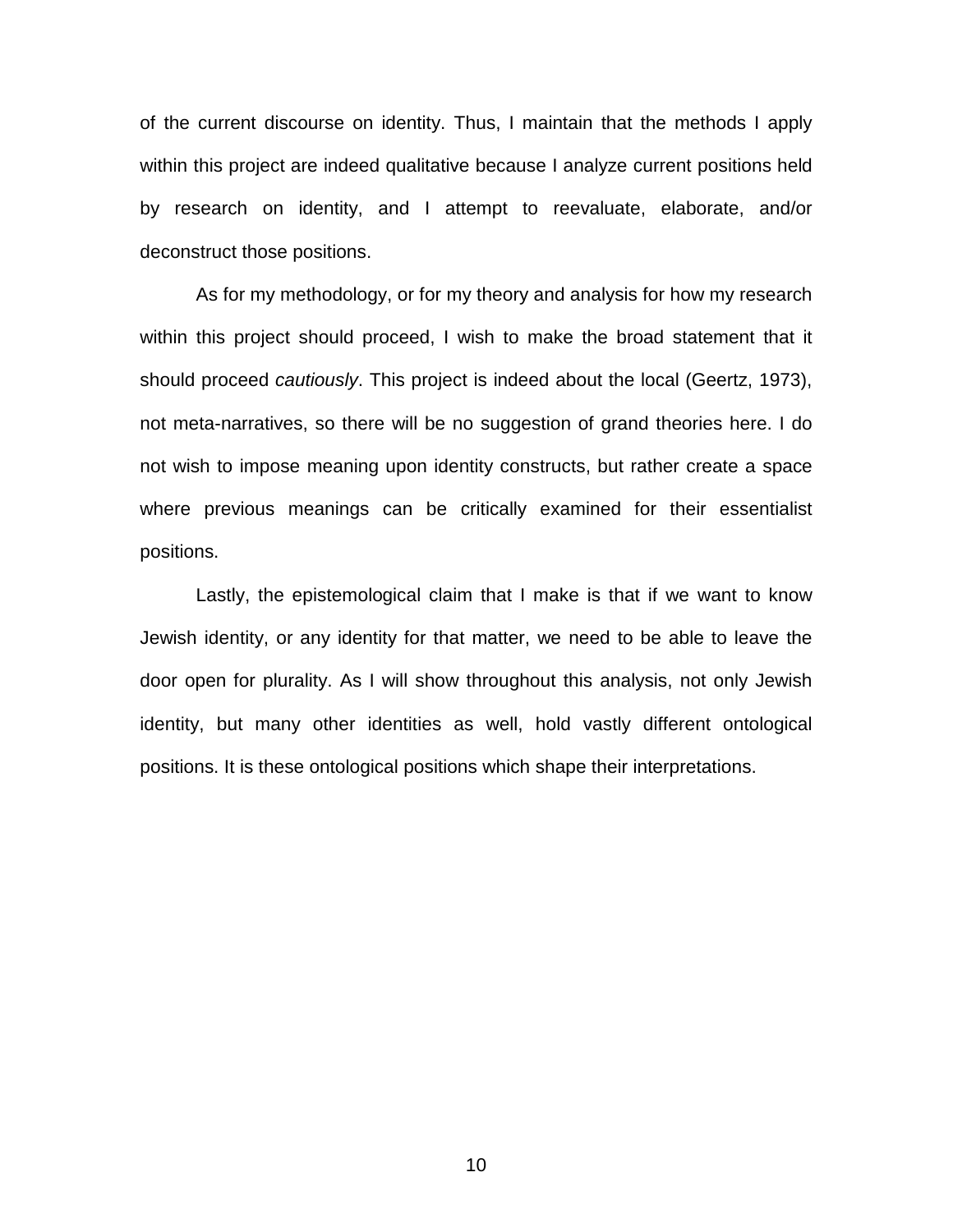of the current discourse on identity. Thus, I maintain that the methods I apply within this project are indeed qualitative because I analyze current positions held by research on identity, and I attempt to reevaluate, elaborate, and/or deconstruct those positions.

As for my methodology, or for my theory and analysis for how my research within this project should proceed, I wish to make the broad statement that it should proceed *cautiously*. This project is indeed about the local (Geertz, 1973), not meta-narratives, so there will be no suggestion of grand theories here. I do not wish to impose meaning upon identity constructs, but rather create a space where previous meanings can be critically examined for their essentialist positions.

Lastly, the epistemological claim that I make is that if we want to know Jewish identity, or any identity for that matter, we need to be able to leave the door open for plurality. As I will show throughout this analysis, not only Jewish identity, but many other identities as well, hold vastly different ontological positions. It is these ontological positions which shape their interpretations.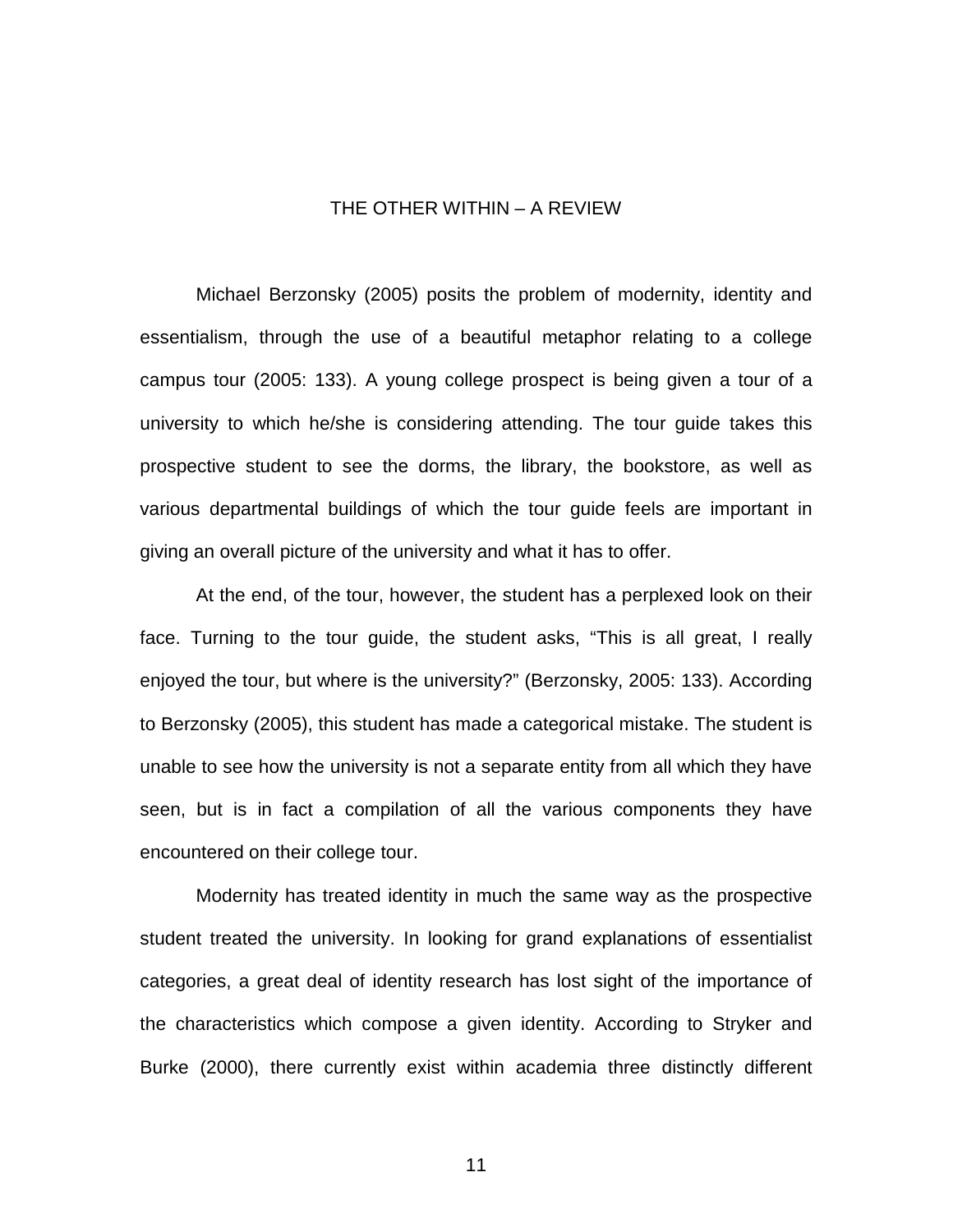# THE OTHER WITHIN – A REVIEW

Michael Berzonsky (2005) posits the problem of modernity, identity and essentialism, through the use of a beautiful metaphor relating to a college campus tour (2005: 133). A young college prospect is being given a tour of a university to which he/she is considering attending. The tour guide takes this prospective student to see the dorms, the library, the bookstore, as well as various departmental buildings of which the tour guide feels are important in giving an overall picture of the university and what it has to offer.

At the end, of the tour, however, the student has a perplexed look on their face. Turning to the tour guide, the student asks, "This is all great, I really enjoyed the tour, but where is the university?" (Berzonsky, 2005: 133). According to Berzonsky (2005), this student has made a categorical mistake. The student is unable to see how the university is not a separate entity from all which they have seen, but is in fact a compilation of all the various components they have encountered on their college tour.

Modernity has treated identity in much the same way as the prospective student treated the university. In looking for grand explanations of essentialist categories, a great deal of identity research has lost sight of the importance of the characteristics which compose a given identity. According to Stryker and Burke (2000), there currently exist within academia three distinctly different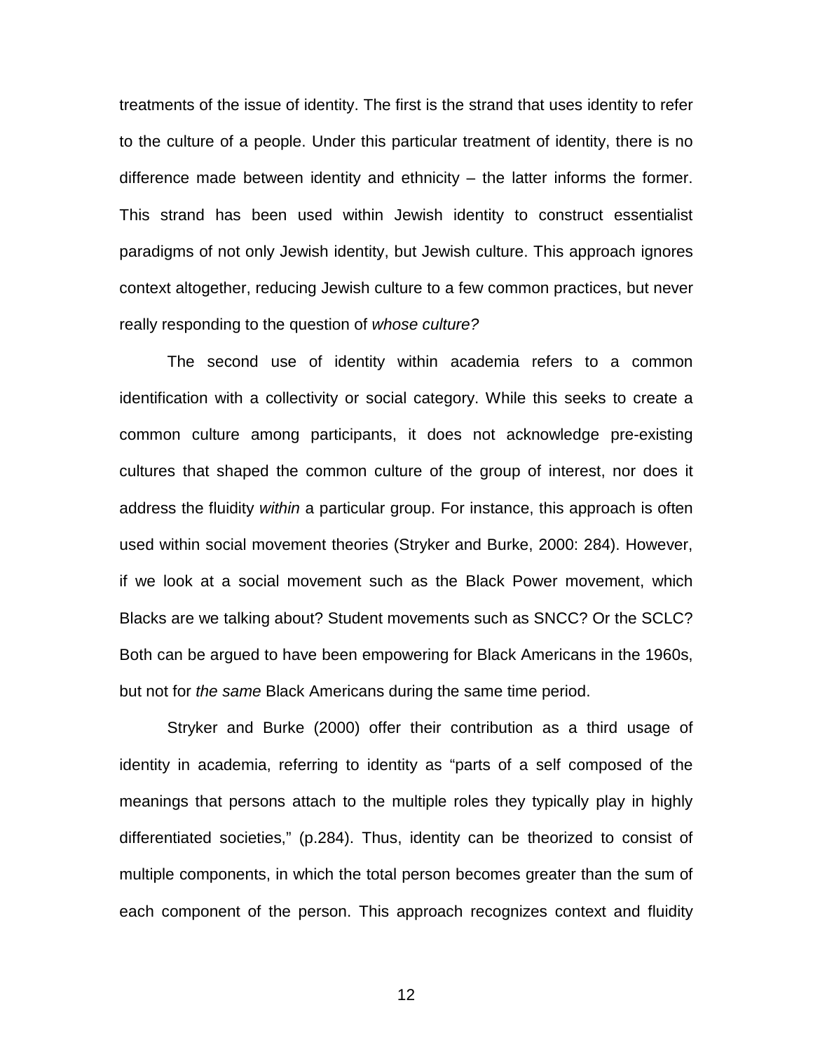treatments of the issue of identity. The first is the strand that uses identity to refer to the culture of a people. Under this particular treatment of identity, there is no difference made between identity and ethnicity – the latter informs the former. This strand has been used within Jewish identity to construct essentialist paradigms of not only Jewish identity, but Jewish culture. This approach ignores context altogether, reducing Jewish culture to a few common practices, but never really responding to the question of *whose culture?*

The second use of identity within academia refers to a common identification with a collectivity or social category. While this seeks to create a common culture among participants, it does not acknowledge pre-existing cultures that shaped the common culture of the group of interest, nor does it address the fluidity *within* a particular group. For instance, this approach is often used within social movement theories (Stryker and Burke, 2000: 284). However, if we look at a social movement such as the Black Power movement, which Blacks are we talking about? Student movements such as SNCC? Or the SCLC? Both can be argued to have been empowering for Black Americans in the 1960s, but not for *the same* Black Americans during the same time period.

Stryker and Burke (2000) offer their contribution as a third usage of identity in academia, referring to identity as "parts of a self composed of the meanings that persons attach to the multiple roles they typically play in highly differentiated societies," (p.284). Thus, identity can be theorized to consist of multiple components, in which the total person becomes greater than the sum of each component of the person. This approach recognizes context and fluidity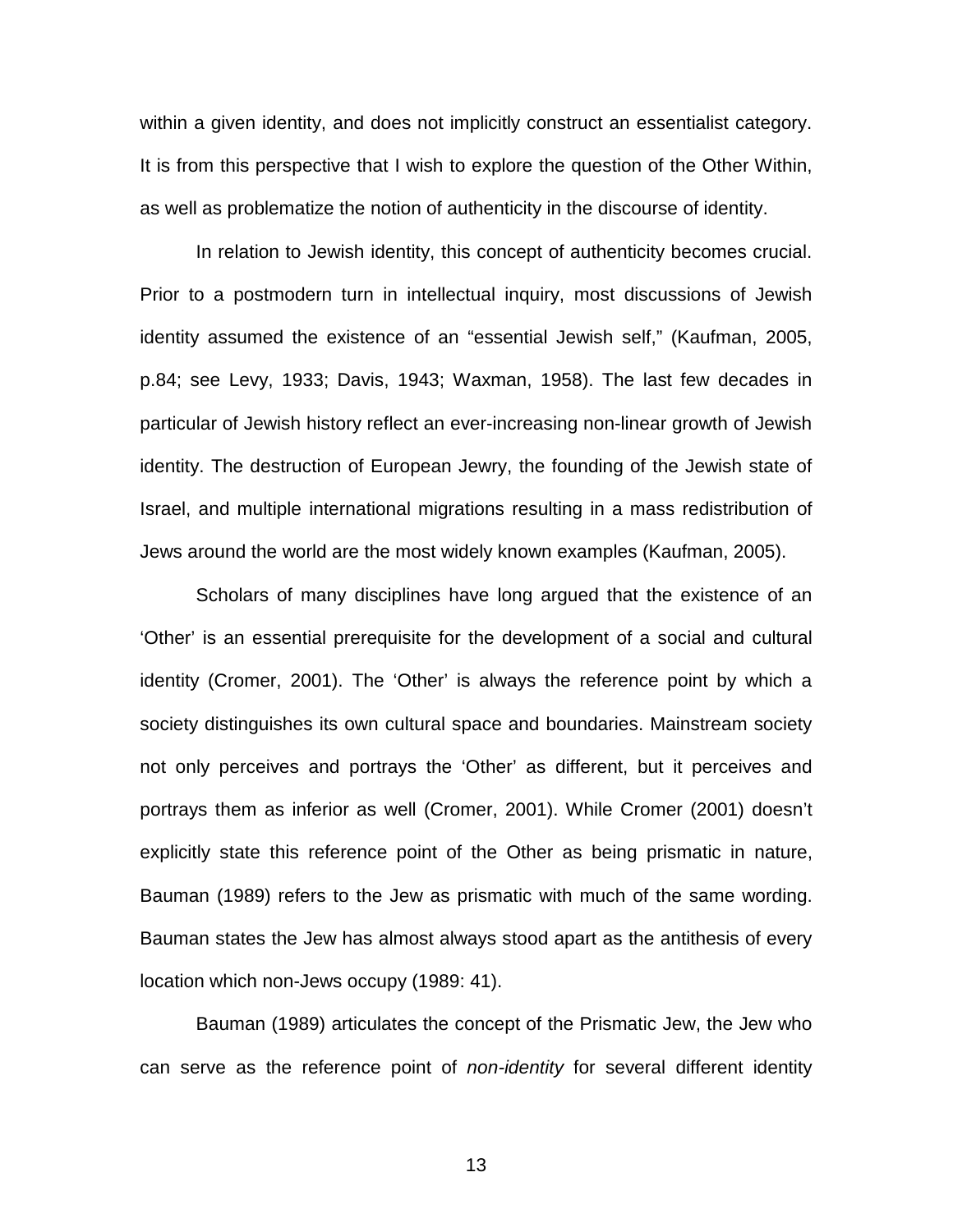within a given identity, and does not implicitly construct an essentialist category. It is from this perspective that I wish to explore the question of the Other Within, as well as problematize the notion of authenticity in the discourse of identity.

In relation to Jewish identity, this concept of authenticity becomes crucial. Prior to a postmodern turn in intellectual inquiry, most discussions of Jewish identity assumed the existence of an "essential Jewish self," (Kaufman, 2005, p.84; see Levy, 1933; Davis, 1943; Waxman, 1958). The last few decades in particular of Jewish history reflect an ever-increasing non-linear growth of Jewish identity. The destruction of European Jewry, the founding of the Jewish state of Israel, and multiple international migrations resulting in a mass redistribution of Jews around the world are the most widely known examples (Kaufman, 2005).

Scholars of many disciplines have long argued that the existence of an 'Other' is an essential prerequisite for the development of a social and cultural identity (Cromer, 2001). The 'Other' is always the reference point by which a society distinguishes its own cultural space and boundaries. Mainstream society not only perceives and portrays the 'Other' as different, but it perceives and portrays them as inferior as well (Cromer, 2001). While Cromer (2001) doesn't explicitly state this reference point of the Other as being prismatic in nature, Bauman (1989) refers to the Jew as prismatic with much of the same wording. Bauman states the Jew has almost always stood apart as the antithesis of every location which non-Jews occupy (1989: 41).

Bauman (1989) articulates the concept of the Prismatic Jew, the Jew who can serve as the reference point of *non-identity* for several different identity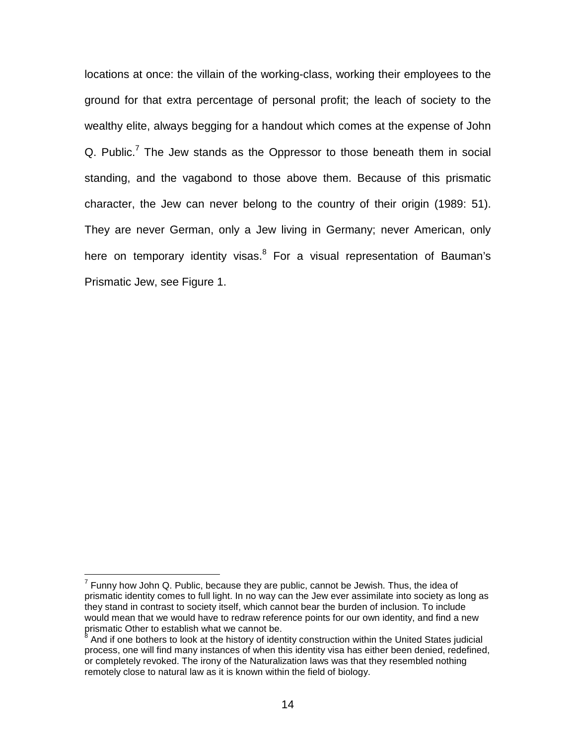locations at once: the villain of the working-class, working their employees to the ground for that extra percentage of personal profit; the leach of society to the wealthy elite, always begging for a handout which comes at the expense of John Q. Public.[7] The Jew stands as the Oppressor to those beneath them in social standing, and the vagabond to those above them. Because of this prismatic character, the Jew can never belong to the country of their origin (1989: 51). They are never German, only a Jew living in Germany; never American, only here on temporary identity visas.[8] For a visual representation of Bauman's Prismatic Jew, see Figure 1.

---

[7] Funny how John Q. Public, because they are public, cannot be Jewish. Thus, the idea of prismatic identity comes to full light. In no way can the Jew ever assimilate into society as long as they stand in contrast to society itself, which cannot bear the burden of inclusion. To include would mean that we would have to redraw reference points for our own identity, and find a new prismatic Other to establish what we cannot be.

[8] And if one bothers to look at the history of identity construction within the United States judicial process, one will find many instances of when this identity visa has either been denied, redefined, or completely revoked. The irony of the Naturalization laws was that they resembled nothing remotely close to natural law as it is known within the field of biology.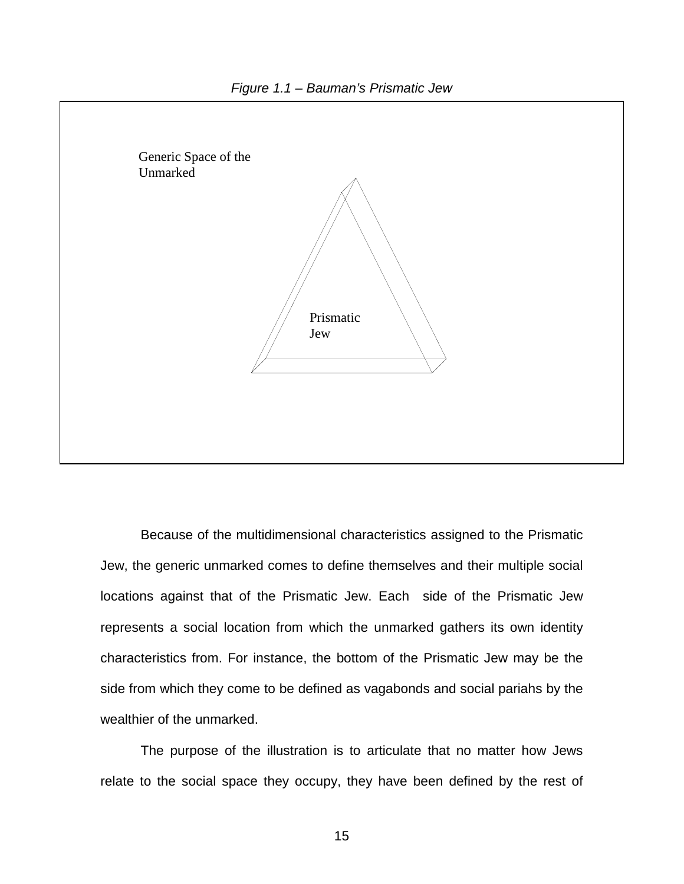*Figure 1.1 – Bauman's Prismatic Jew*

Generic Space of the Unmarked

Prismatic Jew

Because of the multidimensional characteristics assigned to the Prismatic Jew, the generic unmarked comes to define themselves and their multiple social locations against that of the Prismatic Jew. Each side of the Prismatic Jew represents a social location from which the unmarked gathers its own identity characteristics from. For instance, the bottom of the Prismatic Jew may be the side from which they come to be defined as vagabonds and social pariahs by the wealthier of the unmarked.

The purpose of the illustration is to articulate that no matter how Jews relate to the social space they occupy, they have been defined by the rest of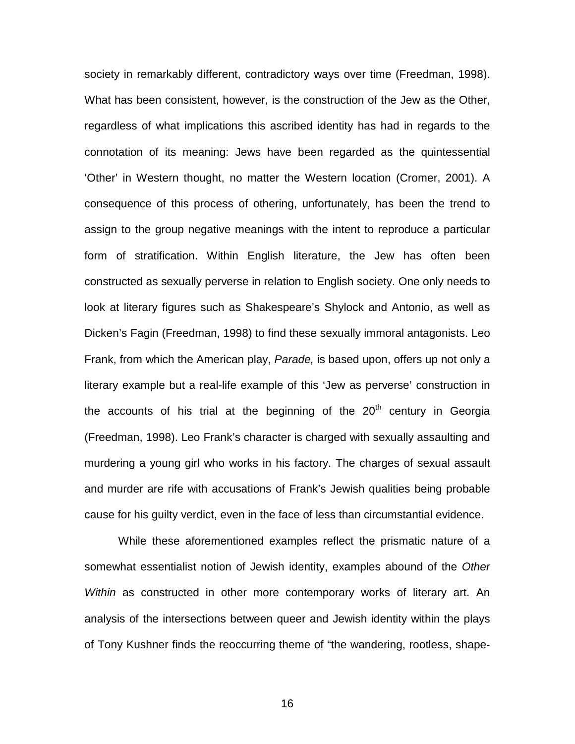society in remarkably different, contradictory ways over time (Freedman, 1998). What has been consistent, however, is the construction of the Jew as the Other, regardless of what implications this ascribed identity has had in regards to the connotation of its meaning: Jews have been regarded as the quintessential 'Other' in Western thought, no matter the Western location (Cromer, 2001). A consequence of this process of othering, unfortunately, has been the trend to assign to the group negative meanings with the intent to reproduce a particular form of stratification. Within English literature, the Jew has often been constructed as sexually perverse in relation to English society. One only needs to look at literary figures such as Shakespeare's Shylock and Antonio, as well as Dicken's Fagin (Freedman, 1998) to find these sexually immoral antagonists. Leo Frank, from which the American play, *Parade,* is based upon, offers up not only a literary example but a real-life example of this 'Jew as perverse' construction in the accounts of his trial at the beginning of the 20th century in Georgia (Freedman, 1998). Leo Frank's character is charged with sexually assaulting and murdering a young girl who works in his factory. The charges of sexual assault and murder are rife with accusations of Frank's Jewish qualities being probable cause for his guilty verdict, even in the face of less than circumstantial evidence.

While these aforementioned examples reflect the prismatic nature of a somewhat essentialist notion of Jewish identity, examples abound of the *Other Within* as constructed in other more contemporary works of literary art. An analysis of the intersections between queer and Jewish identity within the plays of Tony Kushner finds the reoccurring theme of "the wandering, rootless, shape-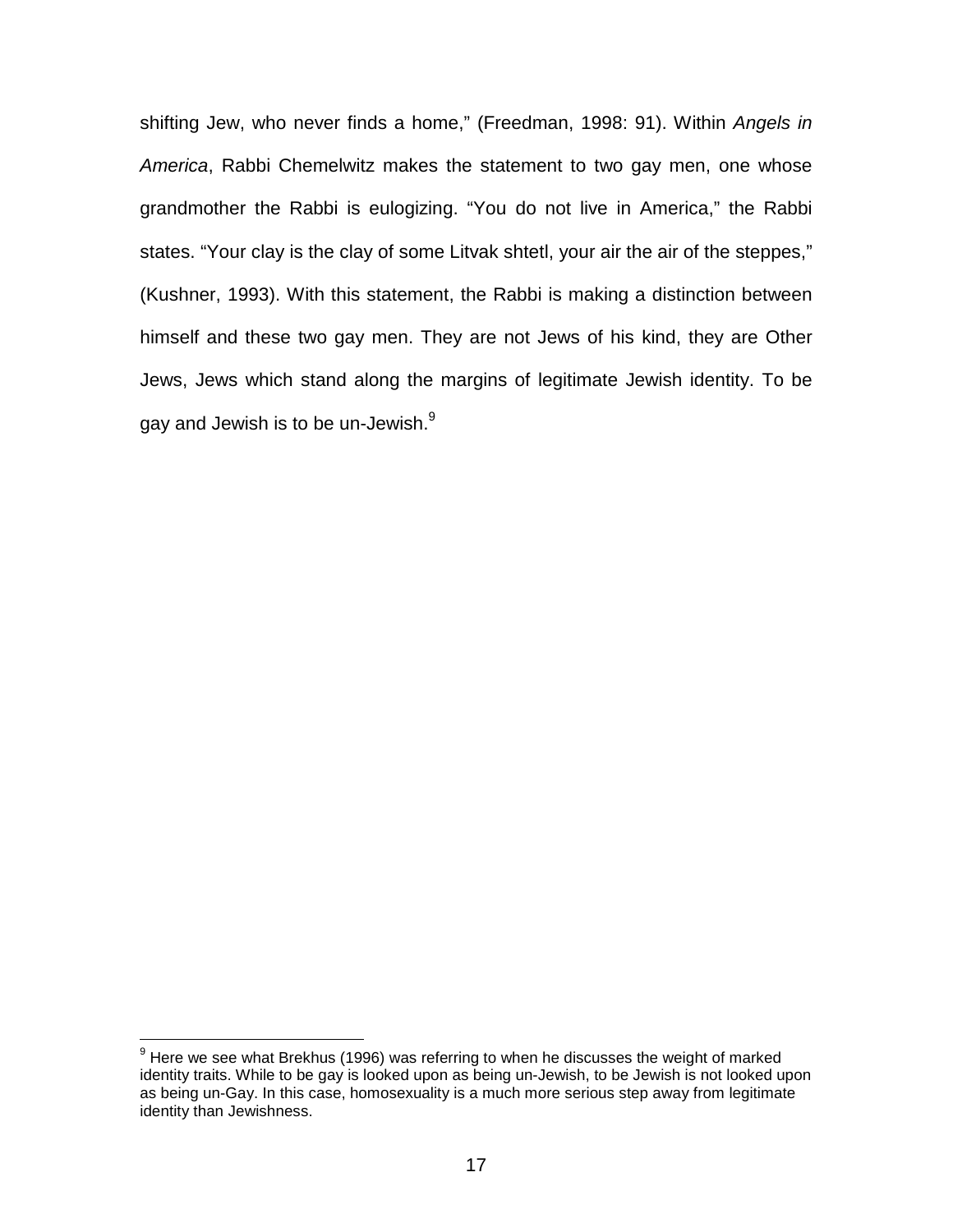shifting Jew, who never finds a home," (Freedman, 1998: 91). Within *Angels in America*, Rabbi Chemelwitz makes the statement to two gay men, one whose grandmother the Rabbi is eulogizing. "You do not live in America," the Rabbi states. "Your clay is the clay of some Litvak shtetl, your air the air of the steppes," (Kushner, 1993). With this statement, the Rabbi is making a distinction between himself and these two gay men. They are not Jews of his kind, they are Other Jews, Jews which stand along the margins of legitimate Jewish identity. To be gay and Jewish is to be un-Jewish.[9]

[9] Here we see what Brekhus (1996) was referring to when he discusses the weight of marked identity traits. While to be gay is looked upon as being un-Jewish, to be Jewish is not looked upon as being un-Gay. In this case, homosexuality is a much more serious step away from legitimate identity than Jewishness.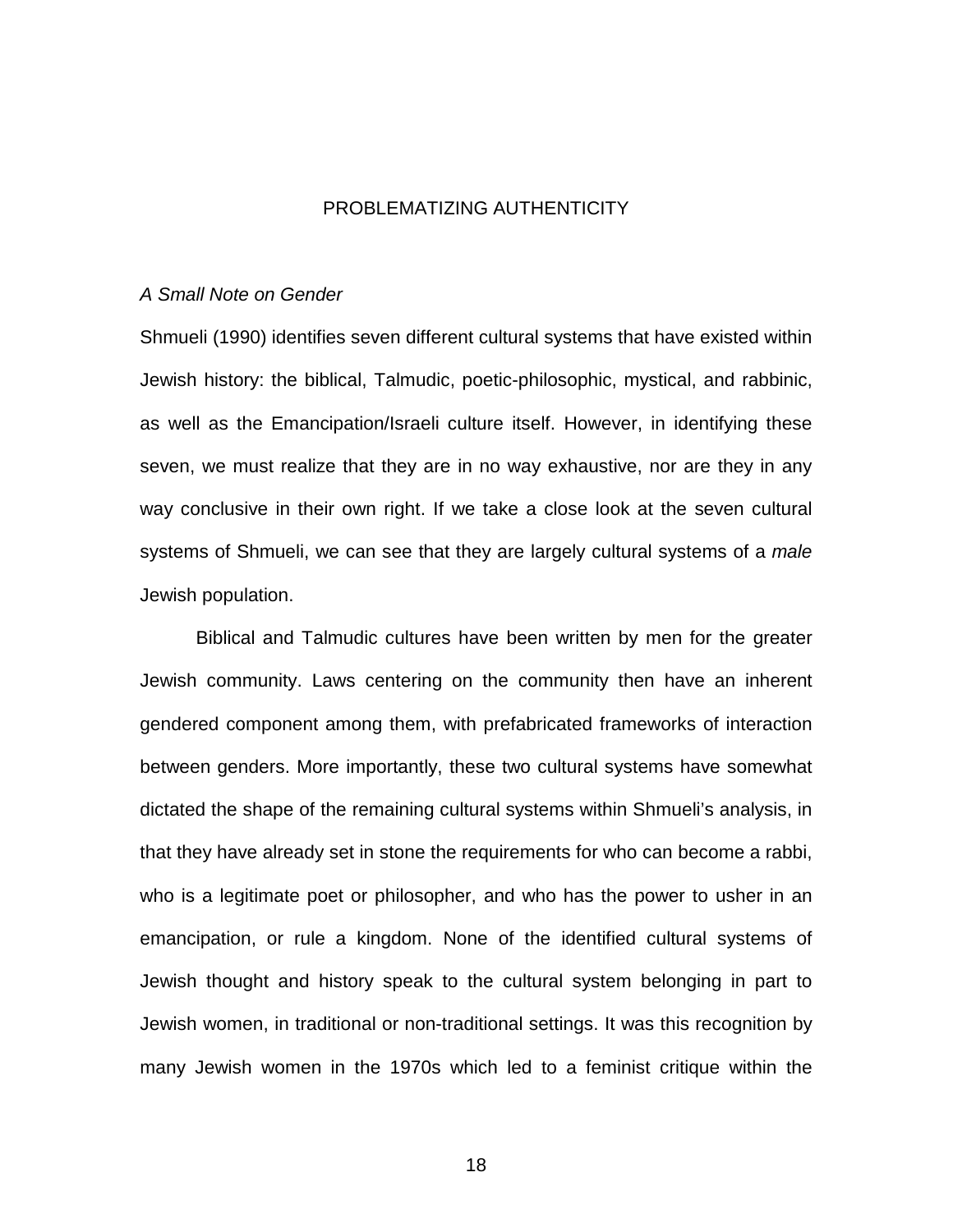## PROBLEMATIZING AUTHENTICITY

### *A Small Note on Gender*

Shmueli (1990) identifies seven different cultural systems that have existed within Jewish history: the biblical, Talmudic, poetic-philosophic, mystical, and rabbinic, as well as the Emancipation/Israeli culture itself. However, in identifying these seven, we must realize that they are in no way exhaustive, nor are they in any way conclusive in their own right. If we take a close look at the seven cultural systems of Shmueli, we can see that they are largely cultural systems of a *male* Jewish population.

Biblical and Talmudic cultures have been written by men for the greater Jewish community. Laws centering on the community then have an inherent gendered component among them, with prefabricated frameworks of interaction between genders. More importantly, these two cultural systems have somewhat dictated the shape of the remaining cultural systems within Shmueli's analysis, in that they have already set in stone the requirements for who can become a rabbi, who is a legitimate poet or philosopher, and who has the power to usher in an emancipation, or rule a kingdom. None of the identified cultural systems of Jewish thought and history speak to the cultural system belonging in part to Jewish women, in traditional or non-traditional settings. It was this recognition by many Jewish women in the 1970s which led to a feminist critique within the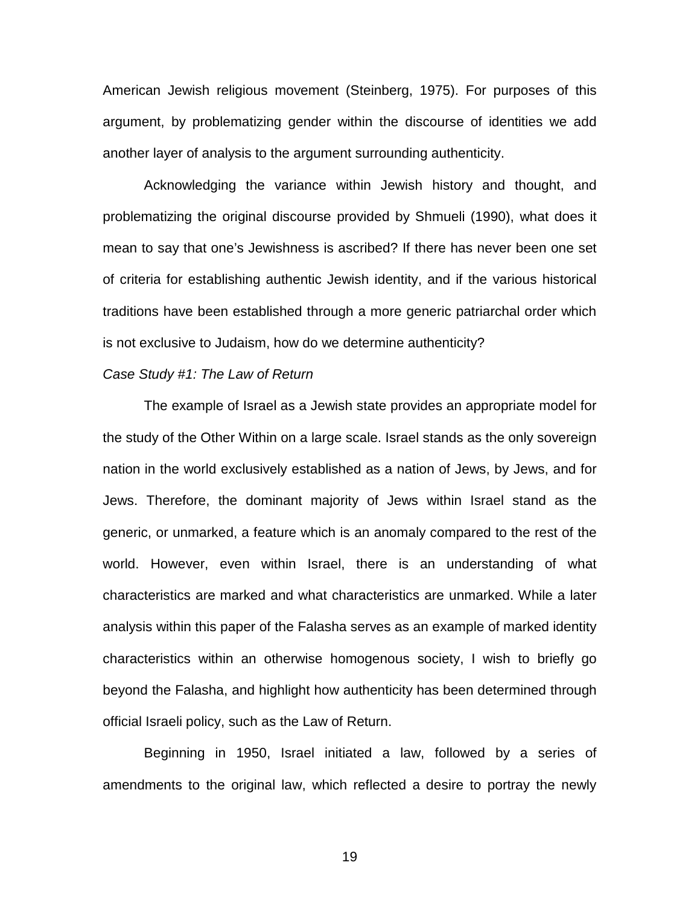American Jewish religious movement (Steinberg, 1975). For purposes of this argument, by problematizing gender within the discourse of identities we add another layer of analysis to the argument surrounding authenticity.

Acknowledging the variance within Jewish history and thought, and problematizing the original discourse provided by Shmueli (1990), what does it mean to say that one's Jewishness is ascribed? If there has never been one set of criteria for establishing authentic Jewish identity, and if the various historical traditions have been established through a more generic patriarchal order which is not exclusive to Judaism, how do we determine authenticity?

*Case Study #1: The Law of Return*

The example of Israel as a Jewish state provides an appropriate model for the study of the Other Within on a large scale. Israel stands as the only sovereign nation in the world exclusively established as a nation of Jews, by Jews, and for Jews. Therefore, the dominant majority of Jews within Israel stand as the generic, or unmarked, a feature which is an anomaly compared to the rest of the world. However, even within Israel, there is an understanding of what characteristics are marked and what characteristics are unmarked. While a later analysis within this paper of the Falasha serves as an example of marked identity characteristics within an otherwise homogenous society, I wish to briefly go beyond the Falasha, and highlight how authenticity has been determined through official Israeli policy, such as the Law of Return.

Beginning in 1950, Israel initiated a law, followed by a series of amendments to the original law, which reflected a desire to portray the newly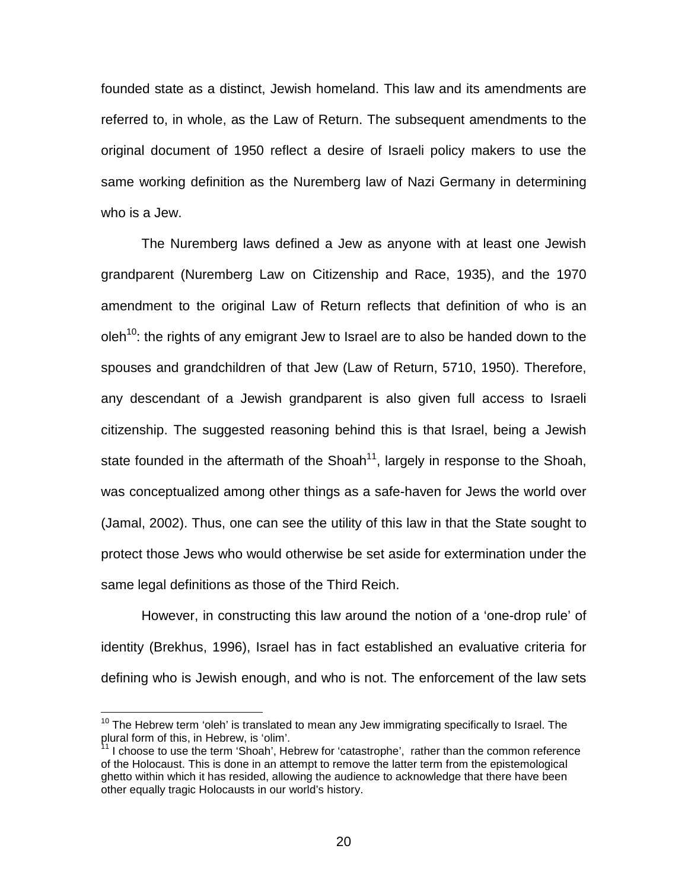founded state as a distinct, Jewish homeland. This law and its amendments are referred to, in whole, as the Law of Return. The subsequent amendments to the original document of 1950 reflect a desire of Israeli policy makers to use the same working definition as the Nuremberg law of Nazi Germany in determining who is a Jew.

The Nuremberg laws defined a Jew as anyone with at least one Jewish grandparent (Nuremberg Law on Citizenship and Race, 1935), and the 1970 amendment to the original Law of Return reflects that definition of who is an oleh[10]: the rights of any emigrant Jew to Israel are to also be handed down to the spouses and grandchildren of that Jew (Law of Return, 5710, 1950). Therefore, any descendant of a Jewish grandparent is also given full access to Israeli citizenship. The suggested reasoning behind this is that Israel, being a Jewish state founded in the aftermath of the Shoah[11], largely in response to the Shoah, was conceptualized among other things as a safe-haven for Jews the world over (Jamal, 2002). Thus, one can see the utility of this law in that the State sought to protect those Jews who would otherwise be set aside for extermination under the same legal definitions as those of the Third Reich.

However, in constructing this law around the notion of a 'one-drop rule' of identity (Brekhus, 1996), Israel has in fact established an evaluative criteria for defining who is Jewish enough, and who is not. The enforcement of the law sets

[10] The Hebrew term 'oleh' is translated to mean any Jew immigrating specifically to Israel. The plural form of this, in Hebrew, is 'olim'.

[11] I choose to use the term 'Shoah', Hebrew for 'catastrophe', rather than the common reference of the Holocaust. This is done in an attempt to remove the latter term from the epistemological ghetto within which it has resided, allowing the audience to acknowledge that there have been other equally tragic Holocausts in our world's history.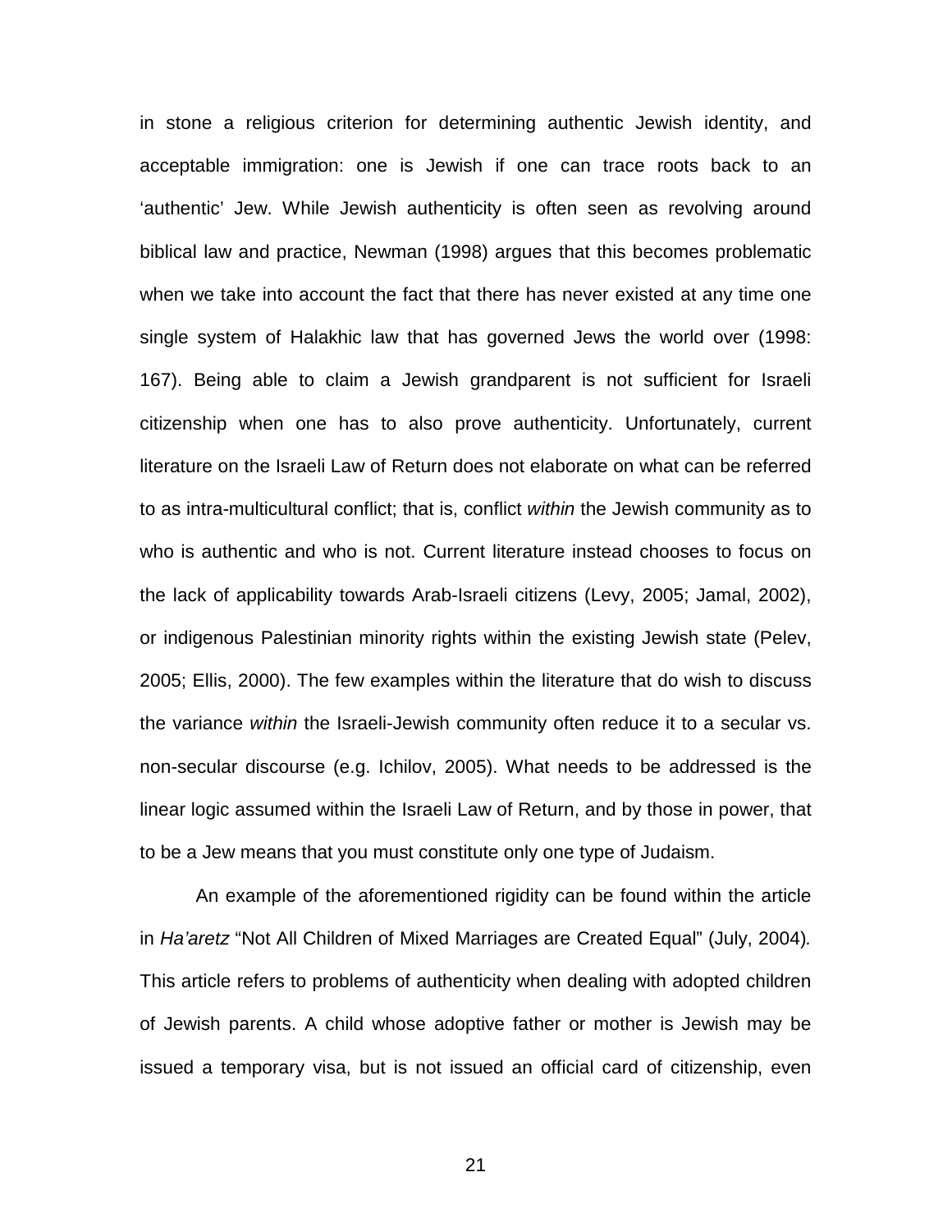in stone a religious criterion for determining authentic Jewish identity, and acceptable immigration: one is Jewish if one can trace roots back to an 'authentic' Jew. While Jewish authenticity is often seen as revolving around biblical law and practice, Newman (1998) argues that this becomes problematic when we take into account the fact that there has never existed at any time one single system of Halakhic law that has governed Jews the world over (1998: 167). Being able to claim a Jewish grandparent is not sufficient for Israeli citizenship when one has to also prove authenticity. Unfortunately, current literature on the Israeli Law of Return does not elaborate on what can be referred to as intra-multicultural conflict; that is, conflict *within* the Jewish community as to who is authentic and who is not. Current literature instead chooses to focus on the lack of applicability towards Arab-Israeli citizens (Levy, 2005; Jamal, 2002), or indigenous Palestinian minority rights within the existing Jewish state (Pelev, 2005; Ellis, 2000). The few examples within the literature that do wish to discuss the variance *within* the Israeli-Jewish community often reduce it to a secular vs. non-secular discourse (e.g. Ichilov, 2005). What needs to be addressed is the linear logic assumed within the Israeli Law of Return, and by those in power, that to be a Jew means that you must constitute only one type of Judaism.

An example of the aforementioned rigidity can be found within the article in *Ha'aretz* "Not All Children of Mixed Marriages are Created Equal" (July, 2004). This article refers to problems of authenticity when dealing with adopted children of Jewish parents. A child whose adoptive father or mother is Jewish may be issued a temporary visa, but is not issued an official card of citizenship, even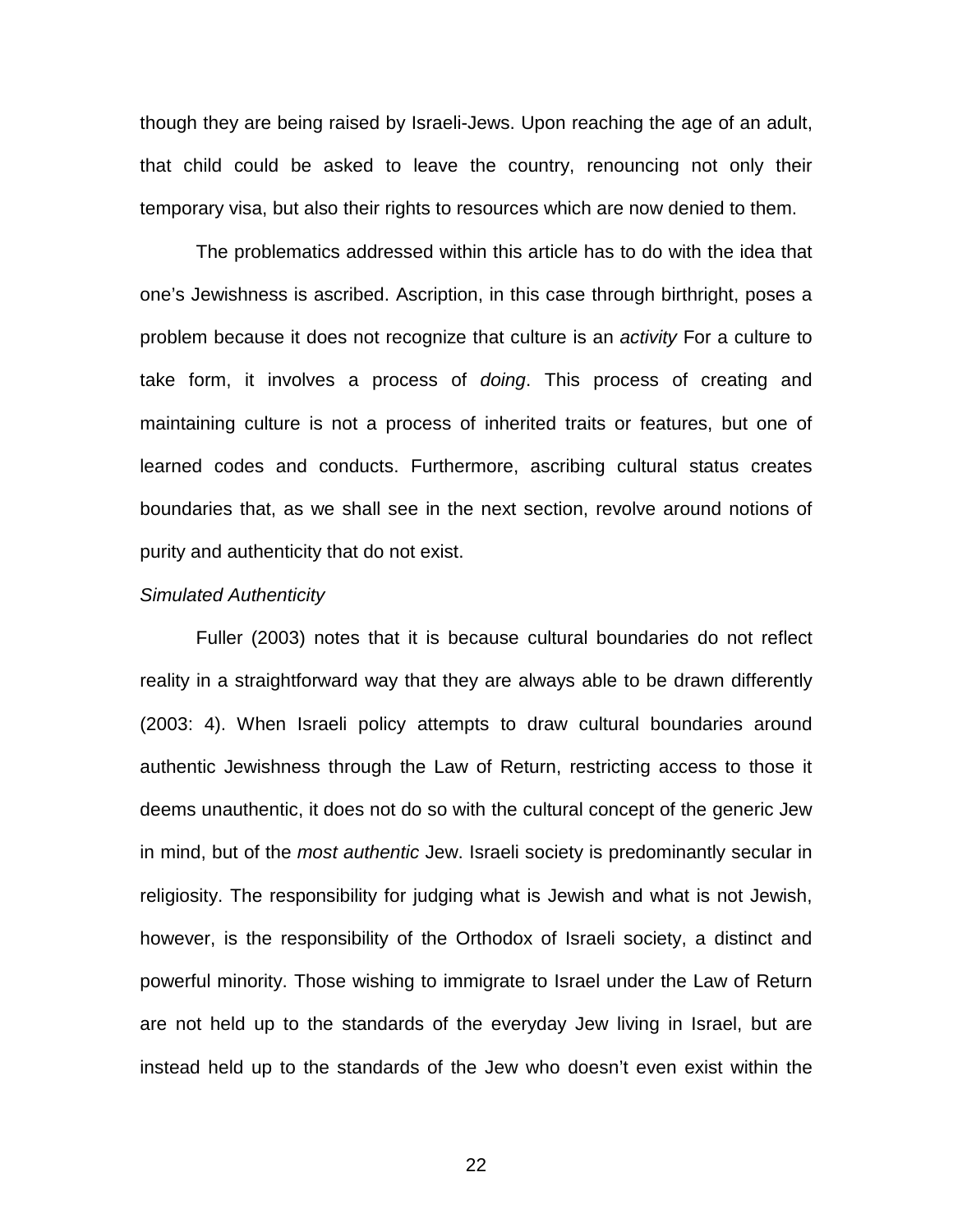though they are being raised by Israeli-Jews. Upon reaching the age of an adult, that child could be asked to leave the country, renouncing not only their temporary visa, but also their rights to resources which are now denied to them.

The problematics addressed within this article has to do with the idea that one's Jewishness is ascribed. Ascription, in this case through birthright, poses a problem because it does not recognize that culture is an *activity* For a culture to take form, it involves a process of *doing*. This process of creating and maintaining culture is not a process of inherited traits or features, but one of learned codes and conducts. Furthermore, ascribing cultural status creates boundaries that, as we shall see in the next section, revolve around notions of purity and authenticity that do not exist.

*Simulated Authenticity*

Fuller (2003) notes that it is because cultural boundaries do not reflect reality in a straightforward way that they are always able to be drawn differently (2003: 4). When Israeli policy attempts to draw cultural boundaries around authentic Jewishness through the Law of Return, restricting access to those it deems unauthentic, it does not do so with the cultural concept of the generic Jew in mind, but of the *most authentic* Jew. Israeli society is predominantly secular in religiosity. The responsibility for judging what is Jewish and what is not Jewish, however, is the responsibility of the Orthodox of Israeli society, a distinct and powerful minority. Those wishing to immigrate to Israel under the Law of Return are not held up to the standards of the everyday Jew living in Israel, but are instead held up to the standards of the Jew who doesn't even exist within the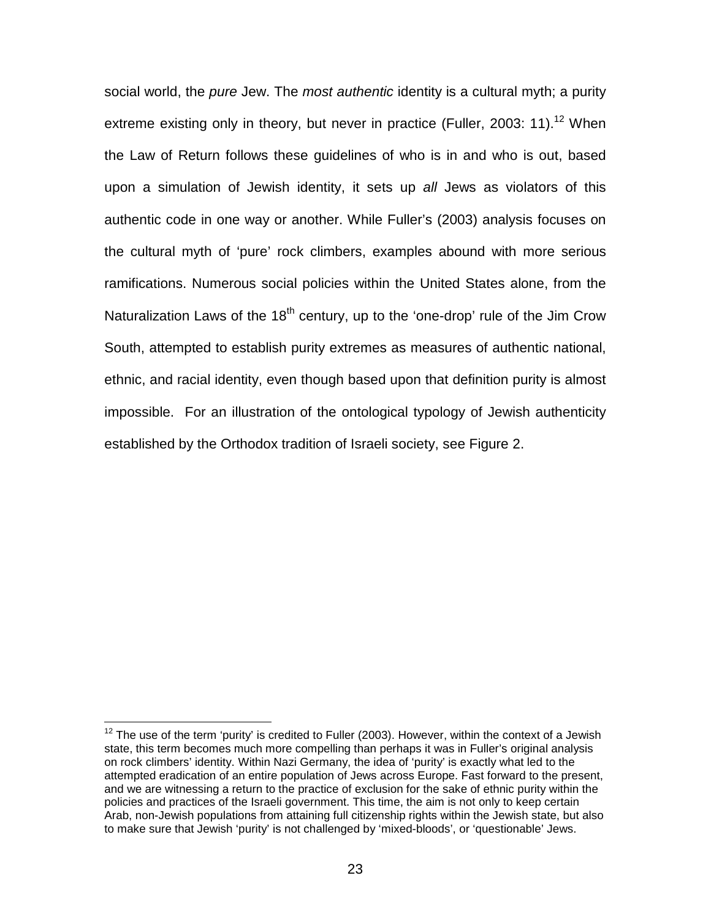social world, the *pure* Jew. The *most authentic* identity is a cultural myth; a purity extreme existing only in theory, but never in practice (Fuller, 2003: 11).[12] When the Law of Return follows these guidelines of who is in and who is out, based upon a simulation of Jewish identity, it sets up *all* Jews as violators of this authentic code in one way or another. While Fuller's (2003) analysis focuses on the cultural myth of 'pure' rock climbers, examples abound with more serious ramifications. Numerous social policies within the United States alone, from the Naturalization Laws of the 18th century, up to the 'one-drop' rule of the Jim Crow South, attempted to establish purity extremes as measures of authentic national, ethnic, and racial identity, even though based upon that definition purity is almost impossible. For an illustration of the ontological typology of Jewish authenticity established by the Orthodox tradition of Israeli society, see Figure 2.

---

[12] The use of the term 'purity' is credited to Fuller (2003). However, within the context of a Jewish state, this term becomes much more compelling than perhaps it was in Fuller's original analysis on rock climbers' identity. Within Nazi Germany, the idea of 'purity' is exactly what led to the attempted eradication of an entire population of Jews across Europe. Fast forward to the present, and we are witnessing a return to the practice of exclusion for the sake of ethnic purity within the policies and practices of the Israeli government. This time, the aim is not only to keep certain Arab, non-Jewish populations from attaining full citizenship rights within the Jewish state, but also to make sure that Jewish 'purity' is not challenged by 'mixed-bloods', or 'questionable' Jews.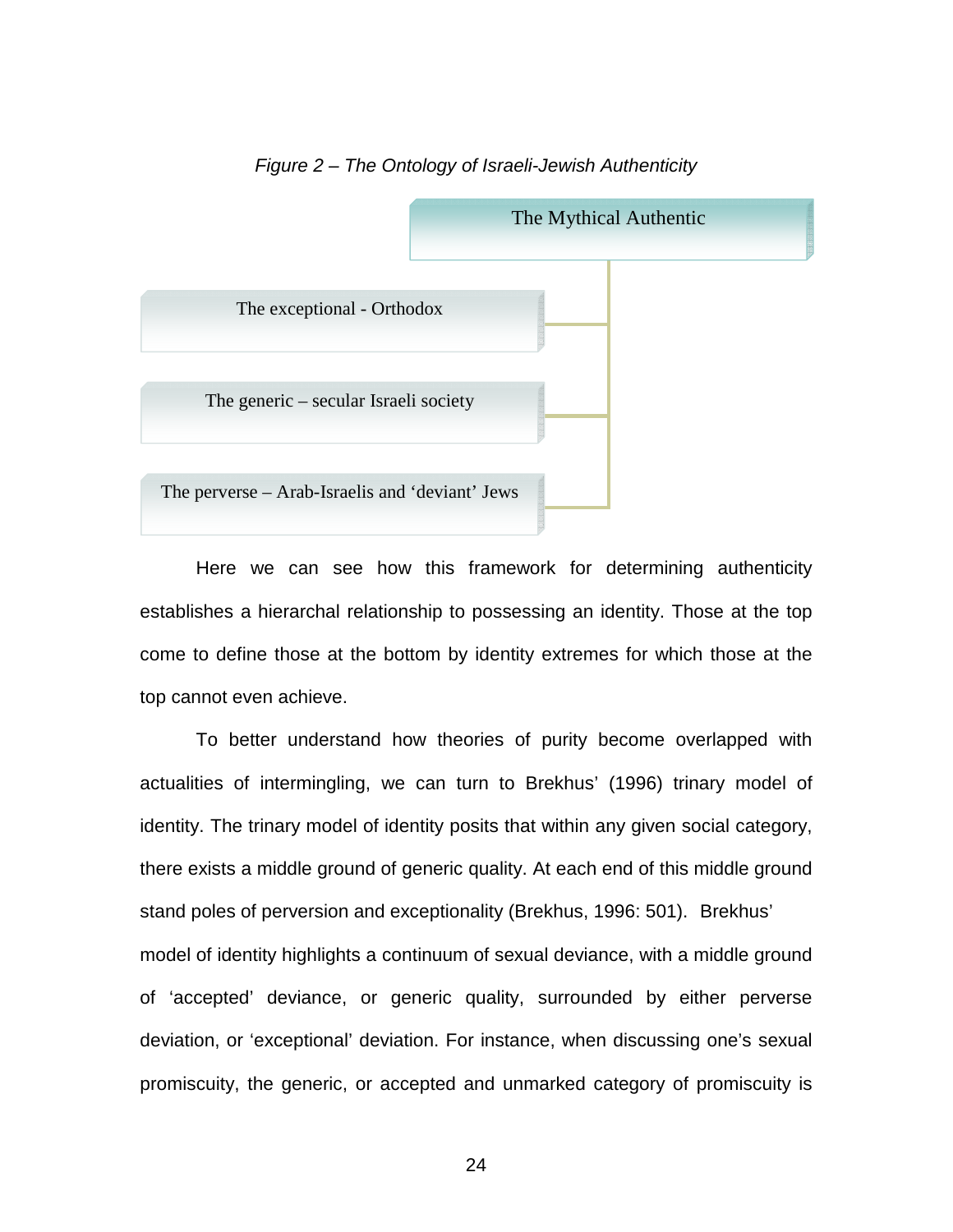*Figure 2 – The Ontology of Israeli-Jewish Authenticity*

- The Mythical Authentic
  - The exceptional - Orthodox
  - The generic – secular Israeli society
  - The perverse – Arab-Israelis and 'deviant' Jews

Here we can see how this framework for determining authenticity establishes a hierarchal relationship to possessing an identity. Those at the top come to define those at the bottom by identity extremes for which those at the top cannot even achieve.

To better understand how theories of purity become overlapped with actualities of intermingling, we can turn to Brekhus' (1996) trinary model of identity. The trinary model of identity posits that within any given social category, there exists a middle ground of generic quality. At each end of this middle ground stand poles of perversion and exceptionality (Brekhus, 1996: 501). Brekhus' model of identity highlights a continuum of sexual deviance, with a middle ground of 'accepted' deviance, or generic quality, surrounded by either perverse deviation, or 'exceptional' deviation. For instance, when discussing one's sexual promiscuity, the generic, or accepted and unmarked category of promiscuity is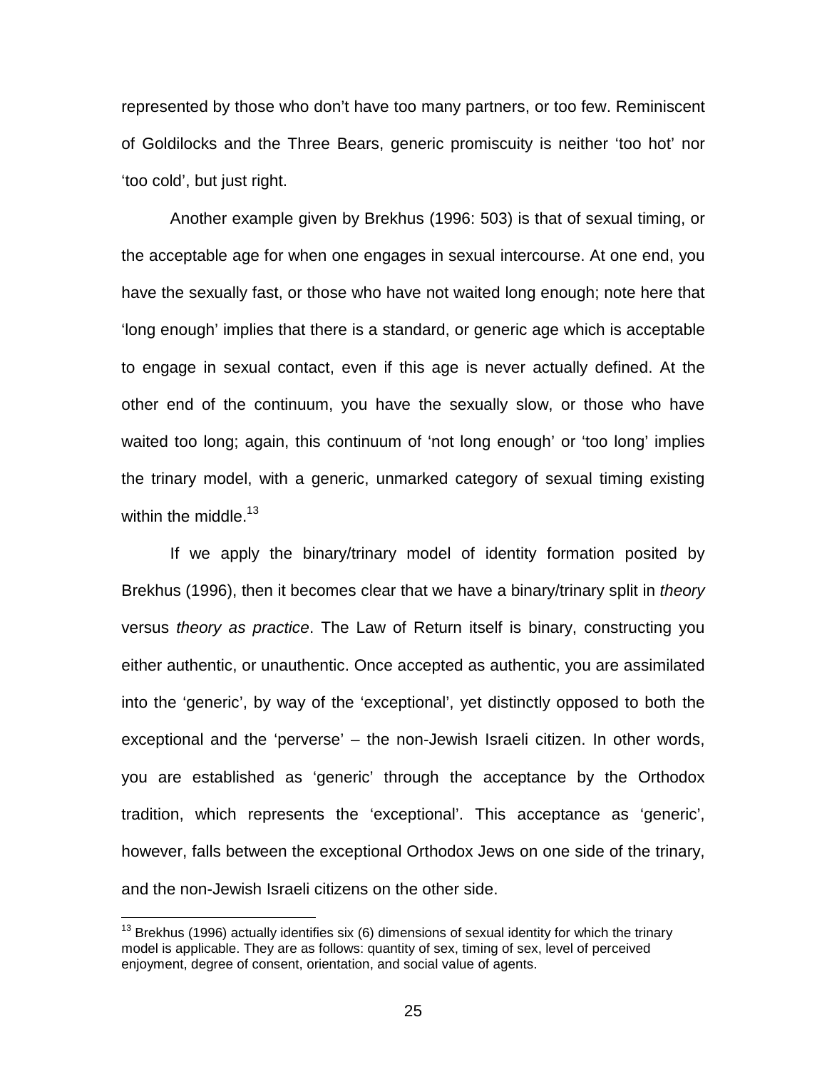represented by those who don't have too many partners, or too few. Reminiscent of Goldilocks and the Three Bears, generic promiscuity is neither 'too hot' nor 'too cold', but just right.

Another example given by Brekhus (1996: 503) is that of sexual timing, or the acceptable age for when one engages in sexual intercourse. At one end, you have the sexually fast, or those who have not waited long enough; note here that 'long enough' implies that there is a standard, or generic age which is acceptable to engage in sexual contact, even if this age is never actually defined. At the other end of the continuum, you have the sexually slow, or those who have waited too long; again, this continuum of 'not long enough' or 'too long' implies the trinary model, with a generic, unmarked category of sexual timing existing within the middle.[13]

If we apply the binary/trinary model of identity formation posited by Brekhus (1996), then it becomes clear that we have a binary/trinary split in *theory* versus *theory as practice*. The Law of Return itself is binary, constructing you either authentic, or unauthentic. Once accepted as authentic, you are assimilated into the 'generic', by way of the 'exceptional', yet distinctly opposed to both the exceptional and the 'perverse' – the non-Jewish Israeli citizen. In other words, you are established as 'generic' through the acceptance by the Orthodox tradition, which represents the 'exceptional'. This acceptance as 'generic', however, falls between the exceptional Orthodox Jews on one side of the trinary, and the non-Jewish Israeli citizens on the other side.

[13] Brekhus (1996) actually identifies six (6) dimensions of sexual identity for which the trinary model is applicable. They are as follows: quantity of sex, timing of sex, level of perceived enjoyment, degree of consent, orientation, and social value of agents.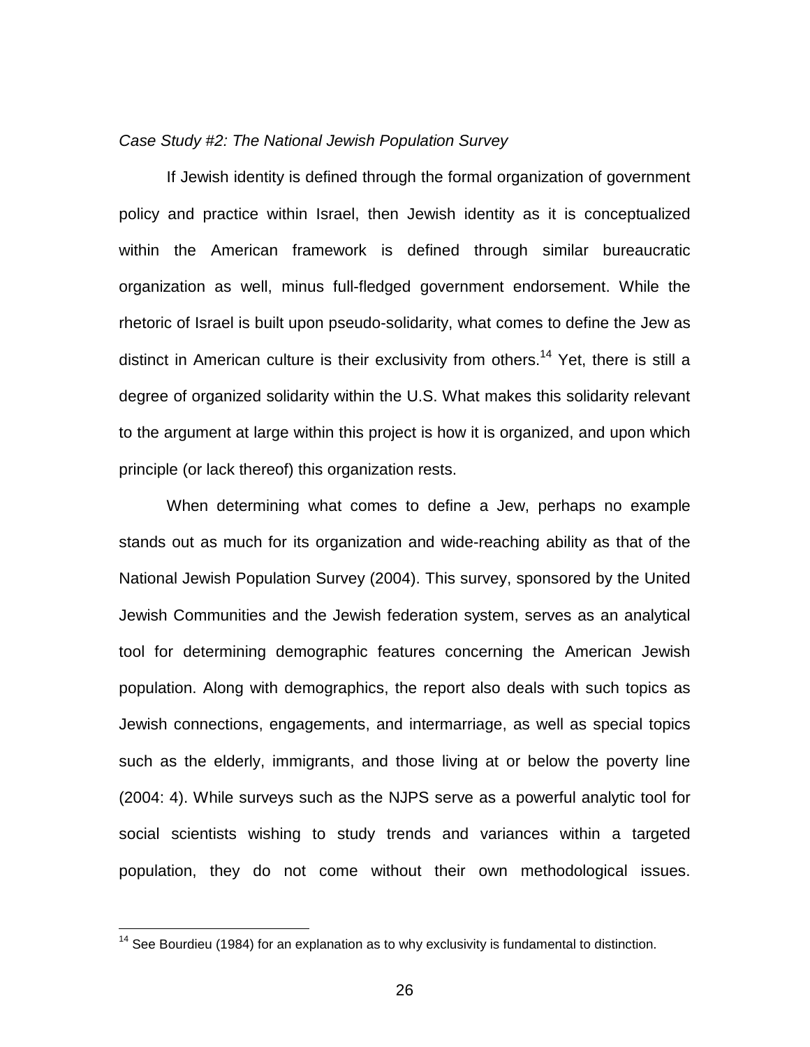*Case Study #2: The National Jewish Population Survey*

If Jewish identity is defined through the formal organization of government policy and practice within Israel, then Jewish identity as it is conceptualized within the American framework is defined through similar bureaucratic organization as well, minus full-fledged government endorsement. While the rhetoric of Israel is built upon pseudo-solidarity, what comes to define the Jew as distinct in American culture is their exclusivity from others.[14] Yet, there is still a degree of organized solidarity within the U.S. What makes this solidarity relevant to the argument at large within this project is how it is organized, and upon which principle (or lack thereof) this organization rests.

When determining what comes to define a Jew, perhaps no example stands out as much for its organization and wide-reaching ability as that of the National Jewish Population Survey (2004). This survey, sponsored by the United Jewish Communities and the Jewish federation system, serves as an analytical tool for determining demographic features concerning the American Jewish population. Along with demographics, the report also deals with such topics as Jewish connections, engagements, and intermarriage, as well as special topics such as the elderly, immigrants, and those living at or below the poverty line (2004: 4). While surveys such as the NJPS serve as a powerful analytic tool for social scientists wishing to study trends and variances within a targeted population, they do not come without their own methodological issues.

---

[14] See Bourdieu (1984) for an explanation as to why exclusivity is fundamental to distinction.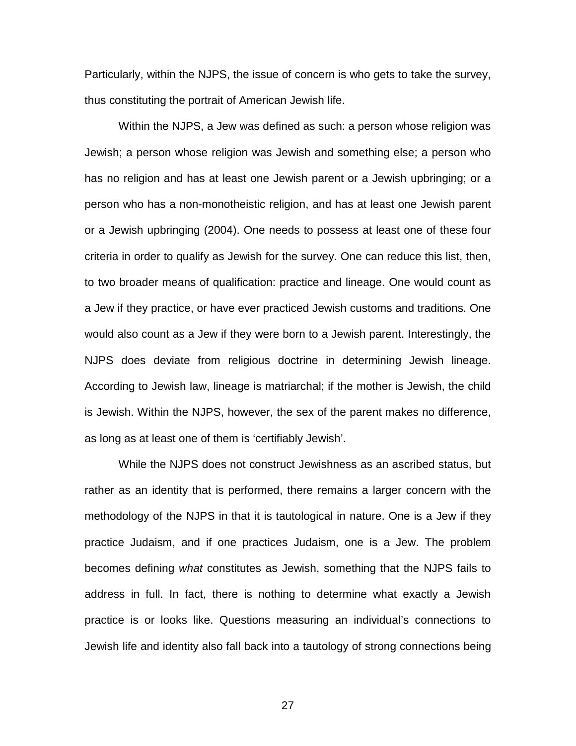Particularly, within the NJPS, the issue of concern is who gets to take the survey, thus constituting the portrait of American Jewish life.

Within the NJPS, a Jew was defined as such: a person whose religion was Jewish; a person whose religion was Jewish and something else; a person who has no religion and has at least one Jewish parent or a Jewish upbringing; or a person who has a non-monotheistic religion, and has at least one Jewish parent or a Jewish upbringing (2004). One needs to possess at least one of these four criteria in order to qualify as Jewish for the survey. One can reduce this list, then, to two broader means of qualification: practice and lineage. One would count as a Jew if they practice, or have ever practiced Jewish customs and traditions. One would also count as a Jew if they were born to a Jewish parent. Interestingly, the NJPS does deviate from religious doctrine in determining Jewish lineage. According to Jewish law, lineage is matriarchal; if the mother is Jewish, the child is Jewish. Within the NJPS, however, the sex of the parent makes no difference, as long as at least one of them is 'certifiably Jewish'.

While the NJPS does not construct Jewishness as an ascribed status, but rather as an identity that is performed, there remains a larger concern with the methodology of the NJPS in that it is tautological in nature. One is a Jew if they practice Judaism, and if one practices Judaism, one is a Jew. The problem becomes defining *what* constitutes as Jewish, something that the NJPS fails to address in full. In fact, there is nothing to determine what exactly a Jewish practice is or looks like. Questions measuring an individual's connections to Jewish life and identity also fall back into a tautology of strong connections being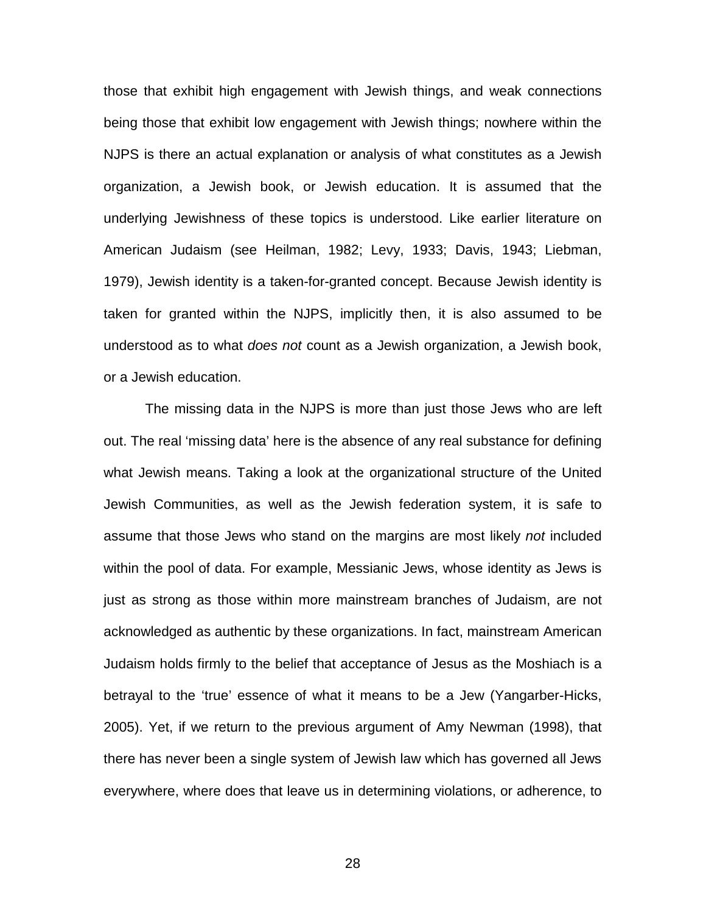those that exhibit high engagement with Jewish things, and weak connections being those that exhibit low engagement with Jewish things; nowhere within the NJPS is there an actual explanation or analysis of what constitutes as a Jewish organization, a Jewish book, or Jewish education. It is assumed that the underlying Jewishness of these topics is understood. Like earlier literature on American Judaism (see Heilman, 1982; Levy, 1933; Davis, 1943; Liebman, 1979), Jewish identity is a taken-for-granted concept. Because Jewish identity is taken for granted within the NJPS, implicitly then, it is also assumed to be understood as to what *does not* count as a Jewish organization, a Jewish book, or a Jewish education.

The missing data in the NJPS is more than just those Jews who are left out. The real 'missing data' here is the absence of any real substance for defining what Jewish means. Taking a look at the organizational structure of the United Jewish Communities, as well as the Jewish federation system, it is safe to assume that those Jews who stand on the margins are most likely *not* included within the pool of data. For example, Messianic Jews, whose identity as Jews is just as strong as those within more mainstream branches of Judaism, are not acknowledged as authentic by these organizations. In fact, mainstream American Judaism holds firmly to the belief that acceptance of Jesus as the Moshiach is a betrayal to the 'true' essence of what it means to be a Jew (Yangarber-Hicks, 2005). Yet, if we return to the previous argument of Amy Newman (1998), that there has never been a single system of Jewish law which has governed all Jews everywhere, where does that leave us in determining violations, or adherence, to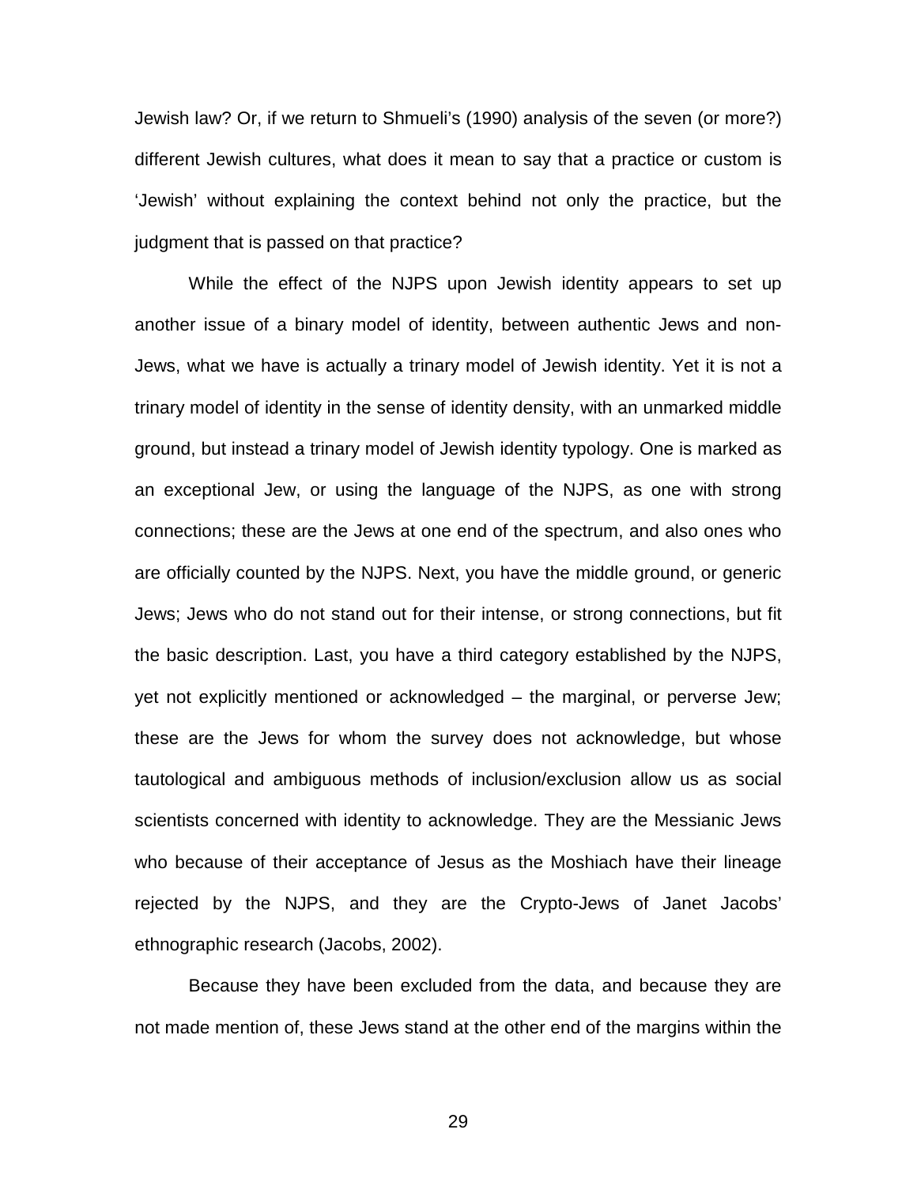Jewish law? Or, if we return to Shmueli's (1990) analysis of the seven (or more?) different Jewish cultures, what does it mean to say that a practice or custom is 'Jewish' without explaining the context behind not only the practice, but the judgment that is passed on that practice?

While the effect of the NJPS upon Jewish identity appears to set up another issue of a binary model of identity, between authentic Jews and non-Jews, what we have is actually a trinary model of Jewish identity. Yet it is not a trinary model of identity in the sense of identity density, with an unmarked middle ground, but instead a trinary model of Jewish identity typology. One is marked as an exceptional Jew, or using the language of the NJPS, as one with strong connections; these are the Jews at one end of the spectrum, and also ones who are officially counted by the NJPS. Next, you have the middle ground, or generic Jews; Jews who do not stand out for their intense, or strong connections, but fit the basic description. Last, you have a third category established by the NJPS, yet not explicitly mentioned or acknowledged – the marginal, or perverse Jew; these are the Jews for whom the survey does not acknowledge, but whose tautological and ambiguous methods of inclusion/exclusion allow us as social scientists concerned with identity to acknowledge. They are the Messianic Jews who because of their acceptance of Jesus as the Moshiach have their lineage rejected by the NJPS, and they are the Crypto-Jews of Janet Jacobs' ethnographic research (Jacobs, 2002).

Because they have been excluded from the data, and because they are not made mention of, these Jews stand at the other end of the margins within the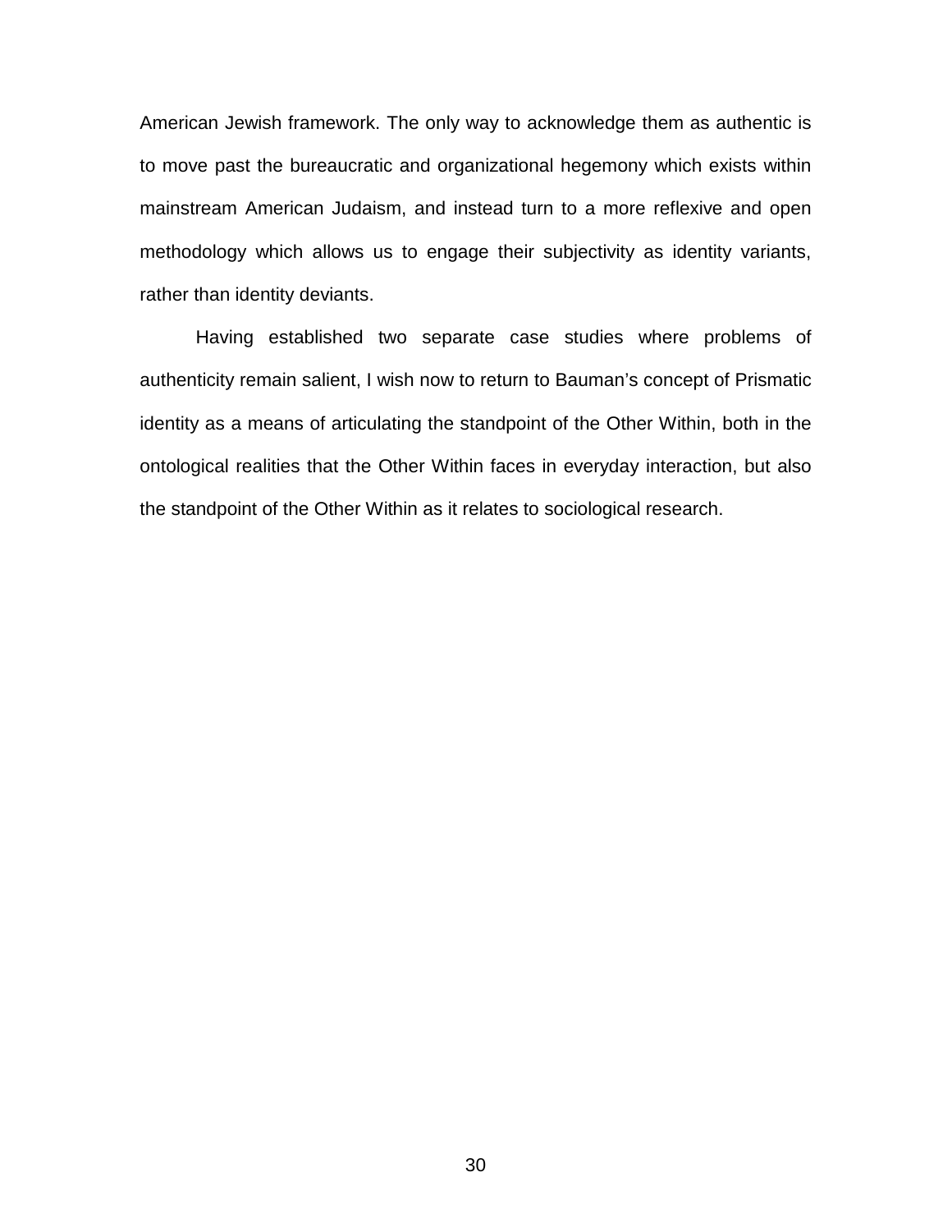American Jewish framework. The only way to acknowledge them as authentic is to move past the bureaucratic and organizational hegemony which exists within mainstream American Judaism, and instead turn to a more reflexive and open methodology which allows us to engage their subjectivity as identity variants, rather than identity deviants.

Having established two separate case studies where problems of authenticity remain salient, I wish now to return to Bauman's concept of Prismatic identity as a means of articulating the standpoint of the Other Within, both in the ontological realities that the Other Within faces in everyday interaction, but also the standpoint of the Other Within as it relates to sociological research.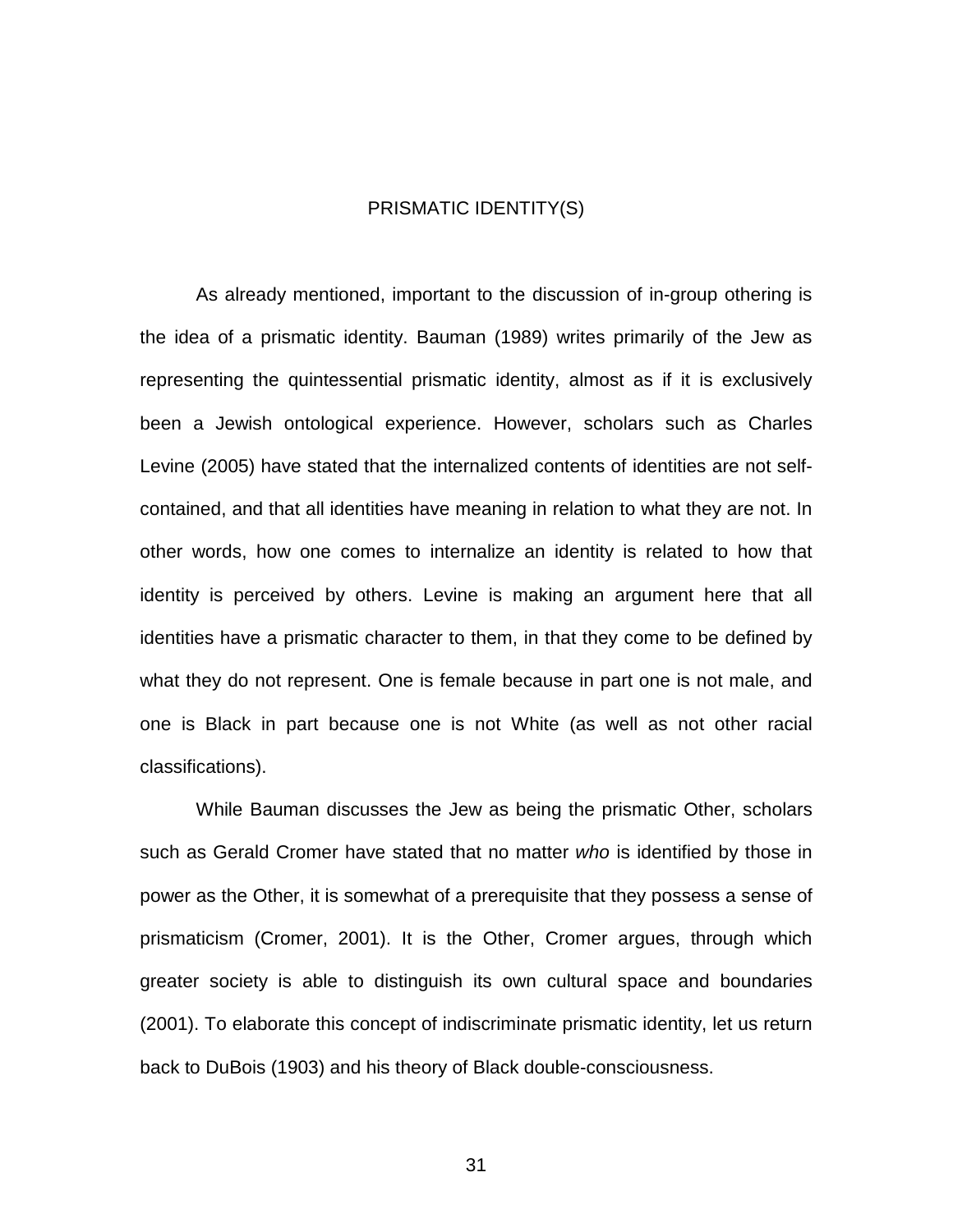## PRISMATIC IDENTITY(S)

As already mentioned, important to the discussion of in-group othering is the idea of a prismatic identity. Bauman (1989) writes primarily of the Jew as representing the quintessential prismatic identity, almost as if it is exclusively been a Jewish ontological experience. However, scholars such as Charles Levine (2005) have stated that the internalized contents of identities are not self-contained, and that all identities have meaning in relation to what they are not. In other words, how one comes to internalize an identity is related to how that identity is perceived by others. Levine is making an argument here that all identities have a prismatic character to them, in that they come to be defined by what they do not represent. One is female because in part one is not male, and one is Black in part because one is not White (as well as not other racial classifications).

While Bauman discusses the Jew as being the prismatic Other, scholars such as Gerald Cromer have stated that no matter *who* is identified by those in power as the Other, it is somewhat of a prerequisite that they possess a sense of prismaticism (Cromer, 2001). It is the Other, Cromer argues, through which greater society is able to distinguish its own cultural space and boundaries (2001). To elaborate this concept of indiscriminate prismatic identity, let us return back to DuBois (1903) and his theory of Black double-consciousness.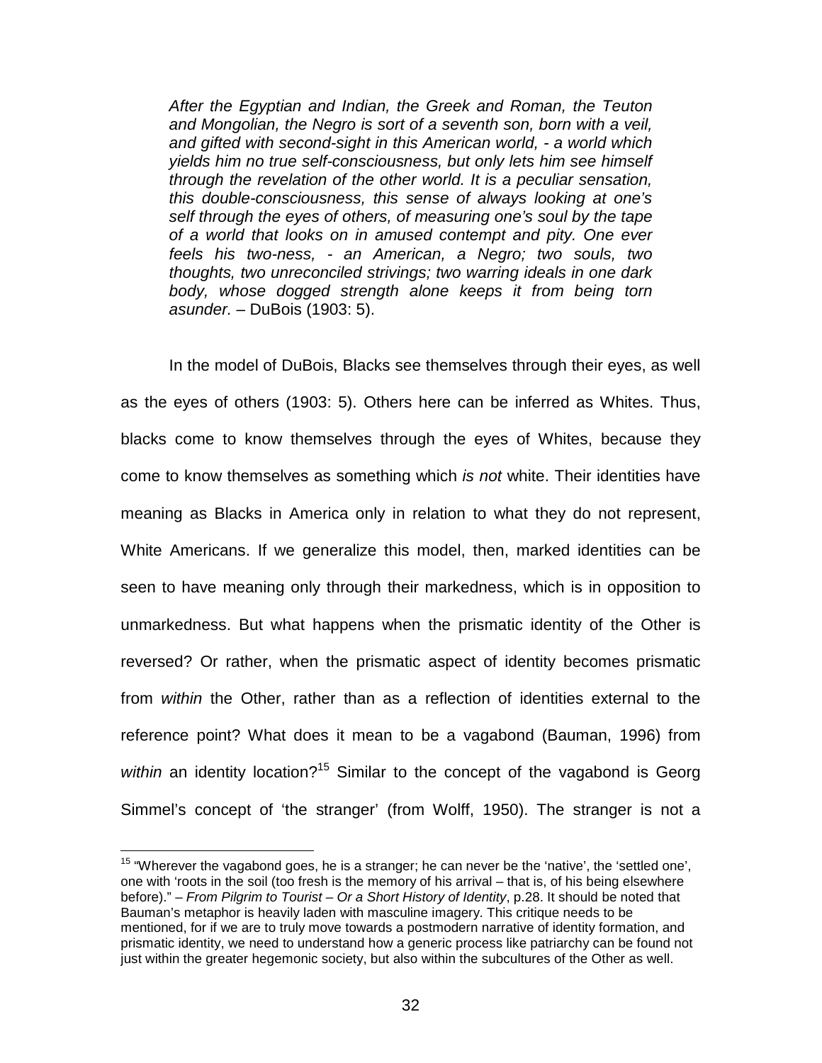> *After the Egyptian and Indian, the Greek and Roman, the Teuton and Mongolian, the Negro is sort of a seventh son, born with a veil, and gifted with second-sight in this American world, - a world which yields him no true self-consciousness, but only lets him see himself through the revelation of the other world. It is a peculiar sensation, this double-consciousness, this sense of always looking at one's self through the eyes of others, of measuring one's soul by the tape of a world that looks on in amused contempt and pity. One ever feels his two-ness, - an American, a Negro; two souls, two thoughts, two unreconciled strivings; two warring ideals in one dark body, whose dogged strength alone keeps it from being torn asunder.* – DuBois (1903: 5).

In the model of DuBois, Blacks see themselves through their eyes, as well as the eyes of others (1903: 5). Others here can be inferred as Whites. Thus, blacks come to know themselves through the eyes of Whites, because they come to know themselves as something which *is not* white. Their identities have meaning as Blacks in America only in relation to what they do not represent, White Americans. If we generalize this model, then, marked identities can be seen to have meaning only through their markedness, which is in opposition to unmarkedness. But what happens when the prismatic identity of the Other is reversed? Or rather, when the prismatic aspect of identity becomes prismatic from *within* the Other, rather than as a reflection of identities external to the reference point? What does it mean to be a vagabond (Bauman, 1996) from *within* an identity location?[15] Similar to the concept of the vagabond is Georg Simmel's concept of 'the stranger' (from Wolff, 1950). The stranger is not a

[15] "Wherever the vagabond goes, he is a stranger; he can never be the 'native', the 'settled one', one with 'roots in the soil (too fresh is the memory of his arrival – that is, of his being elsewhere before)." – *From Pilgrim to Tourist – Or a Short History of Identity*, p.28. It should be noted that Bauman's metaphor is heavily laden with masculine imagery. This critique needs to be mentioned, for if we are to truly move towards a postmodern narrative of identity formation, and prismatic identity, we need to understand how a generic process like patriarchy can be found not just within the greater hegemonic society, but also within the subcultures of the Other as well.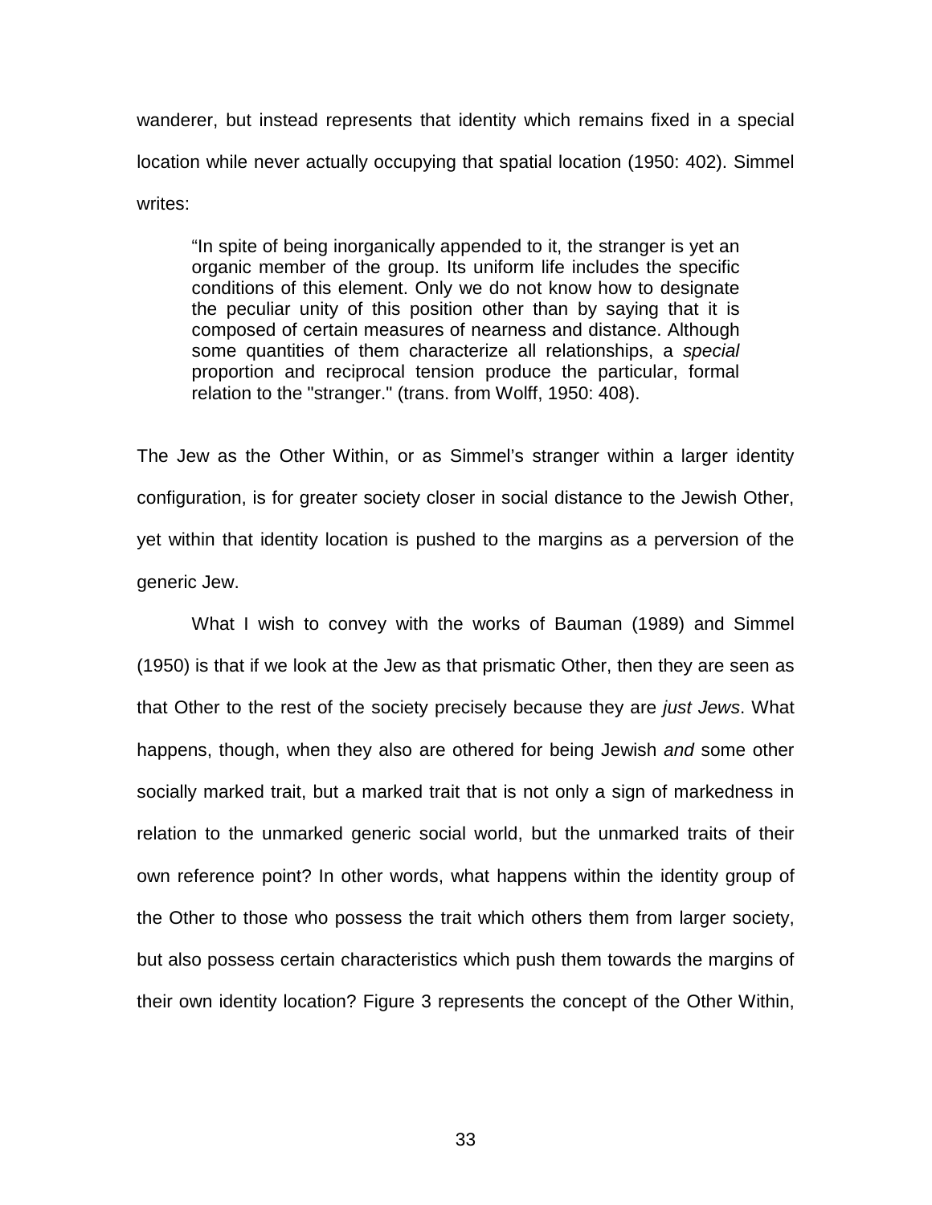wanderer, but instead represents that identity which remains fixed in a special location while never actually occupying that spatial location (1950: 402). Simmel writes:

> "In spite of being inorganically appended to it, the stranger is yet an organic member of the group. Its uniform life includes the specific conditions of this element. Only we do not know how to designate the peculiar unity of this position other than by saying that it is composed of certain measures of nearness and distance. Although some quantities of them characterize all relationships, a *special* proportion and reciprocal tension produce the particular, formal relation to the "stranger." (trans. from Wolff, 1950: 408).

The Jew as the Other Within, or as Simmel's stranger within a larger identity configuration, is for greater society closer in social distance to the Jewish Other, yet within that identity location is pushed to the margins as a perversion of the generic Jew.

What I wish to convey with the works of Bauman (1989) and Simmel (1950) is that if we look at the Jew as that prismatic Other, then they are seen as that Other to the rest of the society precisely because they are *just Jews*. What happens, though, when they also are othered for being Jewish *and* some other socially marked trait, but a marked trait that is not only a sign of markedness in relation to the unmarked generic social world, but the unmarked traits of their own reference point? In other words, what happens within the identity group of the Other to those who possess the trait which others them from larger society, but also possess certain characteristics which push them towards the margins of their own identity location? Figure 3 represents the concept of the Other Within,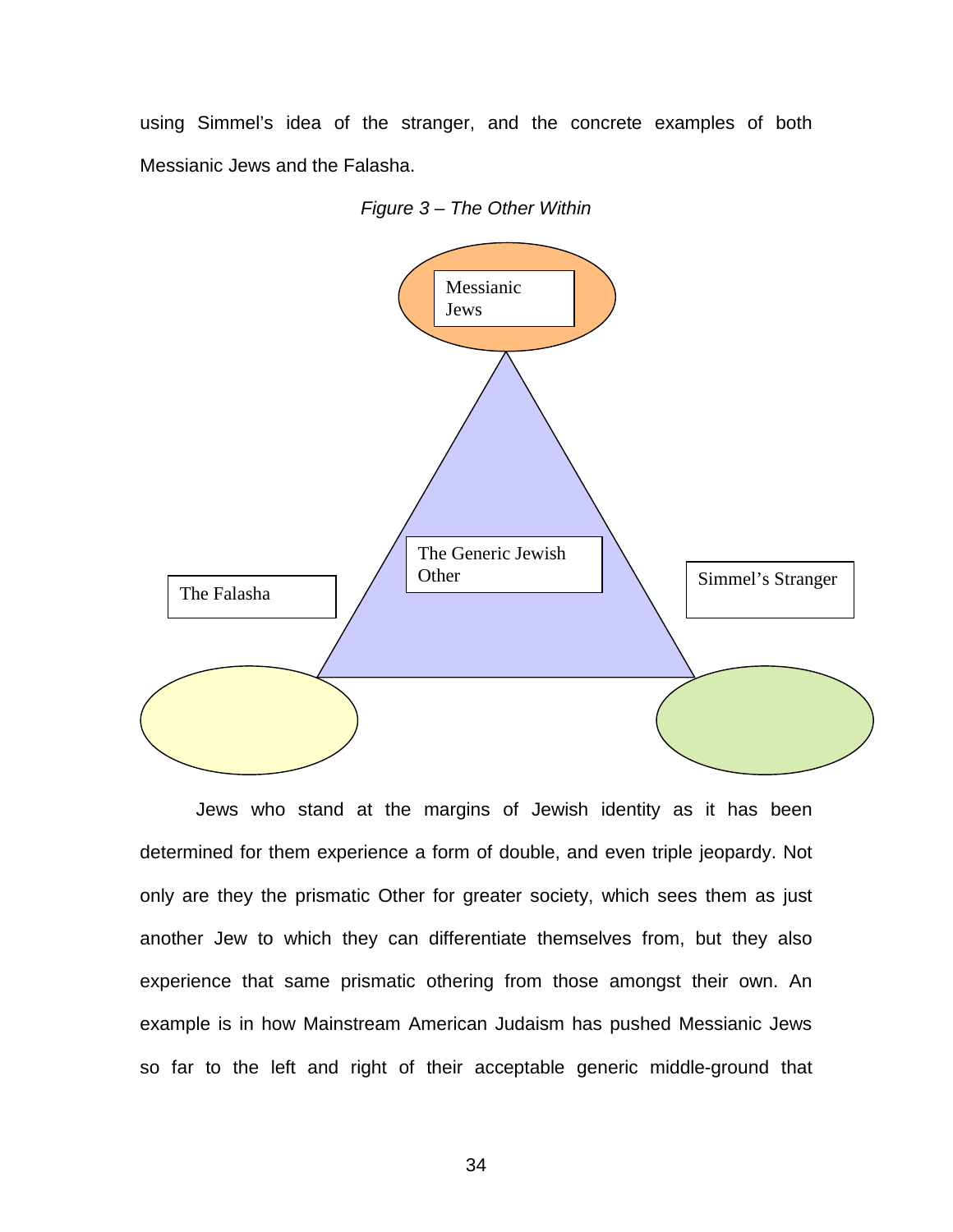using Simmel's idea of the stranger, and the concrete examples of both Messianic Jews and the Falasha.

*Figure 3 – The Other Within*

Messianic Jews

The Generic Jewish Other

The Falasha

Simmel's Stranger

Jews who stand at the margins of Jewish identity as it has been determined for them experience a form of double, and even triple jeopardy. Not only are they the prismatic Other for greater society, which sees them as just another Jew to which they can differentiate themselves from, but they also experience that same prismatic othering from those amongst their own. An example is in how Mainstream American Judaism has pushed Messianic Jews so far to the left and right of their acceptable generic middle-ground that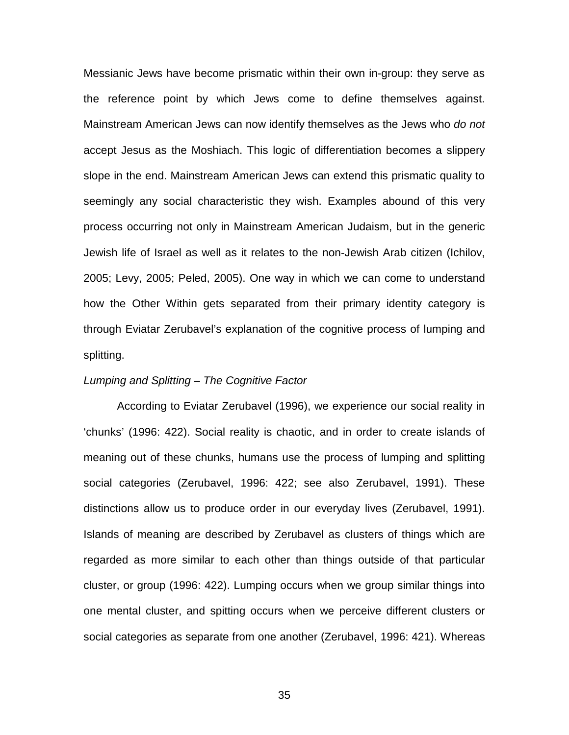Messianic Jews have become prismatic within their own in-group: they serve as the reference point by which Jews come to define themselves against. Mainstream American Jews can now identify themselves as the Jews who *do not* accept Jesus as the Moshiach. This logic of differentiation becomes a slippery slope in the end. Mainstream American Jews can extend this prismatic quality to seemingly any social characteristic they wish. Examples abound of this very process occurring not only in Mainstream American Judaism, but in the generic Jewish life of Israel as well as it relates to the non-Jewish Arab citizen (Ichilov, 2005; Levy, 2005; Peled, 2005). One way in which we can come to understand how the Other Within gets separated from their primary identity category is through Eviatar Zerubavel's explanation of the cognitive process of lumping and splitting.

*Lumping and Splitting – The Cognitive Factor*

According to Eviatar Zerubavel (1996), we experience our social reality in 'chunks' (1996: 422). Social reality is chaotic, and in order to create islands of meaning out of these chunks, humans use the process of lumping and splitting social categories (Zerubavel, 1996: 422; see also Zerubavel, 1991). These distinctions allow us to produce order in our everyday lives (Zerubavel, 1991). Islands of meaning are described by Zerubavel as clusters of things which are regarded as more similar to each other than things outside of that particular cluster, or group (1996: 422). Lumping occurs when we group similar things into one mental cluster, and spitting occurs when we perceive different clusters or social categories as separate from one another (Zerubavel, 1996: 421). Whereas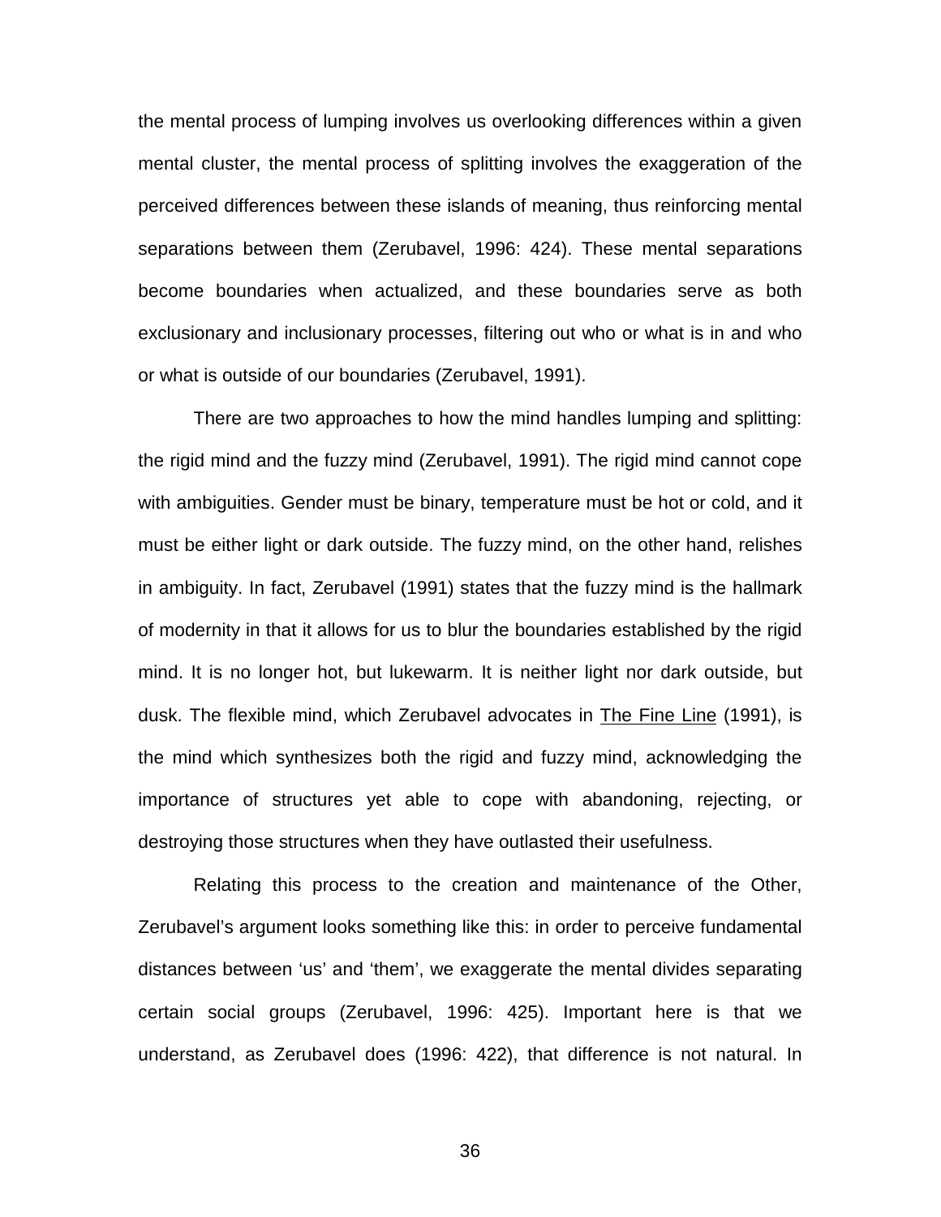the mental process of lumping involves us overlooking differences within a given mental cluster, the mental process of splitting involves the exaggeration of the perceived differences between these islands of meaning, thus reinforcing mental separations between them (Zerubavel, 1996: 424). These mental separations become boundaries when actualized, and these boundaries serve as both exclusionary and inclusionary processes, filtering out who or what is in and who or what is outside of our boundaries (Zerubavel, 1991).

There are two approaches to how the mind handles lumping and splitting: the rigid mind and the fuzzy mind (Zerubavel, 1991). The rigid mind cannot cope with ambiguities. Gender must be binary, temperature must be hot or cold, and it must be either light or dark outside. The fuzzy mind, on the other hand, relishes in ambiguity. In fact, Zerubavel (1991) states that the fuzzy mind is the hallmark of modernity in that it allows for us to blur the boundaries established by the rigid mind. It is no longer hot, but lukewarm. It is neither light nor dark outside, but dusk. The flexible mind, which Zerubavel advocates in <u>The Fine Line</u> (1991), is the mind which synthesizes both the rigid and fuzzy mind, acknowledging the importance of structures yet able to cope with abandoning, rejecting, or destroying those structures when they have outlasted their usefulness.

Relating this process to the creation and maintenance of the Other, Zerubavel's argument looks something like this: in order to perceive fundamental distances between 'us' and 'them', we exaggerate the mental divides separating certain social groups (Zerubavel, 1996: 425). Important here is that we understand, as Zerubavel does (1996: 422), that difference is not natural. In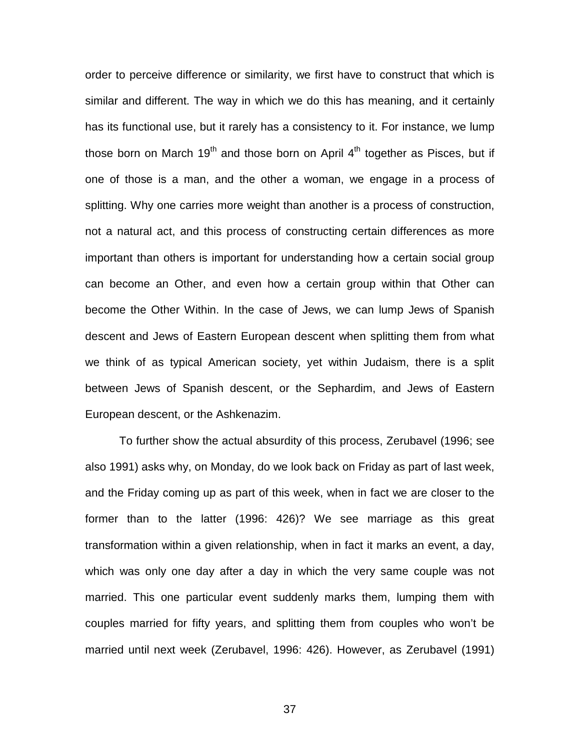order to perceive difference or similarity, we first have to construct that which is similar and different. The way in which we do this has meaning, and it certainly has its functional use, but it rarely has a consistency to it. For instance, we lump those born on March 19th and those born on April 4th together as Pisces, but if one of those is a man, and the other a woman, we engage in a process of splitting. Why one carries more weight than another is a process of construction, not a natural act, and this process of constructing certain differences as more important than others is important for understanding how a certain social group can become an Other, and even how a certain group within that Other can become the Other Within. In the case of Jews, we can lump Jews of Spanish descent and Jews of Eastern European descent when splitting them from what we think of as typical American society, yet within Judaism, there is a split between Jews of Spanish descent, or the Sephardim, and Jews of Eastern European descent, or the Ashkenazim.

To further show the actual absurdity of this process, Zerubavel (1996; see also 1991) asks why, on Monday, do we look back on Friday as part of last week, and the Friday coming up as part of this week, when in fact we are closer to the former than to the latter (1996: 426)? We see marriage as this great transformation within a given relationship, when in fact it marks an event, a day, which was only one day after a day in which the very same couple was not married. This one particular event suddenly marks them, lumping them with couples married for fifty years, and splitting them from couples who won't be married until next week (Zerubavel, 1996: 426). However, as Zerubavel (1991)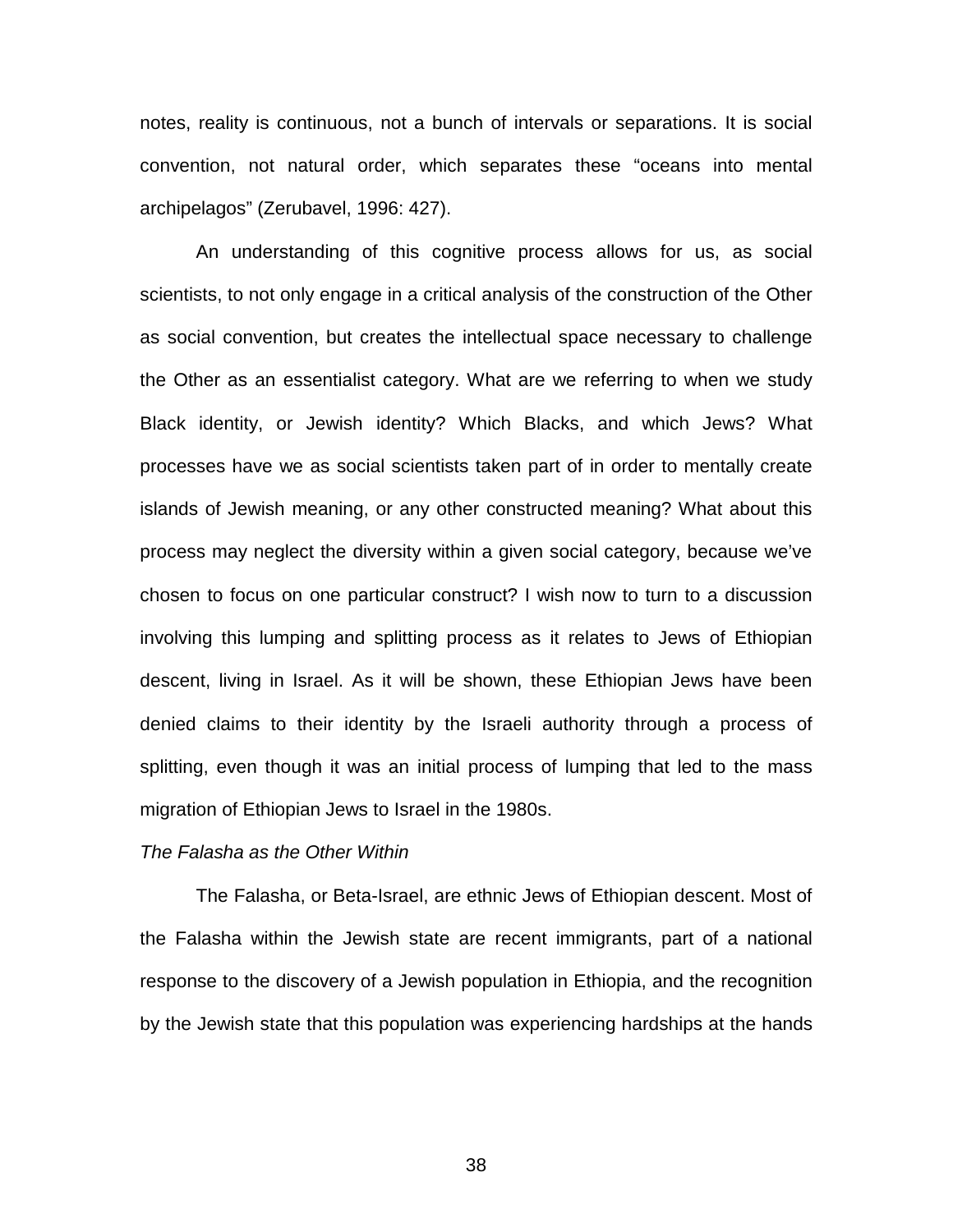notes, reality is continuous, not a bunch of intervals or separations. It is social convention, not natural order, which separates these "oceans into mental archipelagos" (Zerubavel, 1996: 427).

An understanding of this cognitive process allows for us, as social scientists, to not only engage in a critical analysis of the construction of the Other as social convention, but creates the intellectual space necessary to challenge the Other as an essentialist category. What are we referring to when we study Black identity, or Jewish identity? Which Blacks, and which Jews? What processes have we as social scientists taken part of in order to mentally create islands of Jewish meaning, or any other constructed meaning? What about this process may neglect the diversity within a given social category, because we've chosen to focus on one particular construct? I wish now to turn to a discussion involving this lumping and splitting process as it relates to Jews of Ethiopian descent, living in Israel. As it will be shown, these Ethiopian Jews have been denied claims to their identity by the Israeli authority through a process of splitting, even though it was an initial process of lumping that led to the mass migration of Ethiopian Jews to Israel in the 1980s.

*The Falasha as the Other Within*

The Falasha, or Beta-Israel, are ethnic Jews of Ethiopian descent. Most of the Falasha within the Jewish state are recent immigrants, part of a national response to the discovery of a Jewish population in Ethiopia, and the recognition by the Jewish state that this population was experiencing hardships at the hands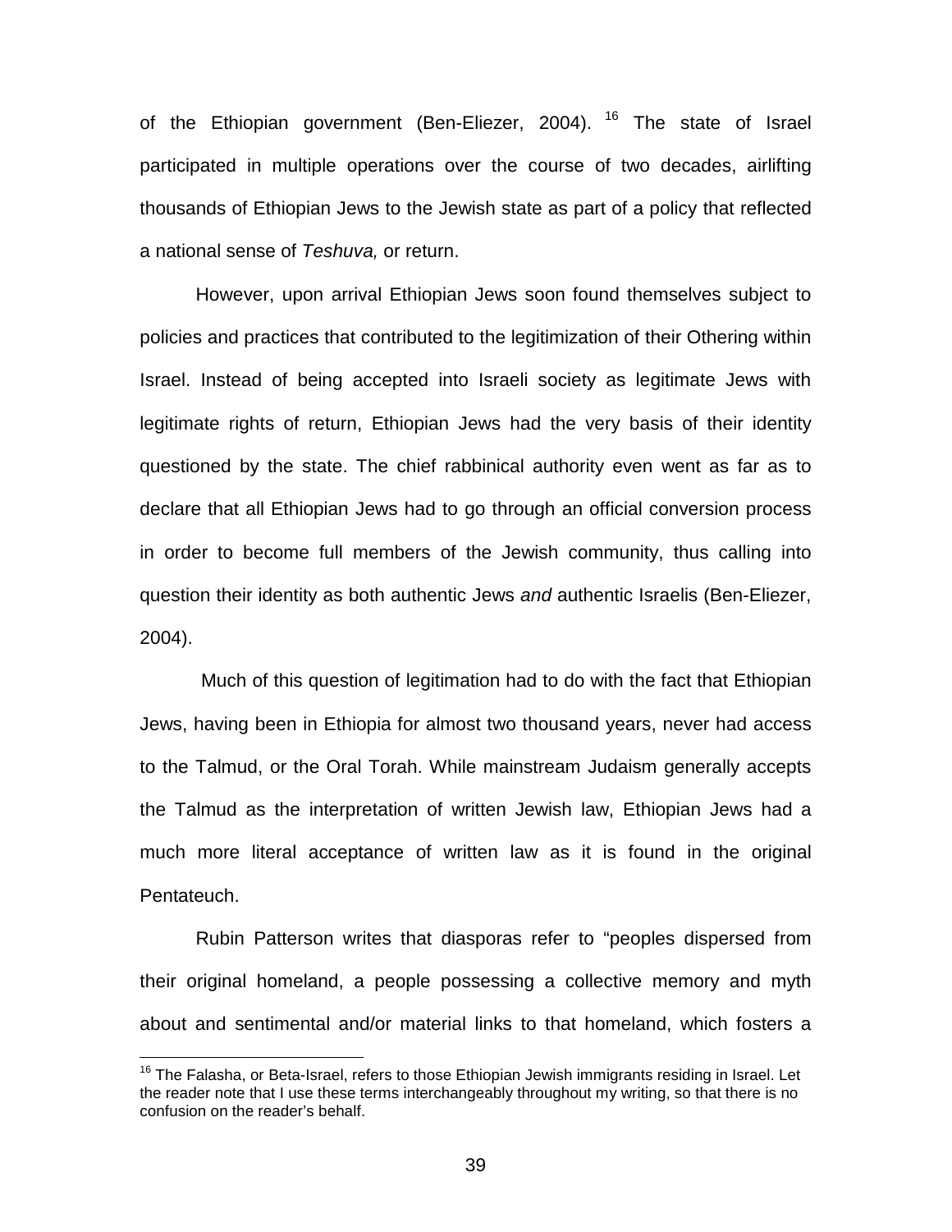of the Ethiopian government (Ben-Eliezer, 2004). [16] The state of Israel participated in multiple operations over the course of two decades, airlifting thousands of Ethiopian Jews to the Jewish state as part of a policy that reflected a national sense of *Teshuva,* or return.

However, upon arrival Ethiopian Jews soon found themselves subject to policies and practices that contributed to the legitimization of their Othering within Israel. Instead of being accepted into Israeli society as legitimate Jews with legitimate rights of return, Ethiopian Jews had the very basis of their identity questioned by the state. The chief rabbinical authority even went as far as to declare that all Ethiopian Jews had to go through an official conversion process in order to become full members of the Jewish community, thus calling into question their identity as both authentic Jews *and* authentic Israelis (Ben-Eliezer, 2004).

Much of this question of legitimation had to do with the fact that Ethiopian Jews, having been in Ethiopia for almost two thousand years, never had access to the Talmud, or the Oral Torah. While mainstream Judaism generally accepts the Talmud as the interpretation of written Jewish law, Ethiopian Jews had a much more literal acceptance of written law as it is found in the original Pentateuch.

Rubin Patterson writes that diasporas refer to "peoples dispersed from their original homeland, a people possessing a collective memory and myth about and sentimental and/or material links to that homeland, which fosters a

---

[16] The Falasha, or Beta-Israel, refers to those Ethiopian Jewish immigrants residing in Israel. Let the reader note that I use these terms interchangeably throughout my writing, so that there is no confusion on the reader's behalf.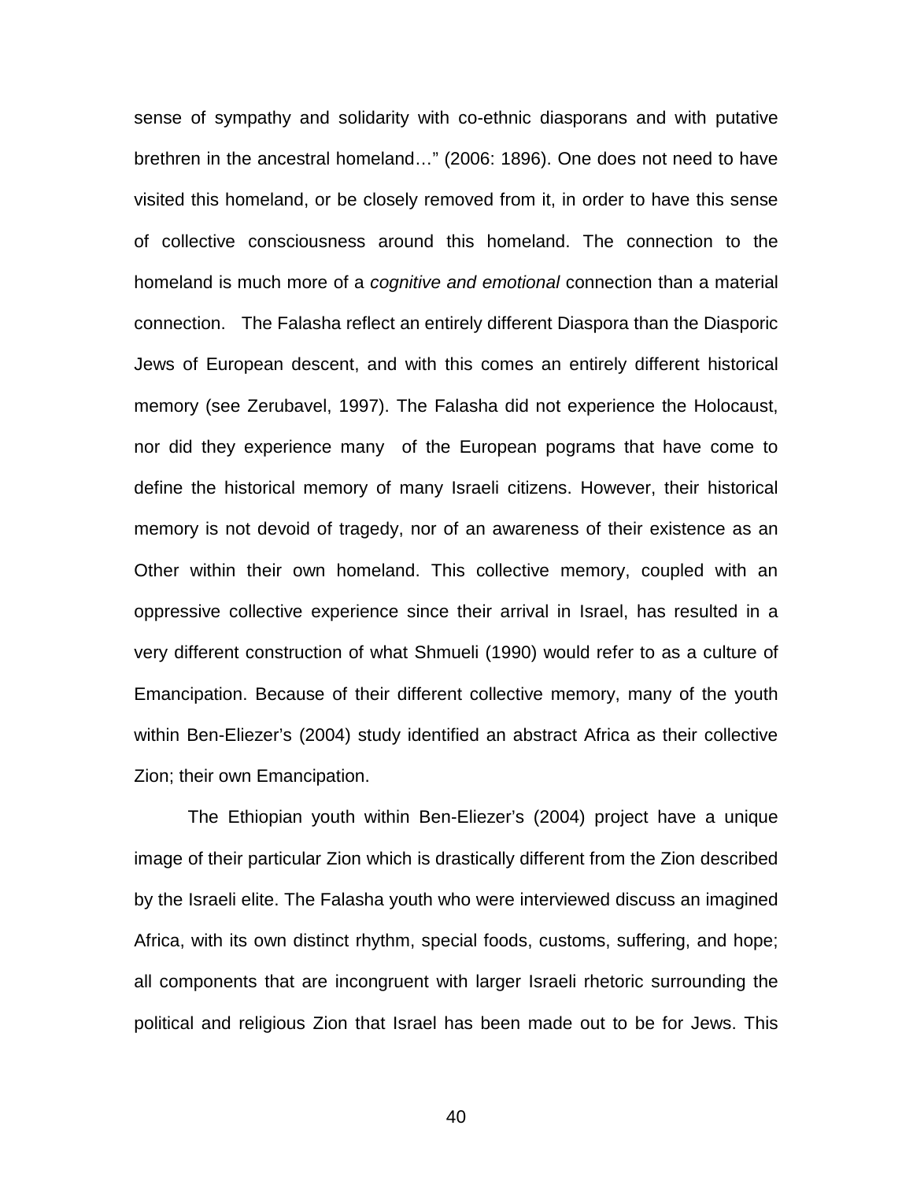sense of sympathy and solidarity with co-ethnic diasporans and with putative brethren in the ancestral homeland…" (2006: 1896). One does not need to have visited this homeland, or be closely removed from it, in order to have this sense of collective consciousness around this homeland. The connection to the homeland is much more of a *cognitive and emotional* connection than a material connection. The Falasha reflect an entirely different Diaspora than the Diasporic Jews of European descent, and with this comes an entirely different historical memory (see Zerubavel, 1997). The Falasha did not experience the Holocaust, nor did they experience many of the European pograms that have come to define the historical memory of many Israeli citizens. However, their historical memory is not devoid of tragedy, nor of an awareness of their existence as an Other within their own homeland. This collective memory, coupled with an oppressive collective experience since their arrival in Israel, has resulted in a very different construction of what Shmueli (1990) would refer to as a culture of Emancipation. Because of their different collective memory, many of the youth within Ben-Eliezer's (2004) study identified an abstract Africa as their collective Zion; their own Emancipation.

The Ethiopian youth within Ben-Eliezer's (2004) project have a unique image of their particular Zion which is drastically different from the Zion described by the Israeli elite. The Falasha youth who were interviewed discuss an imagined Africa, with its own distinct rhythm, special foods, customs, suffering, and hope; all components that are incongruent with larger Israeli rhetoric surrounding the political and religious Zion that Israel has been made out to be for Jews. This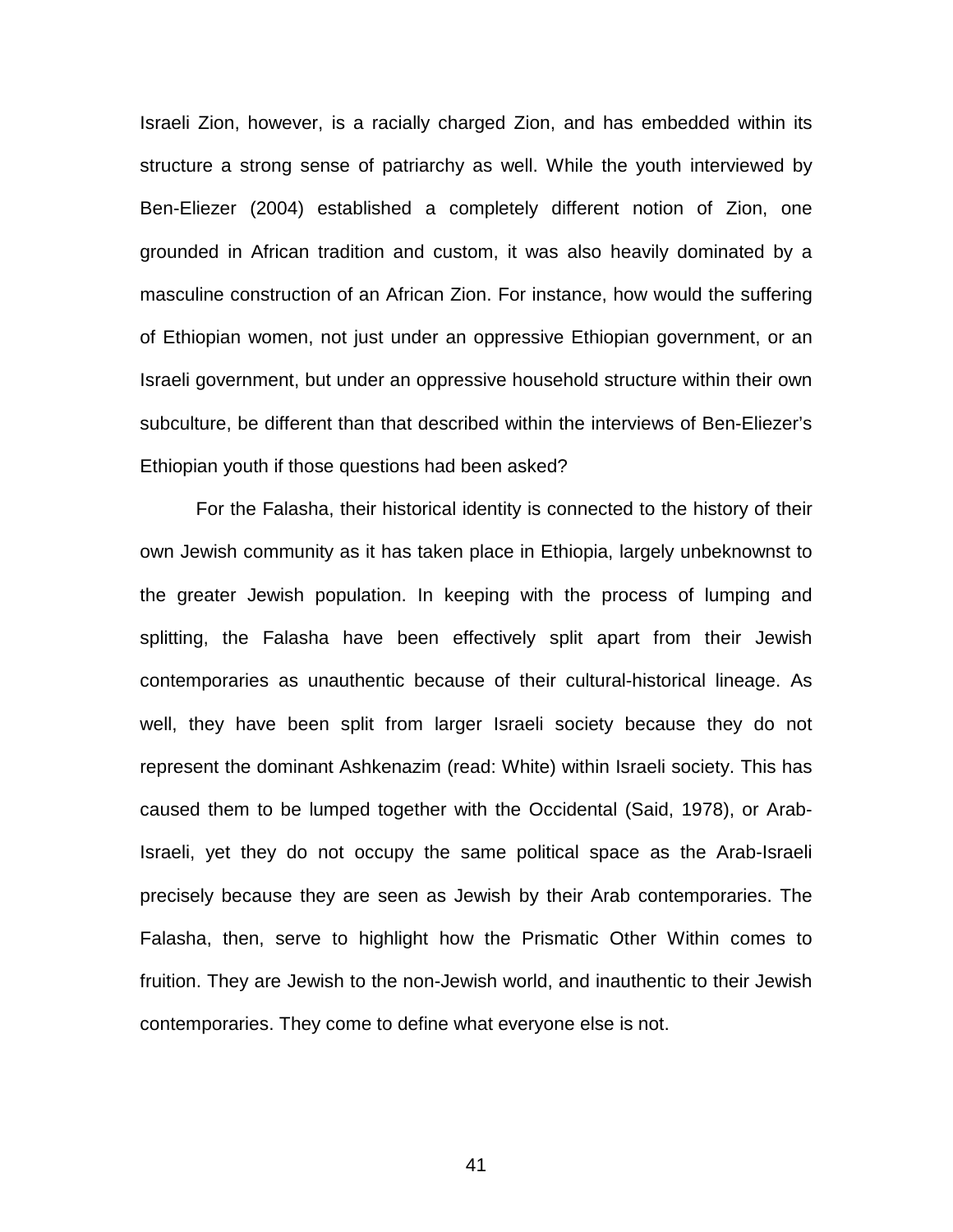Israeli Zion, however, is a racially charged Zion, and has embedded within its structure a strong sense of patriarchy as well. While the youth interviewed by Ben-Eliezer (2004) established a completely different notion of Zion, one grounded in African tradition and custom, it was also heavily dominated by a masculine construction of an African Zion. For instance, how would the suffering of Ethiopian women, not just under an oppressive Ethiopian government, or an Israeli government, but under an oppressive household structure within their own subculture, be different than that described within the interviews of Ben-Eliezer's Ethiopian youth if those questions had been asked?

For the Falasha, their historical identity is connected to the history of their own Jewish community as it has taken place in Ethiopia, largely unbeknownst to the greater Jewish population. In keeping with the process of lumping and splitting, the Falasha have been effectively split apart from their Jewish contemporaries as unauthentic because of their cultural-historical lineage. As well, they have been split from larger Israeli society because they do not represent the dominant Ashkenazim (read: White) within Israeli society. This has caused them to be lumped together with the Occidental (Said, 1978), or Arab-Israeli, yet they do not occupy the same political space as the Arab-Israeli precisely because they are seen as Jewish by their Arab contemporaries. The Falasha, then, serve to highlight how the Prismatic Other Within comes to fruition. They are Jewish to the non-Jewish world, and inauthentic to their Jewish contemporaries. They come to define what everyone else is not.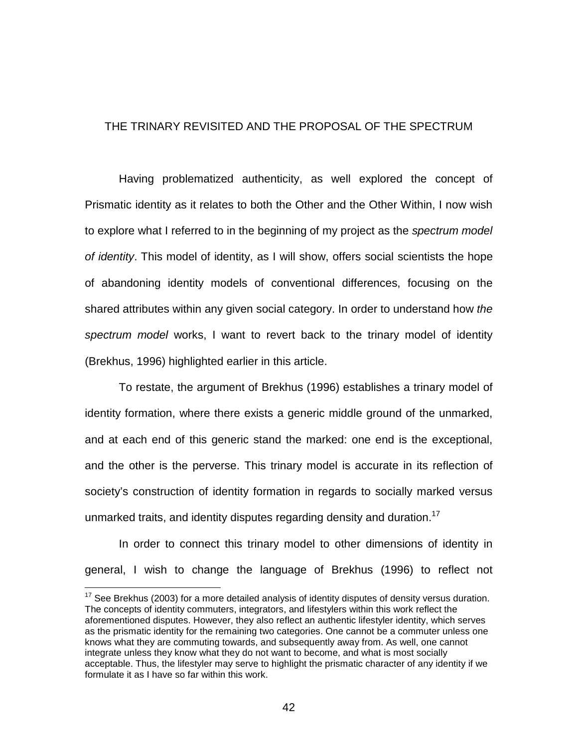## THE TRINARY REVISITED AND THE PROPOSAL OF THE SPECTRUM

Having problematized authenticity, as well explored the concept of Prismatic identity as it relates to both the Other and the Other Within, I now wish to explore what I referred to in the beginning of my project as the *spectrum model of identity*. This model of identity, as I will show, offers social scientists the hope of abandoning identity models of conventional differences, focusing on the shared attributes within any given social category. In order to understand how *the spectrum model* works, I want to revert back to the trinary model of identity (Brekhus, 1996) highlighted earlier in this article.

To restate, the argument of Brekhus (1996) establishes a trinary model of identity formation, where there exists a generic middle ground of the unmarked, and at each end of this generic stand the marked: one end is the exceptional, and the other is the perverse. This trinary model is accurate in its reflection of society's construction of identity formation in regards to socially marked versus unmarked traits, and identity disputes regarding density and duration.[17]

In order to connect this trinary model to other dimensions of identity in general, I wish to change the language of Brekhus (1996) to reflect not

[17] See Brekhus (2003) for a more detailed analysis of identity disputes of density versus duration. The concepts of identity commuters, integrators, and lifestylers within this work reflect the aforementioned disputes. However, they also reflect an authentic lifestyler identity, which serves as the prismatic identity for the remaining two categories. One cannot be a commuter unless one knows what they are commuting towards, and subsequently away from. As well, one cannot integrate unless they know what they do not want to become, and what is most socially acceptable. Thus, the lifestyler may serve to highlight the prismatic character of any identity if we formulate it as I have so far within this work.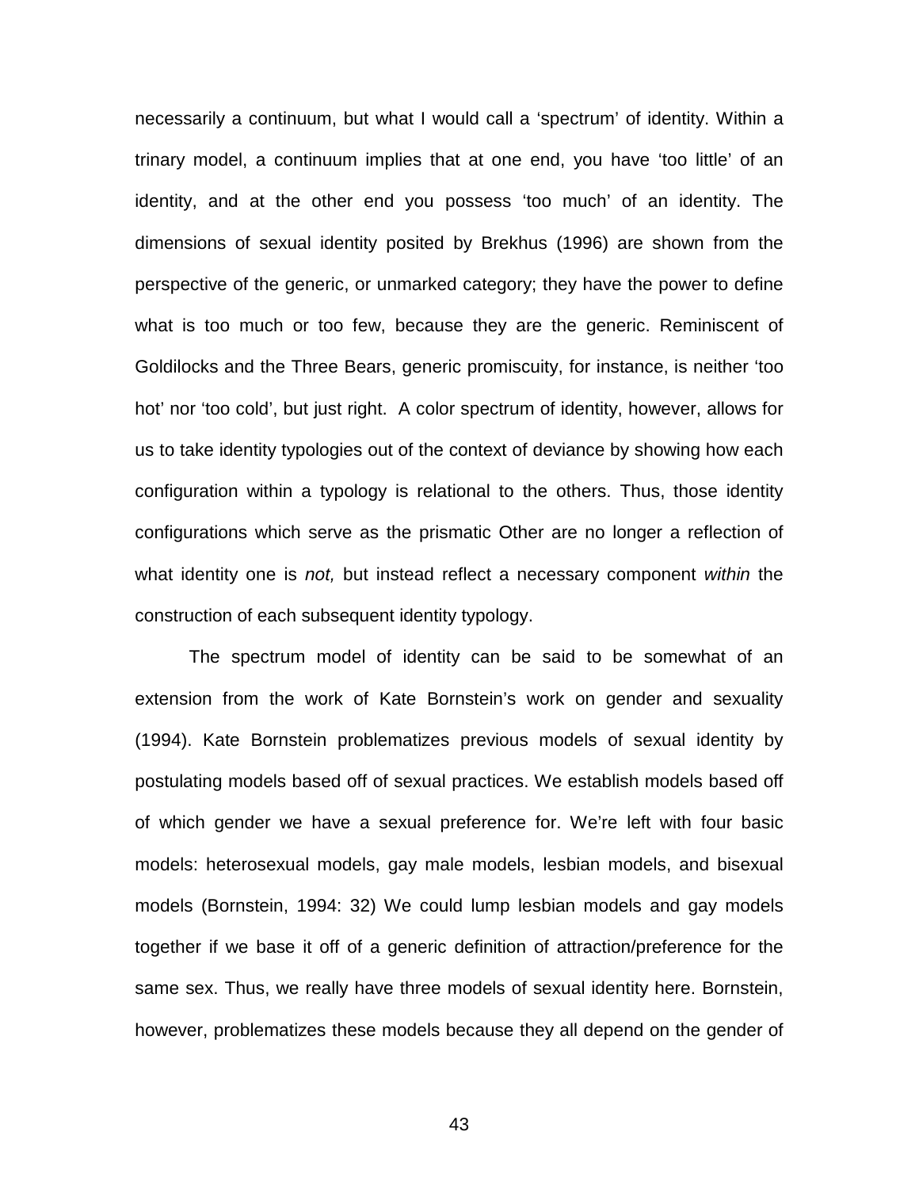necessarily a continuum, but what I would call a 'spectrum' of identity. Within a trinary model, a continuum implies that at one end, you have 'too little' of an identity, and at the other end you possess 'too much' of an identity. The dimensions of sexual identity posited by Brekhus (1996) are shown from the perspective of the generic, or unmarked category; they have the power to define what is too much or too few, because they are the generic. Reminiscent of Goldilocks and the Three Bears, generic promiscuity, for instance, is neither 'too hot' nor 'too cold', but just right. A color spectrum of identity, however, allows for us to take identity typologies out of the context of deviance by showing how each configuration within a typology is relational to the others. Thus, those identity configurations which serve as the prismatic Other are no longer a reflection of what identity one is *not,* but instead reflect a necessary component *within* the construction of each subsequent identity typology.

The spectrum model of identity can be said to be somewhat of an extension from the work of Kate Bornstein's work on gender and sexuality (1994). Kate Bornstein problematizes previous models of sexual identity by postulating models based off of sexual practices. We establish models based off of which gender we have a sexual preference for. We're left with four basic models: heterosexual models, gay male models, lesbian models, and bisexual models (Bornstein, 1994: 32) We could lump lesbian models and gay models together if we base it off of a generic definition of attraction/preference for the same sex. Thus, we really have three models of sexual identity here. Bornstein, however, problematizes these models because they all depend on the gender of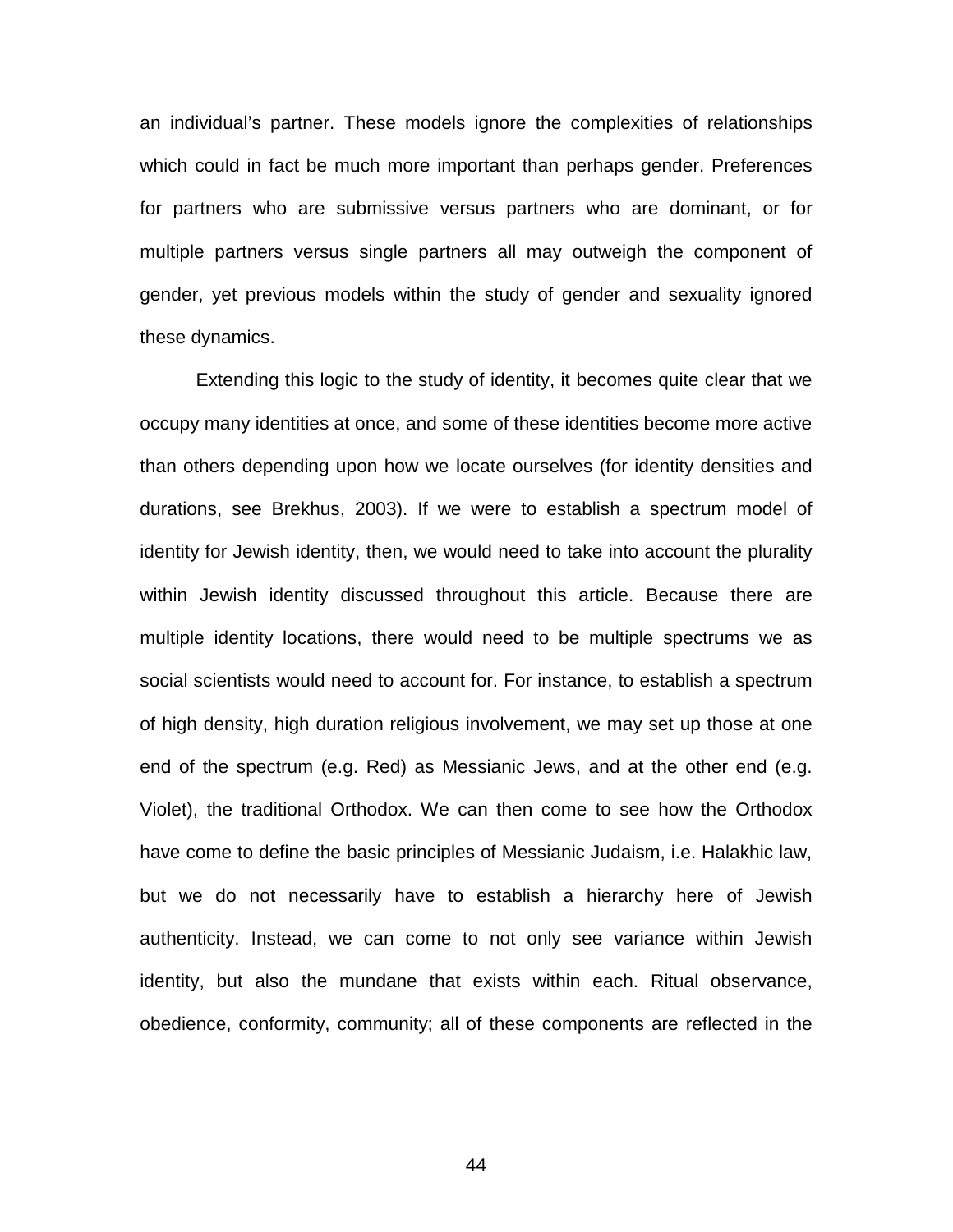an individual's partner. These models ignore the complexities of relationships which could in fact be much more important than perhaps gender. Preferences for partners who are submissive versus partners who are dominant, or for multiple partners versus single partners all may outweigh the component of gender, yet previous models within the study of gender and sexuality ignored these dynamics.

Extending this logic to the study of identity, it becomes quite clear that we occupy many identities at once, and some of these identities become more active than others depending upon how we locate ourselves (for identity densities and durations, see Brekhus, 2003). If we were to establish a spectrum model of identity for Jewish identity, then, we would need to take into account the plurality within Jewish identity discussed throughout this article. Because there are multiple identity locations, there would need to be multiple spectrums we as social scientists would need to account for. For instance, to establish a spectrum of high density, high duration religious involvement, we may set up those at one end of the spectrum (e.g. Red) as Messianic Jews, and at the other end (e.g. Violet), the traditional Orthodox. We can then come to see how the Orthodox have come to define the basic principles of Messianic Judaism, i.e. Halakhic law, but we do not necessarily have to establish a hierarchy here of Jewish authenticity. Instead, we can come to not only see variance within Jewish identity, but also the mundane that exists within each. Ritual observance, obedience, conformity, community; all of these components are reflected in the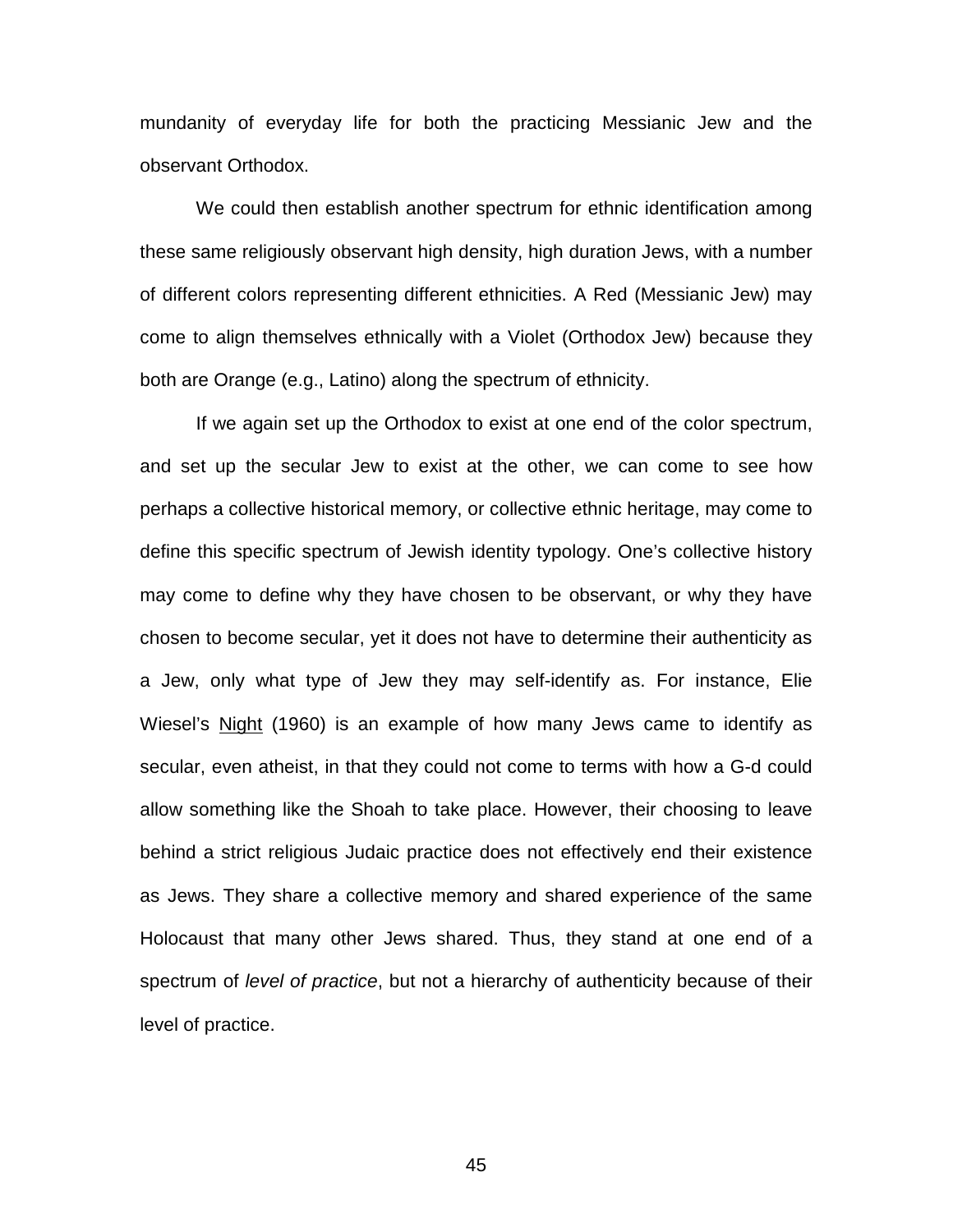mundanity of everyday life for both the practicing Messianic Jew and the observant Orthodox.

We could then establish another spectrum for ethnic identification among these same religiously observant high density, high duration Jews, with a number of different colors representing different ethnicities. A Red (Messianic Jew) may come to align themselves ethnically with a Violet (Orthodox Jew) because they both are Orange (e.g., Latino) along the spectrum of ethnicity.

If we again set up the Orthodox to exist at one end of the color spectrum, and set up the secular Jew to exist at the other, we can come to see how perhaps a collective historical memory, or collective ethnic heritage, may come to define this specific spectrum of Jewish identity typology. One's collective history may come to define why they have chosen to be observant, or why they have chosen to become secular, yet it does not have to determine their authenticity as a Jew, only what type of Jew they may self-identify as. For instance, Elie Wiesel's Night (1960) is an example of how many Jews came to identify as secular, even atheist, in that they could not come to terms with how a G-d could allow something like the Shoah to take place. However, their choosing to leave behind a strict religious Judaic practice does not effectively end their existence as Jews. They share a collective memory and shared experience of the same Holocaust that many other Jews shared. Thus, they stand at one end of a spectrum of *level of practice*, but not a hierarchy of authenticity because of their level of practice.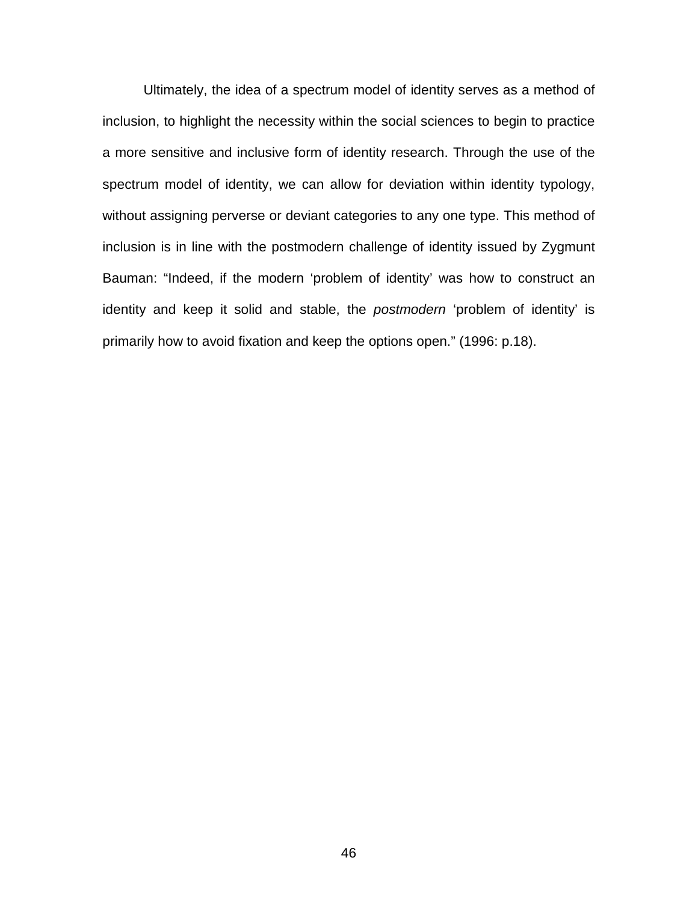Ultimately, the idea of a spectrum model of identity serves as a method of inclusion, to highlight the necessity within the social sciences to begin to practice a more sensitive and inclusive form of identity research. Through the use of the spectrum model of identity, we can allow for deviation within identity typology, without assigning perverse or deviant categories to any one type. This method of inclusion is in line with the postmodern challenge of identity issued by Zygmunt Bauman: "Indeed, if the modern 'problem of identity' was how to construct an identity and keep it solid and stable, the *postmodern* 'problem of identity' is primarily how to avoid fixation and keep the options open." (1996: p.18).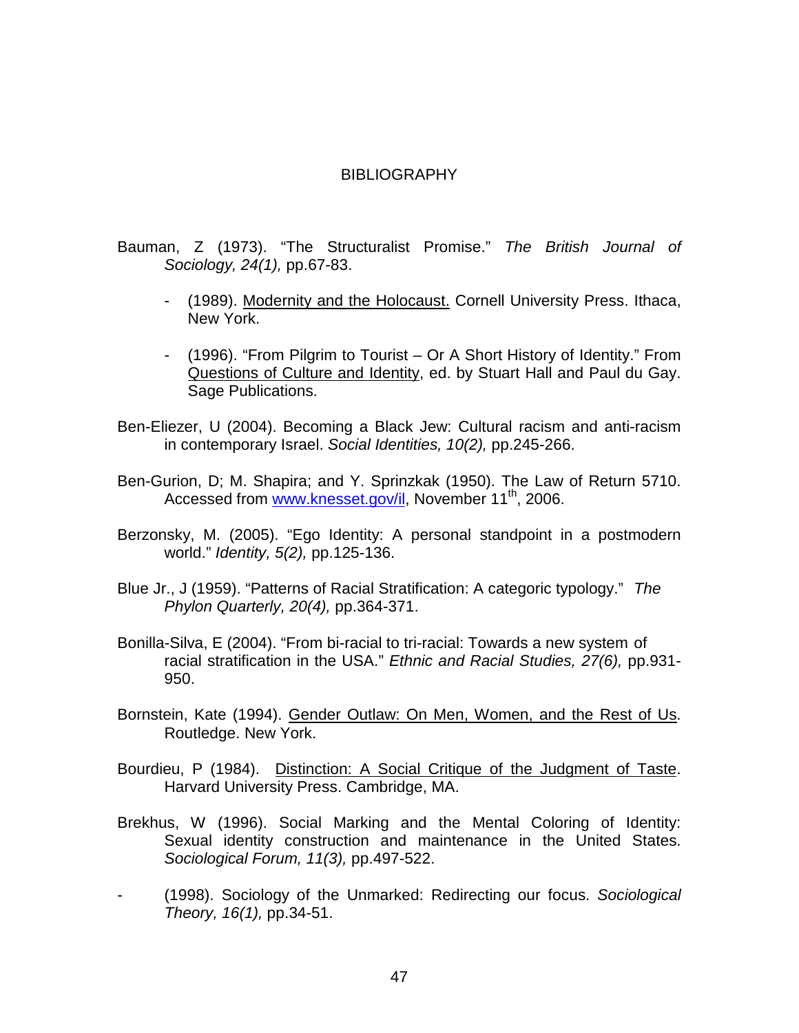# BIBLIOGRAPHY

Bauman, Z (1973). "The Structuralist Promise." *The British Journal of Sociology, 24(1),* pp.67-83.

- (1989). Modernity and the Holocaust. Cornell University Press. Ithaca, New York.
- (1996). "From Pilgrim to Tourist – Or A Short History of Identity." From Questions of Culture and Identity, ed. by Stuart Hall and Paul du Gay. Sage Publications.

Ben-Eliezer, U (2004). Becoming a Black Jew: Cultural racism and anti-racism in contemporary Israel. *Social Identities, 10(2),* pp.245-266.

Ben-Gurion, D; M. Shapira; and Y. Sprinzkak (1950). The Law of Return 5710. Accessed from www.knesset.gov/il, November 11th, 2006.

Berzonsky, M. (2005). "Ego Identity: A personal standpoint in a postmodern world." *Identity, 5(2),* pp.125-136.

Blue Jr., J (1959). "Patterns of Racial Stratification: A categoric typology." *The Phylon Quarterly, 20(4),* pp.364-371.

Bonilla-Silva, E (2004). "From bi-racial to tri-racial: Towards a new system of racial stratification in the USA." *Ethnic and Racial Studies, 27(6),* pp.931-950.

Bornstein, Kate (1994). Gender Outlaw: On Men, Women, and the Rest of Us. Routledge. New York.

Bourdieu, P (1984). Distinction: A Social Critique of the Judgment of Taste. Harvard University Press. Cambridge, MA.

Brekhus, W (1996). Social Marking and the Mental Coloring of Identity: Sexual identity construction and maintenance in the United States. *Sociological Forum, 11(3),* pp.497-522.

- (1998). Sociology of the Unmarked: Redirecting our focus. *Sociological Theory, 16(1),* pp.34-51.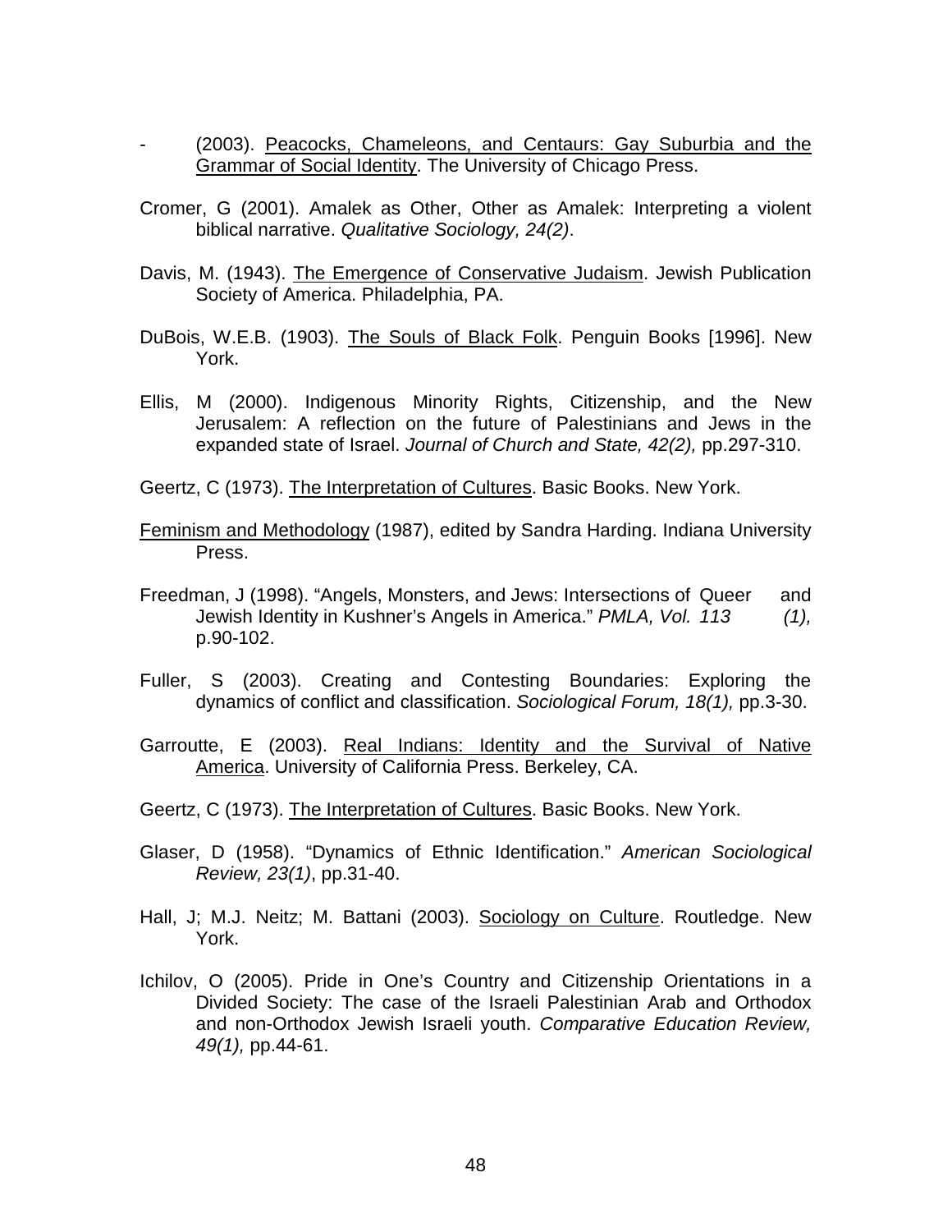- (2003). Peacocks, Chameleons, and Centaurs: Gay Suburbia and the Grammar of Social Identity. The University of Chicago Press.

Cromer, G (2001). Amalek as Other, Other as Amalek: Interpreting a violent biblical narrative. *Qualitative Sociology, 24(2)*.

Davis, M. (1943). The Emergence of Conservative Judaism. Jewish Publication Society of America. Philadelphia, PA.

DuBois, W.E.B. (1903). The Souls of Black Folk. Penguin Books [1996]. New York.

Ellis, M (2000). Indigenous Minority Rights, Citizenship, and the New Jerusalem: A reflection on the future of Palestinians and Jews in the expanded state of Israel. *Journal of Church and State, 42(2),* pp.297-310.

Geertz, C (1973). The Interpretation of Cultures. Basic Books. New York.

Feminism and Methodology (1987), edited by Sandra Harding. Indiana University Press.

Freedman, J (1998). "Angels, Monsters, and Jews: Intersections of Queer and Jewish Identity in Kushner's Angels in America." *PMLA, Vol. 113 (1),* p.90-102.

Fuller, S (2003). Creating and Contesting Boundaries: Exploring the dynamics of conflict and classification. *Sociological Forum, 18(1),* pp.3-30.

Garroutte, E (2003). Real Indians: Identity and the Survival of Native America. University of California Press. Berkeley, CA.

Geertz, C (1973). The Interpretation of Cultures. Basic Books. New York.

Glaser, D (1958). "Dynamics of Ethnic Identification." *American Sociological Review, 23(1)*, pp.31-40.

Hall, J; M.J. Neitz; M. Battani (2003). Sociology on Culture. Routledge. New York.

Ichilov, O (2005). Pride in One's Country and Citizenship Orientations in a Divided Society: The case of the Israeli Palestinian Arab and Orthodox and non-Orthodox Jewish Israeli youth. *Comparative Education Review, 49(1),* pp.44-61.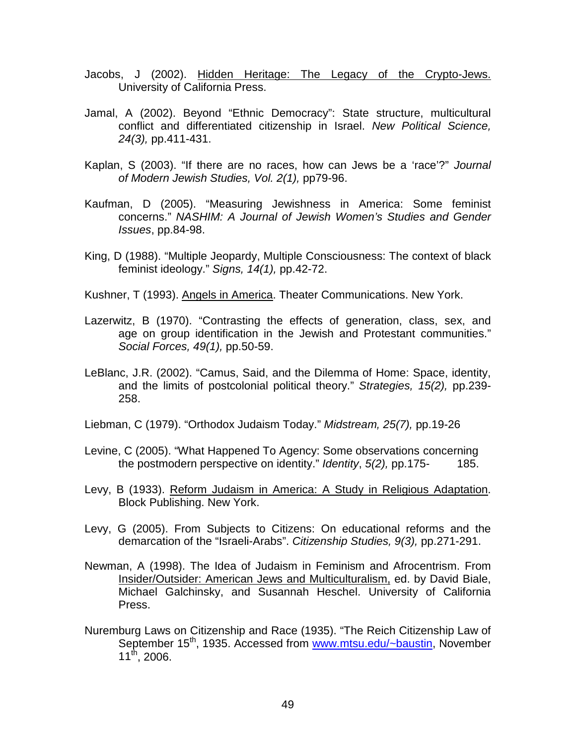Jacobs, J (2002). <u>Hidden Heritage: The Legacy of the Crypto-Jews.</u> University of California Press.

Jamal, A (2002). Beyond "Ethnic Democracy": State structure, multicultural conflict and differentiated citizenship in Israel. *New Political Science, 24(3),* pp.411-431.

Kaplan, S (2003). "If there are no races, how can Jews be a 'race'?" *Journal of Modern Jewish Studies, Vol. 2(1),* pp79-96.

Kaufman, D (2005). "Measuring Jewishness in America: Some feminist concerns." *NASHIM: A Journal of Jewish Women's Studies and Gender Issues*, pp.84-98.

King, D (1988). "Multiple Jeopardy, Multiple Consciousness: The context of black feminist ideology." *Signs, 14(1),* pp.42-72.

Kushner, T (1993). <u>Angels in America</u>. Theater Communications. New York.

Lazerwitz, B (1970). "Contrasting the effects of generation, class, sex, and age on group identification in the Jewish and Protestant communities." *Social Forces, 49(1),* pp.50-59.

LeBlanc, J.R. (2002). "Camus, Said, and the Dilemma of Home: Space, identity, and the limits of postcolonial political theory." *Strategies, 15(2),* pp.239-258.

Liebman, C (1979). "Orthodox Judaism Today." *Midstream, 25(7),* pp.19-26

Levine, C (2005). "What Happened To Agency: Some observations concerning the postmodern perspective on identity." *Identity*, *5(2),* pp.175- 185.

Levy, B (1933). <u>Reform Judaism in America: A Study in Religious Adaptation</u>. Block Publishing. New York.

Levy, G (2005). From Subjects to Citizens: On educational reforms and the demarcation of the "Israeli-Arabs". *Citizenship Studies, 9(3),* pp.271-291.

Newman, A (1998). The Idea of Judaism in Feminism and Afrocentrism. From <u>Insider/Outsider: American Jews and Multiculturalism,</u> ed. by David Biale, Michael Galchinsky, and Susannah Heschel. University of California Press.

Nuremburg Laws on Citizenship and Race (1935). "The Reich Citizenship Law of September 15th, 1935. Accessed from www.mtsu.edu/~baustin, November 11th, 2006.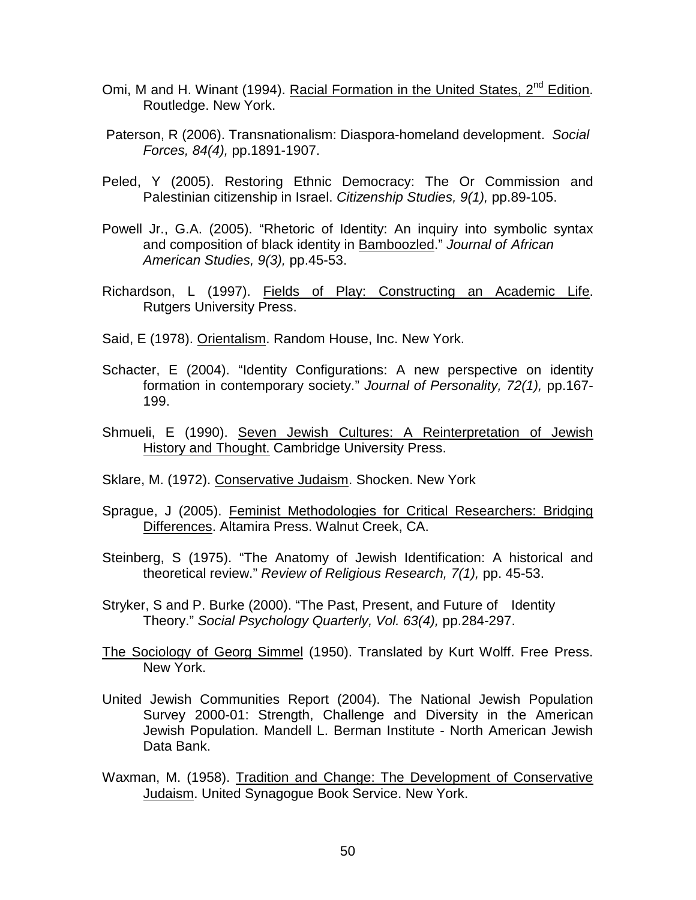Omi, M and H. Winant (1994). Racial Formation in the United States, 2nd Edition. Routledge. New York.

Paterson, R (2006). Transnationalism: Diaspora-homeland development. *Social Forces, 84(4),* pp.1891-1907.

Peled, Y (2005). Restoring Ethnic Democracy: The Or Commission and Palestinian citizenship in Israel. *Citizenship Studies, 9(1),* pp.89-105.

Powell Jr., G.A. (2005). "Rhetoric of Identity: An inquiry into symbolic syntax and composition of black identity in Bamboozled." *Journal of African American Studies, 9(3),* pp.45-53.

Richardson, L (1997). Fields of Play: Constructing an Academic Life. Rutgers University Press.

Said, E (1978). Orientalism. Random House, Inc. New York.

Schacter, E (2004). "Identity Configurations: A new perspective on identity formation in contemporary society." *Journal of Personality, 72(1),* pp.167-199.

Shmueli, E (1990). Seven Jewish Cultures: A Reinterpretation of Jewish History and Thought. Cambridge University Press.

Sklare, M. (1972). Conservative Judaism. Shocken. New York

Sprague, J (2005). Feminist Methodologies for Critical Researchers: Bridging Differences. Altamira Press. Walnut Creek, CA.

Steinberg, S (1975). "The Anatomy of Jewish Identification: A historical and theoretical review." *Review of Religious Research, 7(1),* pp. 45-53.

Stryker, S and P. Burke (2000). "The Past, Present, and Future of Identity Theory." *Social Psychology Quarterly, Vol. 63(4),* pp.284-297.

The Sociology of Georg Simmel (1950). Translated by Kurt Wolff. Free Press. New York.

United Jewish Communities Report (2004). The National Jewish Population Survey 2000-01: Strength, Challenge and Diversity in the American Jewish Population. Mandell L. Berman Institute - North American Jewish Data Bank.

Waxman, M. (1958). Tradition and Change: The Development of Conservative Judaism. United Synagogue Book Service. New York.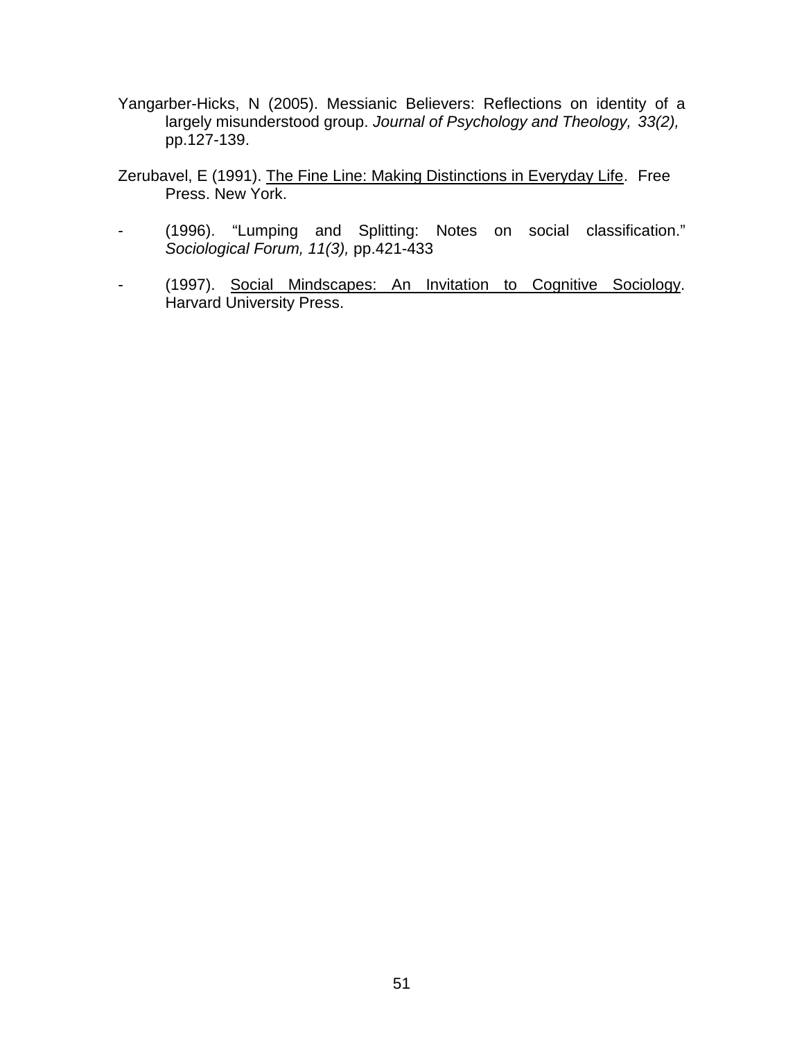Yangarber-Hicks, N (2005). Messianic Believers: Reflections on identity of a largely misunderstood group. *Journal of Psychology and Theology, 33(2),* pp.127-139.

Zerubavel, E (1991). <u>The Fine Line: Making Distinctions in Everyday Life</u>. Free Press. New York.

- (1996). "Lumping and Splitting: Notes on social classification." *Sociological Forum, 11(3),* pp.421-433

- (1997). <u>Social Mindscapes: An Invitation to Cognitive Sociology</u>. Harvard University Press.